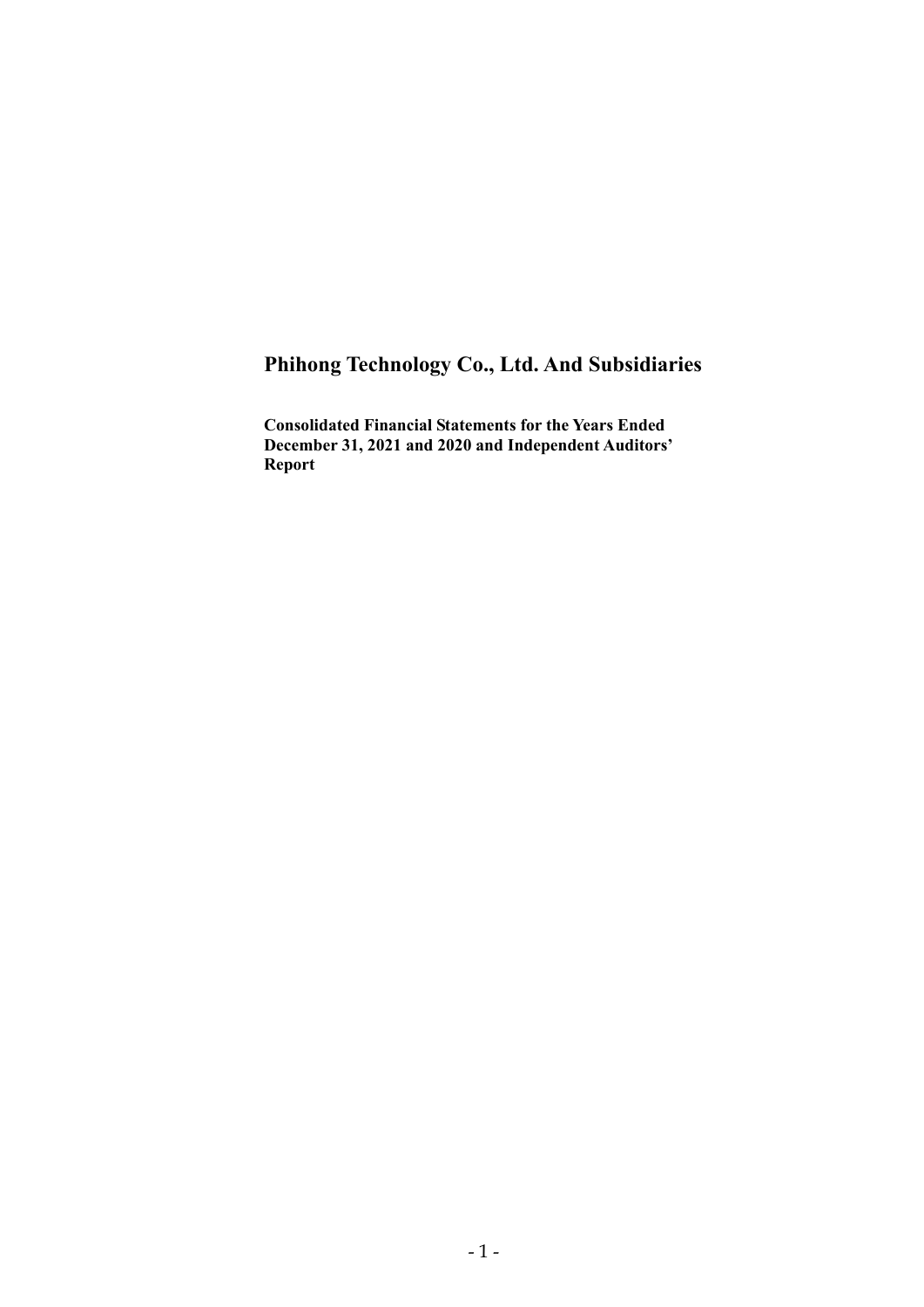# Phihong Technology Co., Ltd. And Subsidiaries

**Consolidated Financial Statements for the Years Ended December 31, 2021 and 2020 and Independent Auditors' Report**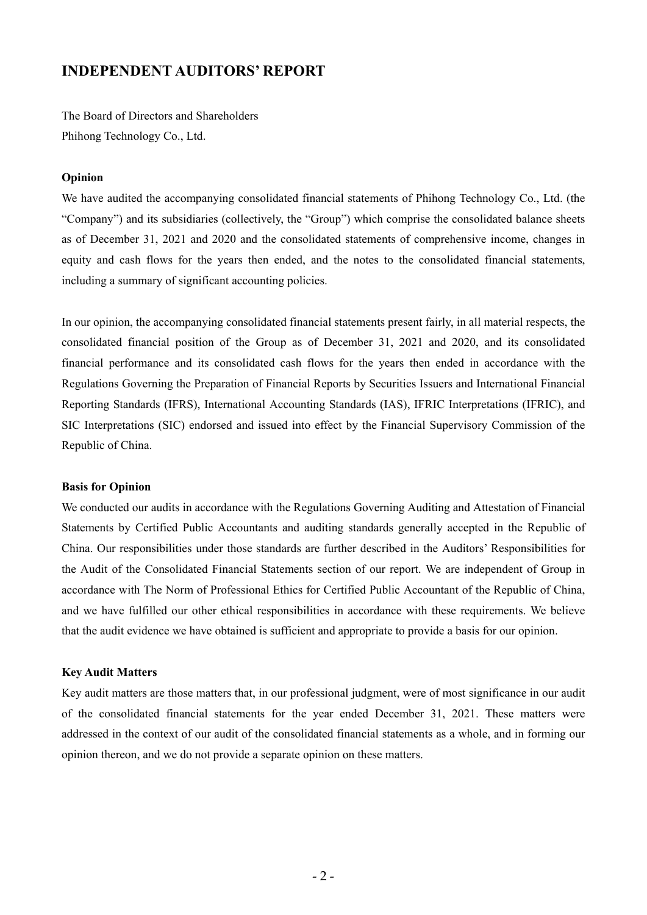# INDEPENDENT AUDITORS' REPORT

The Board of Directors and Shareholders
Phihong Technology Co., Ltd.

### Opinion

We have audited the accompanying consolidated financial statements of Phihong Technology Co., Ltd. (the "Company") and its subsidiaries (collectively, the "Group") which comprise the consolidated balance sheets as of December 31, 2021 and 2020 and the consolidated statements of comprehensive income, changes in equity and cash flows for the years then ended, and the notes to the consolidated financial statements, including a summary of significant accounting policies.

In our opinion, the accompanying consolidated financial statements present fairly, in all material respects, the consolidated financial position of the Group as of December 31, 2021 and 2020, and its consolidated financial performance and its consolidated cash flows for the years then ended in accordance with the Regulations Governing the Preparation of Financial Reports by Securities Issuers and International Financial Reporting Standards (IFRS), International Accounting Standards (IAS), IFRIC Interpretations (IFRIC), and SIC Interpretations (SIC) endorsed and issued into effect by the Financial Supervisory Commission of the Republic of China.

### Basis for Opinion

We conducted our audits in accordance with the Regulations Governing Auditing and Attestation of Financial Statements by Certified Public Accountants and auditing standards generally accepted in the Republic of China. Our responsibilities under those standards are further described in the Auditors' Responsibilities for the Audit of the Consolidated Financial Statements section of our report. We are independent of Group in accordance with The Norm of Professional Ethics for Certified Public Accountant of the Republic of China, and we have fulfilled our other ethical responsibilities in accordance with these requirements. We believe that the audit evidence we have obtained is sufficient and appropriate to provide a basis for our opinion.

### Key Audit Matters

Key audit matters are those matters that, in our professional judgment, were of most significance in our audit of the consolidated financial statements for the year ended December 31, 2021. These matters were addressed in the context of our audit of the consolidated financial statements as a whole, and in forming our opinion thereon, and we do not provide a separate opinion on these matters.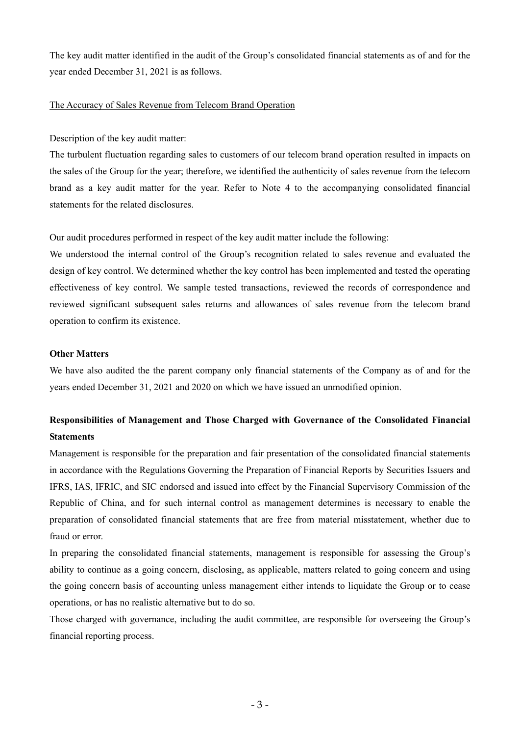The key audit matter identified in the audit of the Group's consolidated financial statements as of and for the year ended December 31, 2021 is as follows.

The Accuracy of Sales Revenue from Telecom Brand Operation

Description of the key audit matter:

The turbulent fluctuation regarding sales to customers of our telecom brand operation resulted in impacts on the sales of the Group for the year; therefore, we identified the authenticity of sales revenue from the telecom brand as a key audit matter for the year. Refer to Note 4 to the accompanying consolidated financial statements for the related disclosures.

Our audit procedures performed in respect of the key audit matter include the following:

We understood the internal control of the Group's recognition related to sales revenue and evaluated the design of key control. We determined whether the key control has been implemented and tested the operating effectiveness of key control. We sample tested transactions, reviewed the records of correspondence and reviewed significant subsequent sales returns and allowances of sales revenue from the telecom brand operation to confirm its existence.

**Other Matters**

We have also audited the the parent company only financial statements of the Company as of and for the years ended December 31, 2021 and 2020 on which we have issued an unmodified opinion.

**Responsibilities of Management and Those Charged with Governance of the Consolidated Financial Statements**

Management is responsible for the preparation and fair presentation of the consolidated financial statements in accordance with the Regulations Governing the Preparation of Financial Reports by Securities Issuers and IFRS, IAS, IFRIC, and SIC endorsed and issued into effect by the Financial Supervisory Commission of the Republic of China, and for such internal control as management determines is necessary to enable the preparation of consolidated financial statements that are free from material misstatement, whether due to fraud or error.

In preparing the consolidated financial statements, management is responsible for assessing the Group's ability to continue as a going concern, disclosing, as applicable, matters related to going concern and using the going concern basis of accounting unless management either intends to liquidate the Group or to cease operations, or has no realistic alternative but to do so.

Those charged with governance, including the audit committee, are responsible for overseeing the Group's financial reporting process.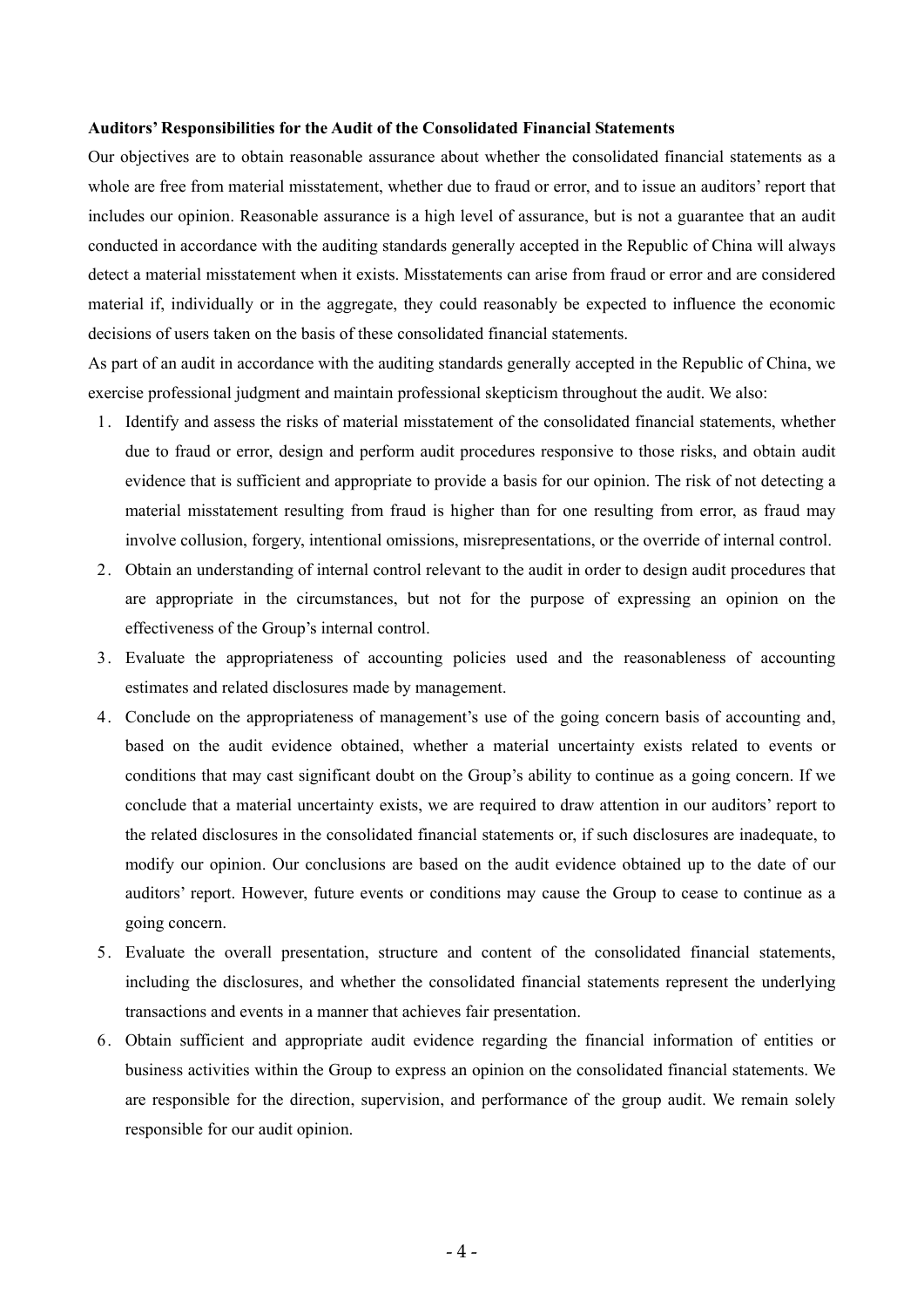**Auditors' Responsibilities for the Audit of the Consolidated Financial Statements**

Our objectives are to obtain reasonable assurance about whether the consolidated financial statements as a whole are free from material misstatement, whether due to fraud or error, and to issue an auditors' report that includes our opinion. Reasonable assurance is a high level of assurance, but is not a guarantee that an audit conducted in accordance with the auditing standards generally accepted in the Republic of China will always detect a material misstatement when it exists. Misstatements can arise from fraud or error and are considered material if, individually or in the aggregate, they could reasonably be expected to influence the economic decisions of users taken on the basis of these consolidated financial statements.

As part of an audit in accordance with the auditing standards generally accepted in the Republic of China, we exercise professional judgment and maintain professional skepticism throughout the audit. We also:

1. Identify and assess the risks of material misstatement of the consolidated financial statements, whether due to fraud or error, design and perform audit procedures responsive to those risks, and obtain audit evidence that is sufficient and appropriate to provide a basis for our opinion. The risk of not detecting a material misstatement resulting from fraud is higher than for one resulting from error, as fraud may involve collusion, forgery, intentional omissions, misrepresentations, or the override of internal control.
2. Obtain an understanding of internal control relevant to the audit in order to design audit procedures that are appropriate in the circumstances, but not for the purpose of expressing an opinion on the effectiveness of the Group's internal control.
3. Evaluate the appropriateness of accounting policies used and the reasonableness of accounting estimates and related disclosures made by management.
4. Conclude on the appropriateness of management's use of the going concern basis of accounting and, based on the audit evidence obtained, whether a material uncertainty exists related to events or conditions that may cast significant doubt on the Group's ability to continue as a going concern. If we conclude that a material uncertainty exists, we are required to draw attention in our auditors' report to the related disclosures in the consolidated financial statements or, if such disclosures are inadequate, to modify our opinion. Our conclusions are based on the audit evidence obtained up to the date of our auditors' report. However, future events or conditions may cause the Group to cease to continue as a going concern.
5. Evaluate the overall presentation, structure and content of the consolidated financial statements, including the disclosures, and whether the consolidated financial statements represent the underlying transactions and events in a manner that achieves fair presentation.
6. Obtain sufficient and appropriate audit evidence regarding the financial information of entities or business activities within the Group to express an opinion on the consolidated financial statements. We are responsible for the direction, supervision, and performance of the group audit. We remain solely responsible for our audit opinion.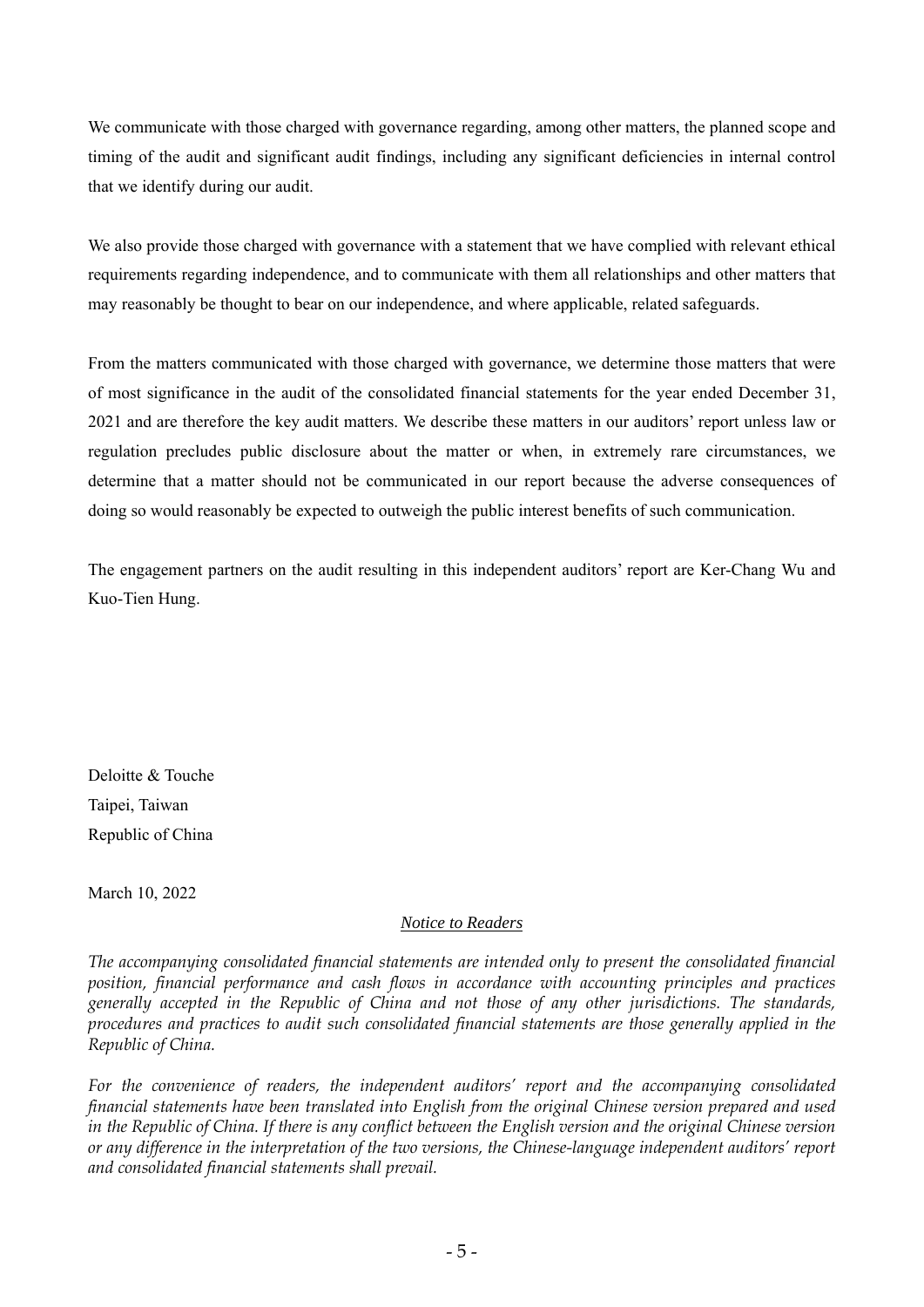We communicate with those charged with governance regarding, among other matters, the planned scope and timing of the audit and significant audit findings, including any significant deficiencies in internal control that we identify during our audit.

We also provide those charged with governance with a statement that we have complied with relevant ethical requirements regarding independence, and to communicate with them all relationships and other matters that may reasonably be thought to bear on our independence, and where applicable, related safeguards.

From the matters communicated with those charged with governance, we determine those matters that were of most significance in the audit of the consolidated financial statements for the year ended December 31, 2021 and are therefore the key audit matters. We describe these matters in our auditors' report unless law or regulation precludes public disclosure about the matter or when, in extremely rare circumstances, we determine that a matter should not be communicated in our report because the adverse consequences of doing so would reasonably be expected to outweigh the public interest benefits of such communication.

The engagement partners on the audit resulting in this independent auditors' report are Ker-Chang Wu and Kuo-Tien Hung.

Deloitte & Touche
Taipei, Taiwan
Republic of China

March 10, 2022

## *Notice to Readers*

*The accompanying consolidated financial statements are intended only to present the consolidated financial position, financial performance and cash flows in accordance with accounting principles and practices generally accepted in the Republic of China and not those of any other jurisdictions. The standards, procedures and practices to audit such consolidated financial statements are those generally applied in the Republic of China.*

*For the convenience of readers, the independent auditors' report and the accompanying consolidated financial statements have been translated into English from the original Chinese version prepared and used in the Republic of China. If there is any conflict between the English version and the original Chinese version or any difference in the interpretation of the two versions, the Chinese-language independent auditors' report and consolidated financial statements shall prevail.*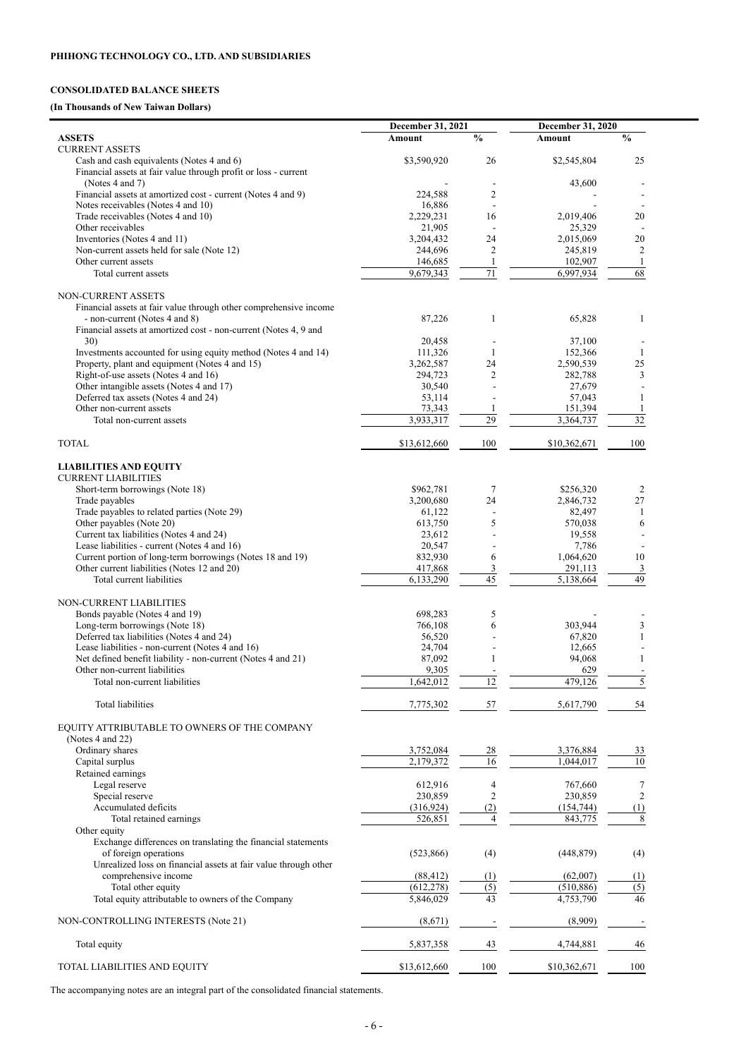**PHIHONG TECHNOLOGY CO., LTD. AND SUBSIDIARIES**

**CONSOLIDATED BALANCE SHEETS**

**(In Thousands of New Taiwan Dollars)**

| | December 31, 2021 | | December 31, 2020 | |
|---|---|---|---|---|
| **ASSETS** | **Amount** | **%** | **Amount** | **%** |
| CURRENT ASSETS | | | | |
| Cash and cash equivalents (Notes 4 and 6) | $3,590,920 | 26 | $2,545,804 | 25 |
| Financial assets at fair value through profit or loss - current (Notes 4 and 7) | - | - | 43,600 | - |
| Financial assets at amortized cost - current (Notes 4 and 9) | 224,588 | 2 | - | - |
| Notes receivables (Notes 4 and 10) | 16,886 | - | - | - |
| Trade receivables (Notes 4 and 10) | 2,229,231 | 16 | 2,019,406 | 20 |
| Other receivables | 21,905 | - | 25,329 | - |
| Inventories (Notes 4 and 11) | 3,204,432 | 24 | 2,015,069 | 20 |
| Non-current assets held for sale (Note 12) | 244,696 | 2 | 245,819 | 2 |
| Other current assets | 146,685 | 1 | 102,907 | 1 |
| Total current assets | 9,679,343 | 71 | 6,997,934 | 68 |
| NON-CURRENT ASSETS | | | | |
| Financial assets at fair value through other comprehensive income - non-current (Notes 4 and 8) | 87,226 | 1 | 65,828 | 1 |
| Financial assets at amortized cost - non-current (Notes 4, 9 and 30) | 20,458 | - | 37,100 | - |
| Investments accounted for using equity method (Notes 4 and 14) | 111,326 | 1 | 152,366 | 1 |
| Property, plant and equipment (Notes 4 and 15) | 3,262,587 | 24 | 2,590,539 | 25 |
| Right-of-use assets (Notes 4 and 16) | 294,723 | 2 | 282,788 | 3 |
| Other intangible assets (Notes 4 and 17) | 30,540 | - | 27,679 | - |
| Deferred tax assets (Notes 4 and 24) | 53,114 | - | 57,043 | 1 |
| Other non-current assets | 73,343 | 1 | 151,394 | 1 |
| Total non-current assets | 3,933,317 | 29 | 3,364,737 | 32 |
| TOTAL | $13,612,660 | 100 | $10,362,671 | 100 |
| **LIABILITIES AND EQUITY** | | | | |
| CURRENT LIABILITIES | | | | |
| Short-term borrowings (Note 18) | $962,781 | 7 | $256,320 | 2 |
| Trade payables | 3,200,680 | 24 | 2,846,732 | 27 |
| Trade payables to related parties (Note 29) | 61,122 | - | 82,497 | 1 |
| Other payables (Note 20) | 613,750 | 5 | 570,038 | 6 |
| Current tax liabilities (Notes 4 and 24) | 23,612 | - | 19,558 | - |
| Lease liabilities - current (Notes 4 and 16) | 20,547 | - | 7,786 | - |
| Current portion of long-term borrowings (Notes 18 and 19) | 832,930 | 6 | 1,064,620 | 10 |
| Other current liabilities (Notes 12 and 20) | 417,868 | 3 | 291,113 | 3 |
| Total current liabilities | 6,133,290 | 45 | 5,138,664 | 49 |
| NON-CURRENT LIABILITIES | | | | |
| Bonds payable (Notes 4 and 19) | 698,283 | 5 | - | - |
| Long-term borrowings (Note 18) | 766,108 | 6 | 303,944 | 3 |
| Deferred tax liabilities (Notes 4 and 24) | 56,520 | - | 67,820 | 1 |
| Lease liabilities - non-current (Notes 4 and 16) | 24,704 | - | 12,665 | - |
| Net defined benefit liability - non-current (Notes 4 and 21) | 87,092 | 1 | 94,068 | 1 |
| Other non-current liabilities | 9,305 | - | 629 | - |
| Total non-current liabilities | 1,642,012 | 12 | 479,126 | 5 |
| Total liabilities | 7,775,302 | 57 | 5,617,790 | 54 |
| EQUITY ATTRIBUTABLE TO OWNERS OF THE COMPANY (Notes 4 and 22) | | | | |
| Ordinary shares | 3,752,084 | 28 | 3,376,884 | 33 |
| Capital surplus | 2,179,372 | 16 | 1,044,017 | 10 |
| Retained earnings | | | | |
| Legal reserve | 612,916 | 4 | 767,660 | 7 |
| Special reserve | 230,859 | 2 | 230,859 | 2 |
| Accumulated deficits | (316,924) | (2) | (154,744) | (1) |
| Total retained earnings | 526,851 | 4 | 843,775 | 8 |
| Other equity | | | | |
| Exchange differences on translating the financial statements of foreign operations | (523,866) | (4) | (448,879) | (4) |
| Unrealized loss on financial assets at fair value through other comprehensive income | (88,412) | (1) | (62,007) | (1) |
| Total other equity | (612,278) | (5) | (510,886) | (5) |
| Total equity attributable to owners of the Company | 5,846,029 | 43 | 4,753,790 | 46 |
| NON-CONTROLLING INTERESTS (Note 21) | (8,671) | - | (8,909) | - |
| Total equity | 5,837,358 | 43 | 4,744,881 | 46 |
| TOTAL LIABILITIES AND EQUITY | $13,612,660 | 100 | $10,362,671 | 100 |

The accompanying notes are an integral part of the consolidated financial statements.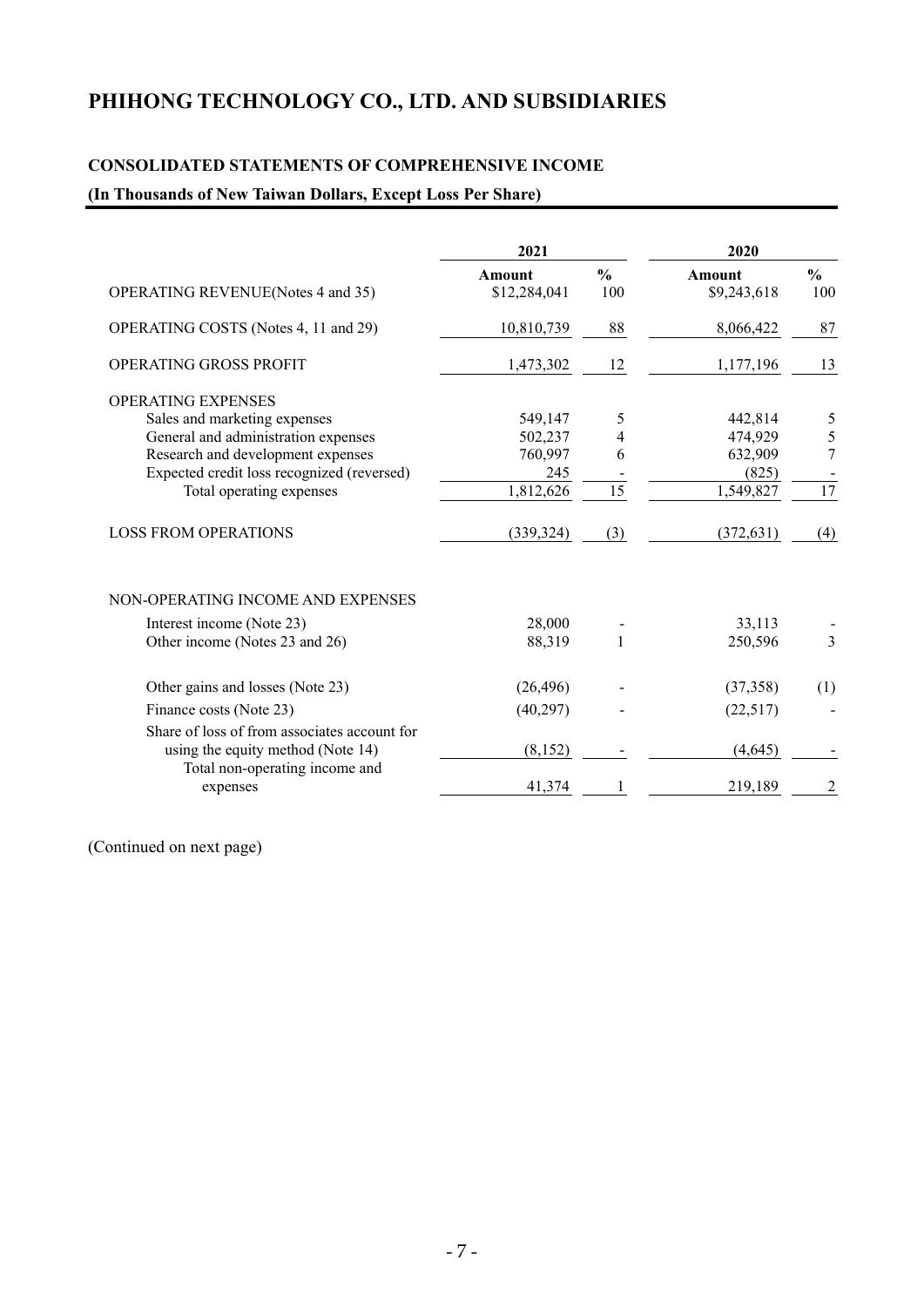# PHIHONG TECHNOLOGY CO., LTD. AND SUBSIDIARIES

## CONSOLIDATED STATEMENTS OF COMPREHENSIVE INCOME

**(In Thousands of New Taiwan Dollars, Except Loss Per Share)**

| | 2021 | | 2020 | |
|---|---|---|---|---|
| | **Amount** | **%** | **Amount** | **%** |
| OPERATING REVENUE(Notes 4 and 35) | $12,284,041 | 100 | $9,243,618 | 100 |
| OPERATING COSTS (Notes 4, 11 and 29) | 10,810,739 | 88 | 8,066,422 | 87 |
| OPERATING GROSS PROFIT | 1,473,302 | 12 | 1,177,196 | 13 |
| OPERATING EXPENSES | | | | |
| Sales and marketing expenses | 549,147 | 5 | 442,814 | 5 |
| General and administration expenses | 502,237 | 4 | 474,929 | 5 |
| Research and development expenses | 760,997 | 6 | 632,909 | 7 |
| Expected credit loss recognized (reversed) | 245 | - | (825) | - |
| Total operating expenses | 1,812,626 | 15 | 1,549,827 | 17 |
| LOSS FROM OPERATIONS | (339,324) | (3) | (372,631) | (4) |
| NON-OPERATING INCOME AND EXPENSES | | | | |
| Interest income (Note 23) | 28,000 | - | 33,113 | - |
| Other income (Notes 23 and 26) | 88,319 | 1 | 250,596 | 3 |
| Other gains and losses (Note 23) | (26,496) | - | (37,358) | (1) |
| Finance costs (Note 23) | (40,297) | - | (22,517) | - |
| Share of loss of from associates account for using the equity method (Note 14) | (8,152) | - | (4,645) | - |
| Total non-operating income and expenses | 41,374 | 1 | 219,189 | 2 |

(Continued on next page)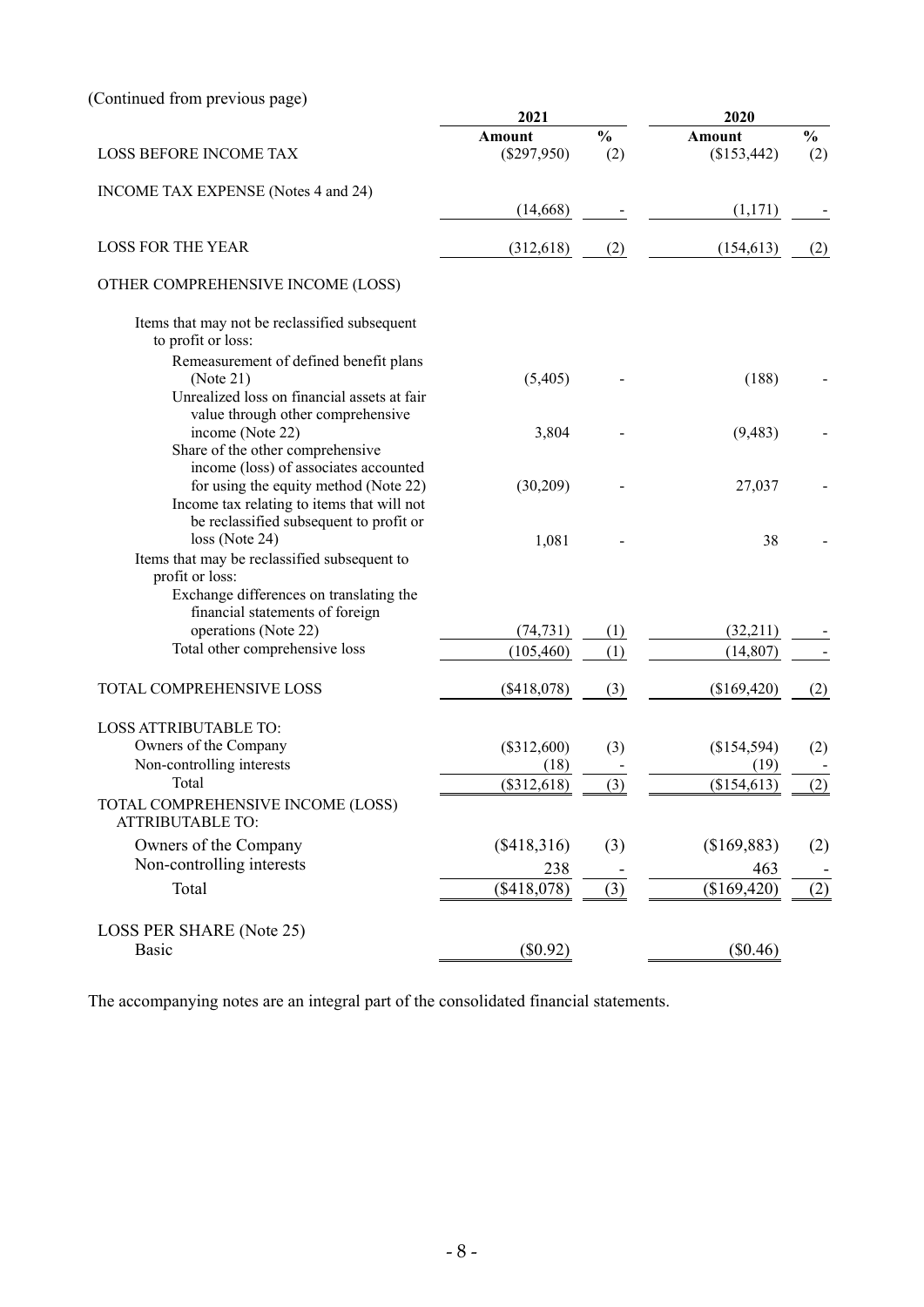(Continued from previous page)

| | 2021 | | 2020 | |
|---|---|---|---|---|
| | **Amount** | **%** | **Amount** | **%** |
| LOSS BEFORE INCOME TAX | ($297,950) | (2) | ($153,442) | (2) |
| INCOME TAX EXPENSE (Notes 4 and 24) | (14,668) | - | (1,171) | - |
| LOSS FOR THE YEAR | (312,618) | (2) | (154,613) | (2) |
| OTHER COMPREHENSIVE INCOME (LOSS) | | | | |
| Items that may not be reclassified subsequent to profit or loss: | | | | |
| Remeasurement of defined benefit plans (Note 21) | (5,405) | - | (188) | - |
| Unrealized loss on financial assets at fair value through other comprehensive income (Note 22) | 3,804 | - | (9,483) | - |
| Share of the other comprehensive income (loss) of associates accounted for using the equity method (Note 22) | (30,209) | - | 27,037 | - |
| Income tax relating to items that will not be reclassified subsequent to profit or loss (Note 24) | 1,081 | - | 38 | - |
| Items that may be reclassified subsequent to profit or loss: | | | | |
| Exchange differences on translating the financial statements of foreign operations (Note 22) | (74,731) | (1) | (32,211) | - |
| Total other comprehensive loss | (105,460) | (1) | (14,807) | - |
| TOTAL COMPREHENSIVE LOSS | ($418,078) | (3) | ($169,420) | (2) |
| LOSS ATTRIBUTABLE TO: | | | | |
| Owners of the Company | ($312,600) | (3) | ($154,594) | (2) |
| Non-controlling interests | (18) | - | (19) | - |
| Total | ($312,618) | (3) | ($154,613) | (2) |
| TOTAL COMPREHENSIVE INCOME (LOSS) ATTRIBUTABLE TO: | | | | |
| Owners of the Company | ($418,316) | (3) | ($169,883) | (2) |
| Non-controlling interests | 238 | - | 463 | - |
| Total | ($418,078) | (3) | ($169,420) | (2) |
| LOSS PER SHARE (Note 25) | | | | |
| Basic | ($0.92) | | ($0.46) | |

The accompanying notes are an integral part of the consolidated financial statements.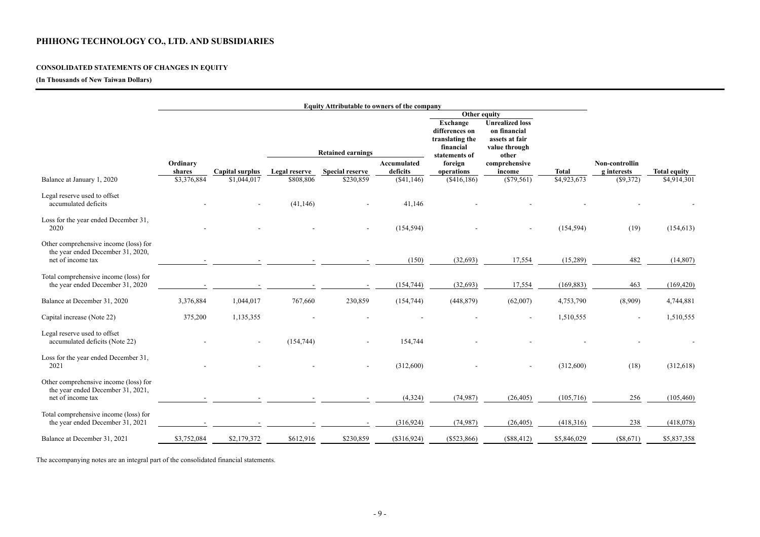## PHIHONG TECHNOLOGY CO., LTD. AND SUBSIDIARIES

**CONSOLIDATED STATEMENTS OF CHANGES IN EQUITY**

**(In Thousands of New Taiwan Dollars)**

| | Equity Attributable to owners of the company | | | | | | | | | |
|---|---|---|---|---|---|---|---|---|---|---|
| | | | Retained earnings | | | Other equity | | | | |
| | Ordinary shares | Capital surplus | Legal reserve | Special reserve | Accumulated deficits | Exchange differences on translating the financial statements of foreign operations | Unrealized loss on financial assets at fair value through other comprehensive income | Total | Non-controlling interests | Total equity |
| Balance at January 1, 2020 | $3,376,884 | $1,044,017 | $808,806 | $230,859 | ($41,146) | ($416,186) | ($79,561) | $4,923,673 | ($9,372) | $4,914,301 |
| Legal reserve used to offset accumulated deficits | - | - | (41,146) | - | 41,146 | - | - | - | - | - |
| Loss for the year ended December 31, 2020 | - | - | - | - | (154,594) | - | - | (154,594) | (19) | (154,613) |
| Other comprehensive income (loss) for the year ended December 31, 2020, net of income tax | - | - | - | - | (150) | (32,693) | 17,554 | (15,289) | 482 | (14,807) |
| Total comprehensive income (loss) for the year ended December 31, 2020 | - | - | - | - | (154,744) | (32,693) | 17,554 | (169,883) | 463 | (169,420) |
| Balance at December 31, 2020 | 3,376,884 | 1,044,017 | 767,660 | 230,859 | (154,744) | (448,879) | (62,007) | 4,753,790 | (8,909) | 4,744,881 |
| Capital increase (Note 22) | 375,200 | 1,135,355 | - | - | - | - | - | 1,510,555 | - | 1,510,555 |
| Legal reserve used to offset accumulated deficits (Note 22) | - | - | (154,744) | - | 154,744 | - | - | - | - | - |
| Loss for the year ended December 31, 2021 | - | - | - | - | (312,600) | - | - | (312,600) | (18) | (312,618) |
| Other comprehensive income (loss) for the year ended December 31, 2021, net of income tax | - | - | - | - | (4,324) | (74,987) | (26,405) | (105,716) | 256 | (105,460) |
| Total comprehensive income (loss) for the year ended December 31, 2021 | - | - | - | - | (316,924) | (74,987) | (26,405) | (418,316) | 238 | (418,078) |
| Balance at December 31, 2021 | $3,752,084 | $2,179,372 | $612,916 | $230,859 | ($316,924) | ($523,866) | ($88,412) | $5,846,029 | ($8,671) | $5,837,358 |

The accompanying notes are an integral part of the consolidated financial statements.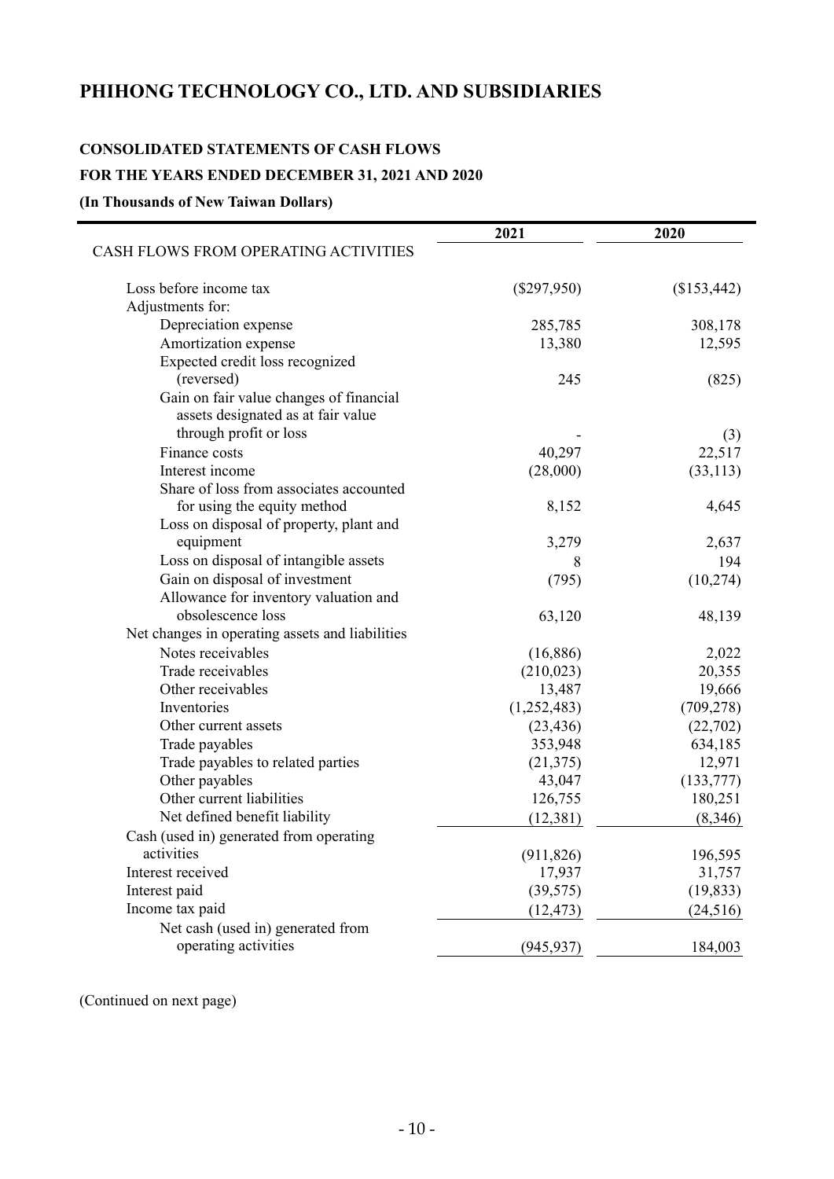# PHIHONG TECHNOLOGY CO., LTD. AND SUBSIDIARIES

**CONSOLIDATED STATEMENTS OF CASH FLOWS**

**FOR THE YEARS ENDED DECEMBER 31, 2021 AND 2020**

**(In Thousands of New Taiwan Dollars)**

| | 2021 | 2020 |
|---|---|---|
| CASH FLOWS FROM OPERATING ACTIVITIES | | |
| Loss before income tax | ($297,950) | ($153,442) |
| Adjustments for: | | |
| Depreciation expense | 285,785 | 308,178 |
| Amortization expense | 13,380 | 12,595 |
| Expected credit loss recognized (reversed) | 245 | (825) |
| Gain on fair value changes of financial assets designated as at fair value through profit or loss | - | (3) |
| Finance costs | 40,297 | 22,517 |
| Interest income | (28,000) | (33,113) |
| Share of loss from associates accounted for using the equity method | 8,152 | 4,645 |
| Loss on disposal of property, plant and equipment | 3,279 | 2,637 |
| Loss on disposal of intangible assets | 8 | 194 |
| Gain on disposal of investment | (795) | (10,274) |
| Allowance for inventory valuation and obsolescence loss | 63,120 | 48,139 |
| Net changes in operating assets and liabilities | | |
| Notes receivables | (16,886) | 2,022 |
| Trade receivables | (210,023) | 20,355 |
| Other receivables | 13,487 | 19,666 |
| Inventories | (1,252,483) | (709,278) |
| Other current assets | (23,436) | (22,702) |
| Trade payables | 353,948 | 634,185 |
| Trade payables to related parties | (21,375) | 12,971 |
| Other payables | 43,047 | (133,777) |
| Other current liabilities | 126,755 | 180,251 |
| Net defined benefit liability | (12,381) | (8,346) |
| Cash (used in) generated from operating activities | (911,826) | 196,595 |
| Interest received | 17,937 | 31,757 |
| Interest paid | (39,575) | (19,833) |
| Income tax paid | (12,473) | (24,516) |
| Net cash (used in) generated from operating activities | (945,937) | 184,003 |

(Continued on next page)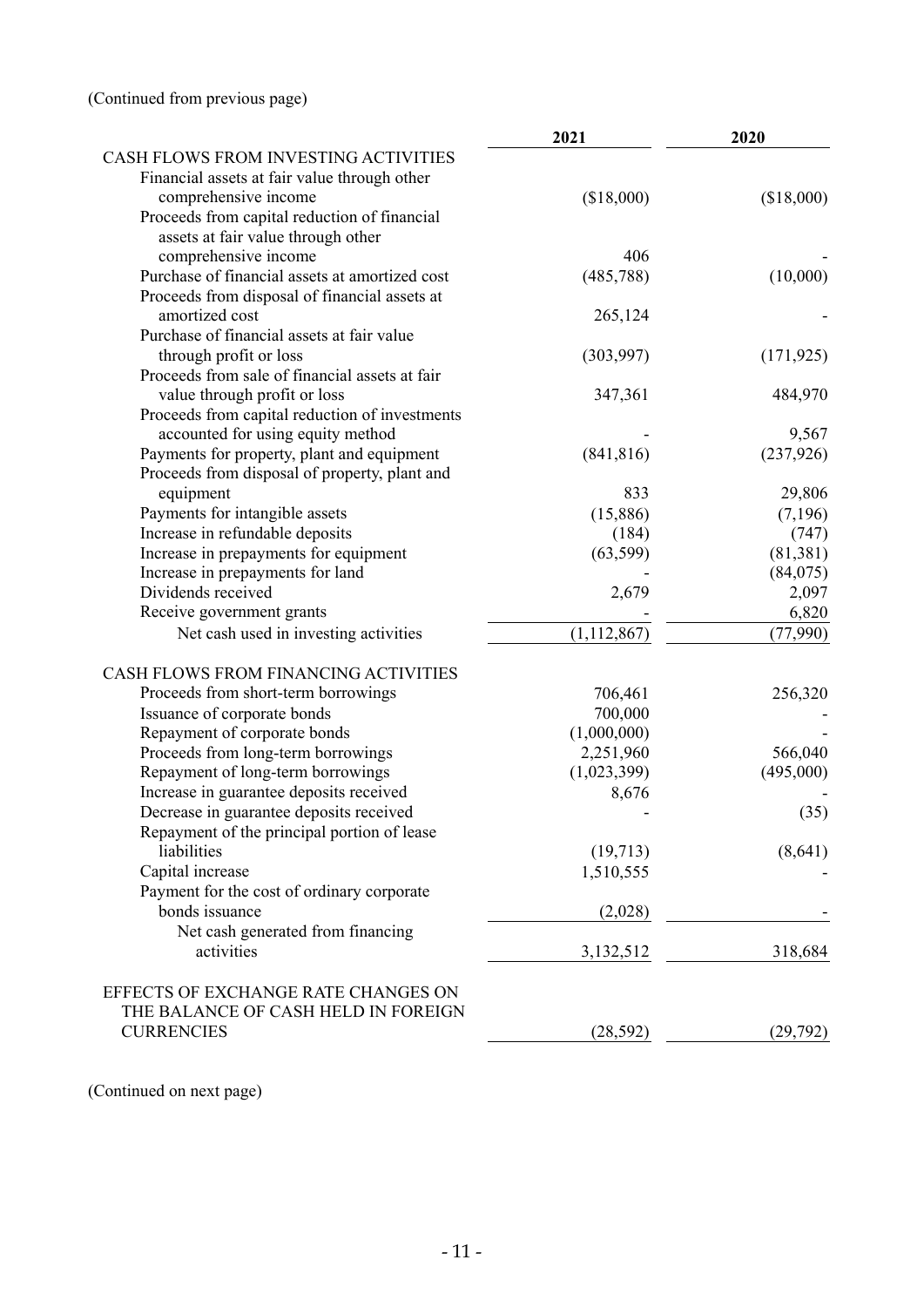(Continued from previous page)

| | 2021 | 2020 |
|---|---|---|
| CASH FLOWS FROM INVESTING ACTIVITIES | | |
| Financial assets at fair value through other comprehensive income | ($18,000) | ($18,000) |
| Proceeds from capital reduction of financial assets at fair value through other comprehensive income | 406 | - |
| Purchase of financial assets at amortized cost | (485,788) | (10,000) |
| Proceeds from disposal of financial assets at amortized cost | 265,124 | - |
| Purchase of financial assets at fair value through profit or loss | (303,997) | (171,925) |
| Proceeds from sale of financial assets at fair value through profit or loss | 347,361 | 484,970 |
| Proceeds from capital reduction of investments accounted for using equity method | - | 9,567 |
| Payments for property, plant and equipment | (841,816) | (237,926) |
| Proceeds from disposal of property, plant and equipment | 833 | 29,806 |
| Payments for intangible assets | (15,886) | (7,196) |
| Increase in refundable deposits | (184) | (747) |
| Increase in prepayments for equipment | (63,599) | (81,381) |
| Increase in prepayments for land | - | (84,075) |
| Dividends received | 2,679 | 2,097 |
| Receive government grants | - | 6,820 |
| Net cash used in investing activities | (1,112,867) | (77,990) |
| CASH FLOWS FROM FINANCING ACTIVITIES | | |
| Proceeds from short-term borrowings | 706,461 | 256,320 |
| Issuance of corporate bonds | 700,000 | - |
| Repayment of corporate bonds | (1,000,000) | - |
| Proceeds from long-term borrowings | 2,251,960 | 566,040 |
| Repayment of long-term borrowings | (1,023,399) | (495,000) |
| Increase in guarantee deposits received | 8,676 | - |
| Decrease in guarantee deposits received | - | (35) |
| Repayment of the principal portion of lease liabilities | (19,713) | (8,641) |
| Capital increase | 1,510,555 | - |
| Payment for the cost of ordinary corporate bonds issuance | (2,028) | - |
| Net cash generated from financing activities | 3,132,512 | 318,684 |
| EFFECTS OF EXCHANGE RATE CHANGES ON THE BALANCE OF CASH HELD IN FOREIGN CURRENCIES | (28,592) | (29,792) |

(Continued on next page)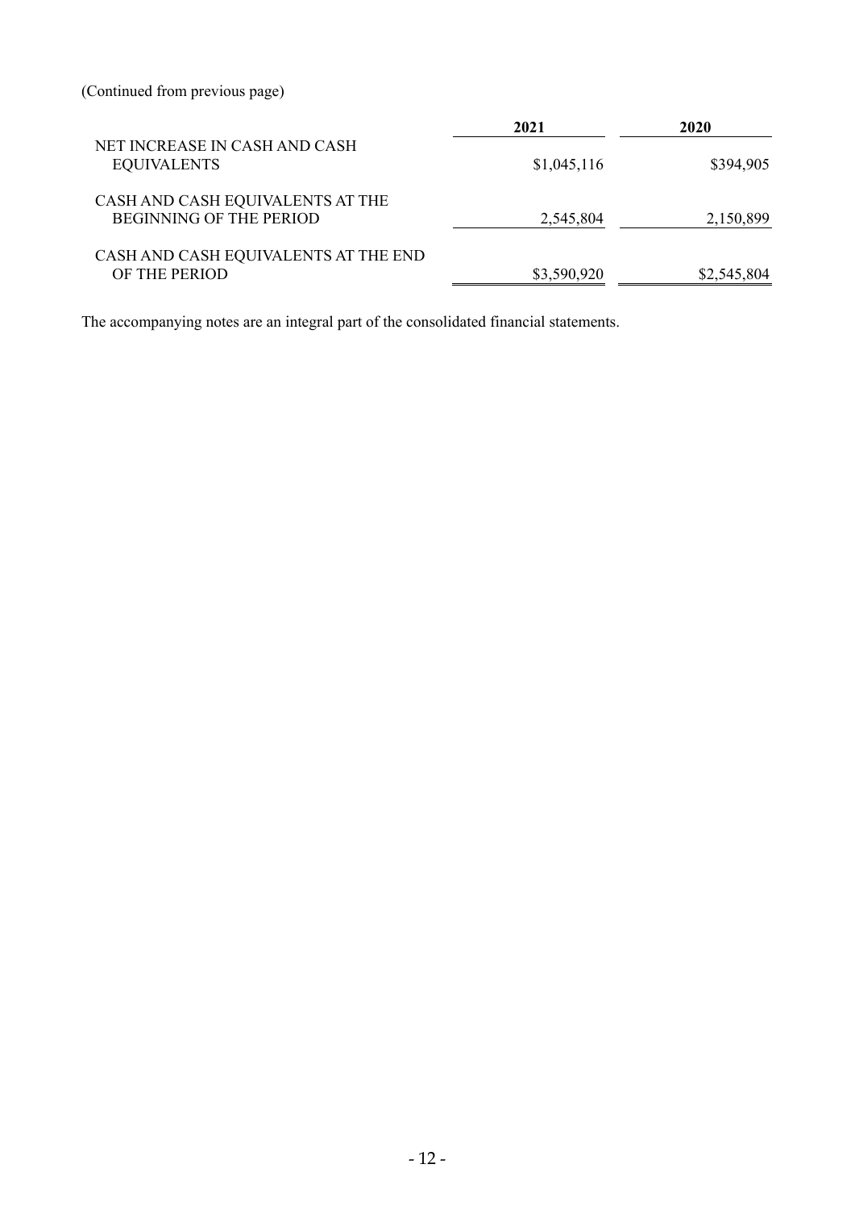(Continued from previous page)

| | 2021 | 2020 |
|---|---|---|
| NET INCREASE IN CASH AND CASH EQUIVALENTS | $1,045,116 | $394,905 |
| CASH AND CASH EQUIVALENTS AT THE BEGINNING OF THE PERIOD | 2,545,804 | 2,150,899 |
| CASH AND CASH EQUIVALENTS AT THE END OF THE PERIOD | $3,590,920 | $2,545,804 |

The accompanying notes are an integral part of the consolidated financial statements.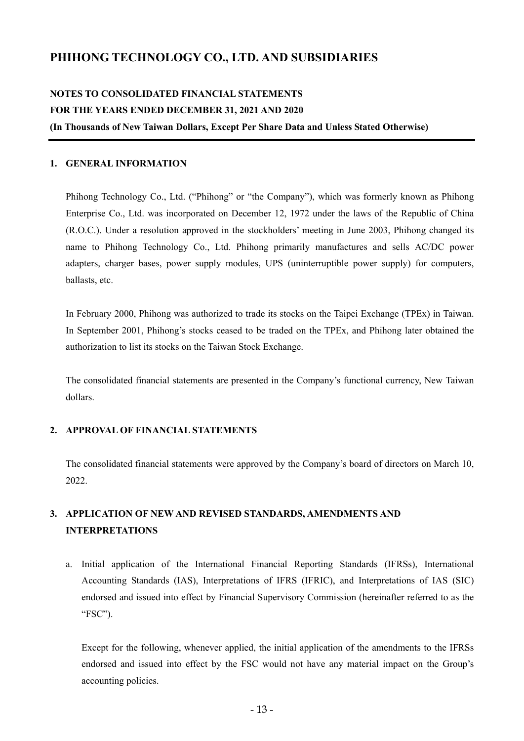# PHIHONG TECHNOLOGY CO., LTD. AND SUBSIDIARIES

**NOTES TO CONSOLIDATED FINANCIAL STATEMENTS**
**FOR THE YEARS ENDED DECEMBER 31, 2021 AND 2020**
**(In Thousands of New Taiwan Dollars, Except Per Share Data and Unless Stated Otherwise)**

## 1. GENERAL INFORMATION

Phihong Technology Co., Ltd. ("Phihong" or "the Company"), which was formerly known as Phihong Enterprise Co., Ltd. was incorporated on December 12, 1972 under the laws of the Republic of China (R.O.C.). Under a resolution approved in the stockholders' meeting in June 2003, Phihong changed its name to Phihong Technology Co., Ltd. Phihong primarily manufactures and sells AC/DC power adapters, charger bases, power supply modules, UPS (uninterruptible power supply) for computers, ballasts, etc.

In February 2000, Phihong was authorized to trade its stocks on the Taipei Exchange (TPEx) in Taiwan. In September 2001, Phihong's stocks ceased to be traded on the TPEx, and Phihong later obtained the authorization to list its stocks on the Taiwan Stock Exchange.

The consolidated financial statements are presented in the Company's functional currency, New Taiwan dollars.

## 2. APPROVAL OF FINANCIAL STATEMENTS

The consolidated financial statements were approved by the Company's board of directors on March 10, 2022.

## 3. APPLICATION OF NEW AND REVISED STANDARDS, AMENDMENTS AND INTERPRETATIONS

a. Initial application of the International Financial Reporting Standards (IFRSs), International Accounting Standards (IAS), Interpretations of IFRS (IFRIC), and Interpretations of IAS (SIC) endorsed and issued into effect by Financial Supervisory Commission (hereinafter referred to as the "FSC").

   Except for the following, whenever applied, the initial application of the amendments to the IFRSs endorsed and issued into effect by the FSC would not have any material impact on the Group's accounting policies.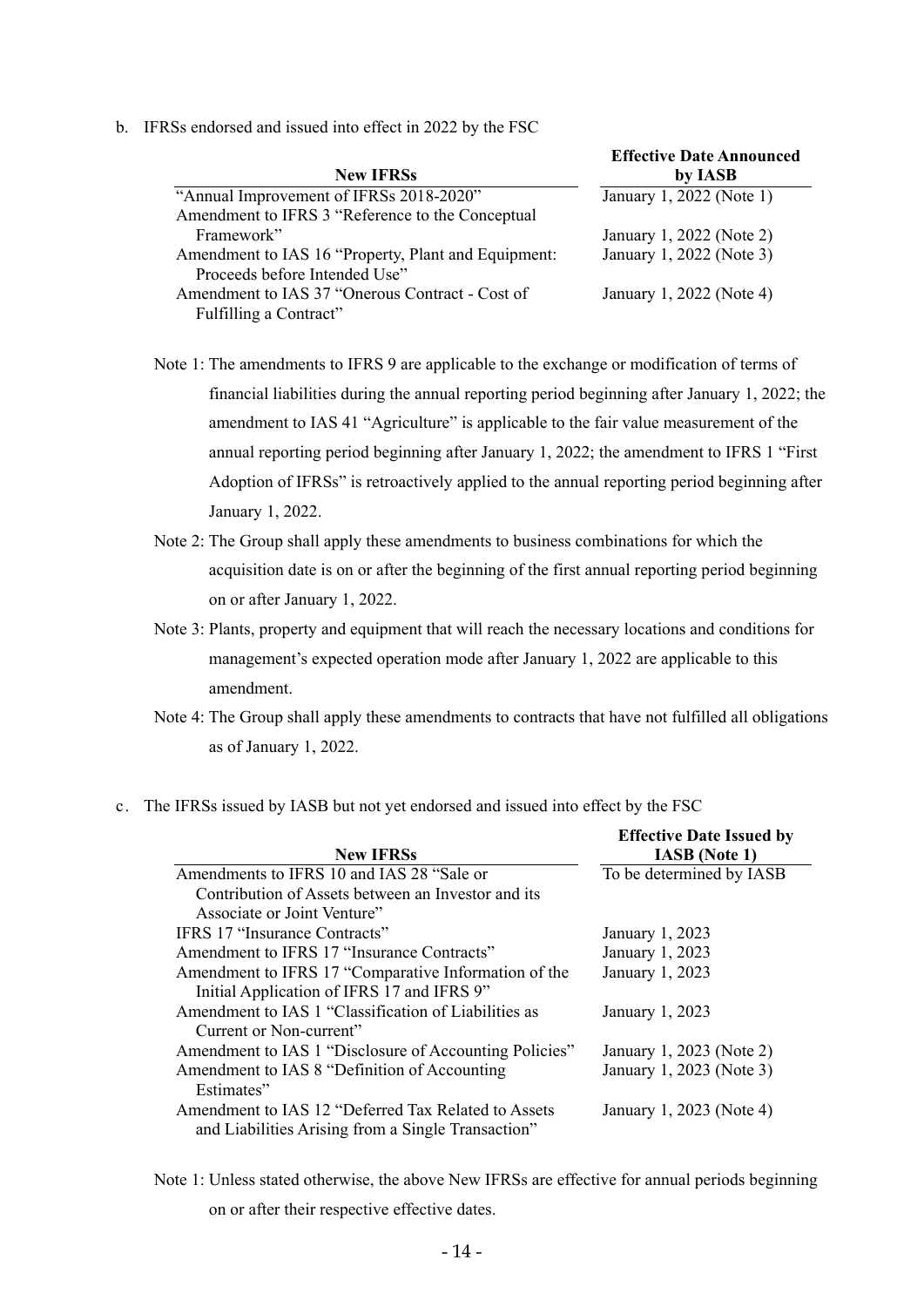b. IFRSs endorsed and issued into effect in 2022 by the FSC

| New IFRSs | Effective Date Announced by IASB |
|---|---|
| "Annual Improvement of IFRSs 2018-2020" | January 1, 2022 (Note 1) |
| Amendment to IFRS 3 "Reference to the Conceptual Framework" | January 1, 2022 (Note 2) |
| Amendment to IAS 16 "Property, Plant and Equipment: Proceeds before Intended Use" | January 1, 2022 (Note 3) |
| Amendment to IAS 37 "Onerous Contract - Cost of Fulfilling a Contract" | January 1, 2022 (Note 4) |

Note 1: The amendments to IFRS 9 are applicable to the exchange or modification of terms of financial liabilities during the annual reporting period beginning after January 1, 2022; the amendment to IAS 41 "Agriculture" is applicable to the fair value measurement of the annual reporting period beginning after January 1, 2022; the amendment to IFRS 1 "First Adoption of IFRSs" is retroactively applied to the annual reporting period beginning after January 1, 2022.

Note 2: The Group shall apply these amendments to business combinations for which the acquisition date is on or after the beginning of the first annual reporting period beginning on or after January 1, 2022.

Note 3: Plants, property and equipment that will reach the necessary locations and conditions for management's expected operation mode after January 1, 2022 are applicable to this amendment.

Note 4: The Group shall apply these amendments to contracts that have not fulfilled all obligations as of January 1, 2022.

c. The IFRSs issued by IASB but not yet endorsed and issued into effect by the FSC

| New IFRSs | Effective Date Issued by IASB (Note 1) |
|---|---|
| Amendments to IFRS 10 and IAS 28 "Sale or Contribution of Assets between an Investor and its Associate or Joint Venture" | To be determined by IASB |
| IFRS 17 "Insurance Contracts" | January 1, 2023 |
| Amendment to IFRS 17 "Insurance Contracts" | January 1, 2023 |
| Amendment to IFRS 17 "Comparative Information of the Initial Application of IFRS 17 and IFRS 9" | January 1, 2023 |
| Amendment to IAS 1 "Classification of Liabilities as Current or Non-current" | January 1, 2023 |
| Amendment to IAS 1 "Disclosure of Accounting Policies" | January 1, 2023 (Note 2) |
| Amendment to IAS 8 "Definition of Accounting Estimates" | January 1, 2023 (Note 3) |
| Amendment to IAS 12 "Deferred Tax Related to Assets and Liabilities Arising from a Single Transaction" | January 1, 2023 (Note 4) |

Note 1: Unless stated otherwise, the above New IFRSs are effective for annual periods beginning on or after their respective effective dates.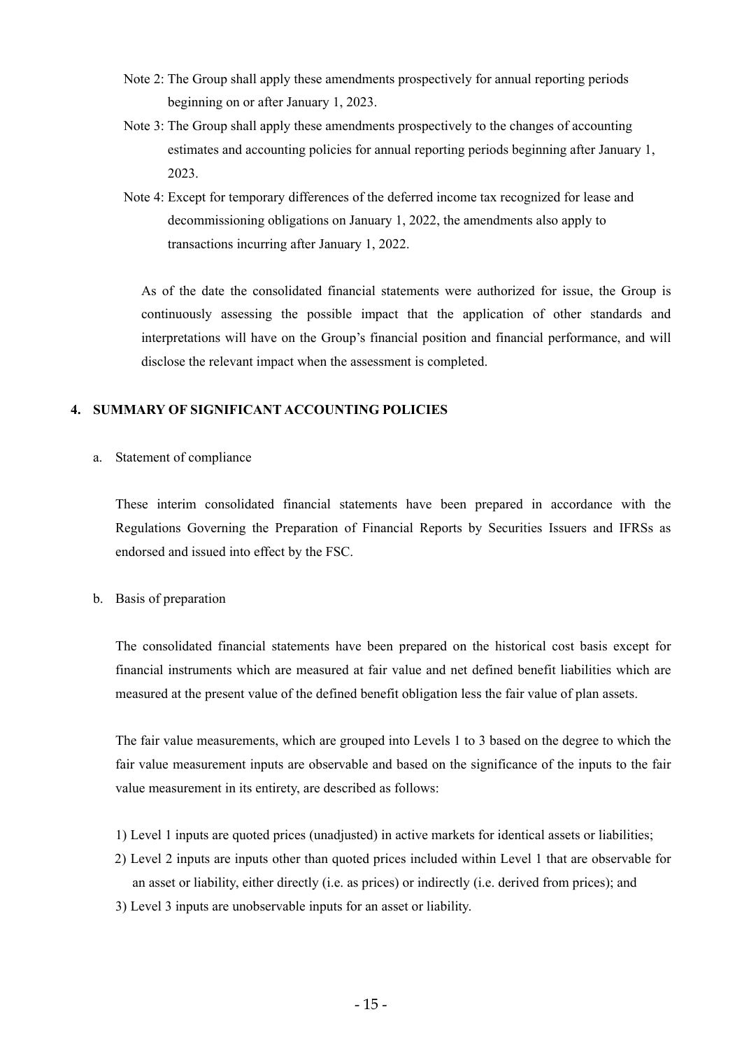Note 2: The Group shall apply these amendments prospectively for annual reporting periods beginning on or after January 1, 2023.

Note 3: The Group shall apply these amendments prospectively to the changes of accounting estimates and accounting policies for annual reporting periods beginning after January 1, 2023.

Note 4: Except for temporary differences of the deferred income tax recognized for lease and decommissioning obligations on January 1, 2022, the amendments also apply to transactions incurring after January 1, 2022.

As of the date the consolidated financial statements were authorized for issue, the Group is continuously assessing the possible impact that the application of other standards and interpretations will have on the Group's financial position and financial performance, and will disclose the relevant impact when the assessment is completed.

## 4. SUMMARY OF SIGNIFICANT ACCOUNTING POLICIES

a. Statement of compliance

These interim consolidated financial statements have been prepared in accordance with the Regulations Governing the Preparation of Financial Reports by Securities Issuers and IFRSs as endorsed and issued into effect by the FSC.

b. Basis of preparation

The consolidated financial statements have been prepared on the historical cost basis except for financial instruments which are measured at fair value and net defined benefit liabilities which are measured at the present value of the defined benefit obligation less the fair value of plan assets.

The fair value measurements, which are grouped into Levels 1 to 3 based on the degree to which the fair value measurement inputs are observable and based on the significance of the inputs to the fair value measurement in its entirety, are described as follows:

1) Level 1 inputs are quoted prices (unadjusted) in active markets for identical assets or liabilities;
2) Level 2 inputs are inputs other than quoted prices included within Level 1 that are observable for an asset or liability, either directly (i.e. as prices) or indirectly (i.e. derived from prices); and
3) Level 3 inputs are unobservable inputs for an asset or liability.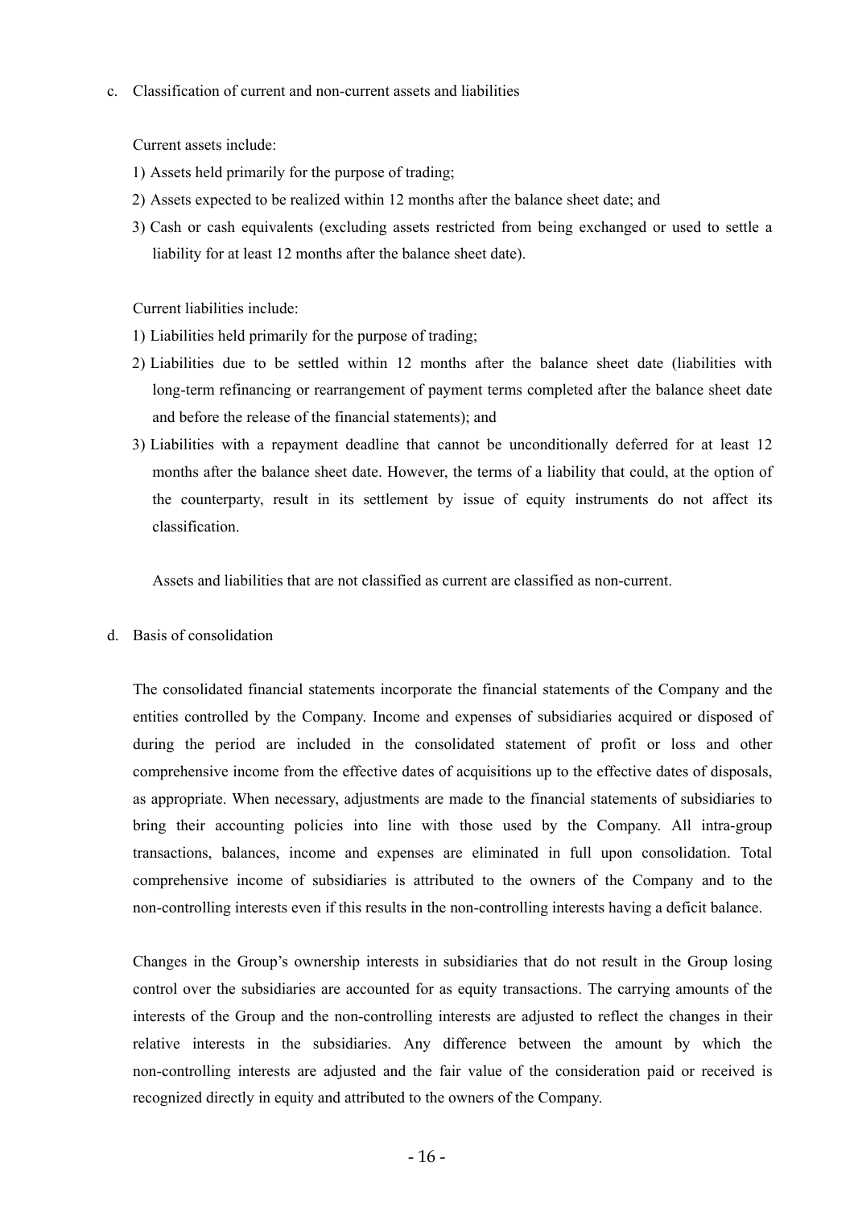c. Classification of current and non-current assets and liabilities

Current assets include:

1) Assets held primarily for the purpose of trading;
2) Assets expected to be realized within 12 months after the balance sheet date; and
3) Cash or cash equivalents (excluding assets restricted from being exchanged or used to settle a liability for at least 12 months after the balance sheet date).

Current liabilities include:

1) Liabilities held primarily for the purpose of trading;
2) Liabilities due to be settled within 12 months after the balance sheet date (liabilities with long-term refinancing or rearrangement of payment terms completed after the balance sheet date and before the release of the financial statements); and
3) Liabilities with a repayment deadline that cannot be unconditionally deferred for at least 12 months after the balance sheet date. However, the terms of a liability that could, at the option of the counterparty, result in its settlement by issue of equity instruments do not affect its classification.

Assets and liabilities that are not classified as current are classified as non-current.

d. Basis of consolidation

The consolidated financial statements incorporate the financial statements of the Company and the entities controlled by the Company. Income and expenses of subsidiaries acquired or disposed of during the period are included in the consolidated statement of profit or loss and other comprehensive income from the effective dates of acquisitions up to the effective dates of disposals, as appropriate. When necessary, adjustments are made to the financial statements of subsidiaries to bring their accounting policies into line with those used by the Company. All intra-group transactions, balances, income and expenses are eliminated in full upon consolidation. Total comprehensive income of subsidiaries is attributed to the owners of the Company and to the non-controlling interests even if this results in the non-controlling interests having a deficit balance.

Changes in the Group's ownership interests in subsidiaries that do not result in the Group losing control over the subsidiaries are accounted for as equity transactions. The carrying amounts of the interests of the Group and the non-controlling interests are adjusted to reflect the changes in their relative interests in the subsidiaries. Any difference between the amount by which the non-controlling interests are adjusted and the fair value of the consideration paid or received is recognized directly in equity and attributed to the owners of the Company.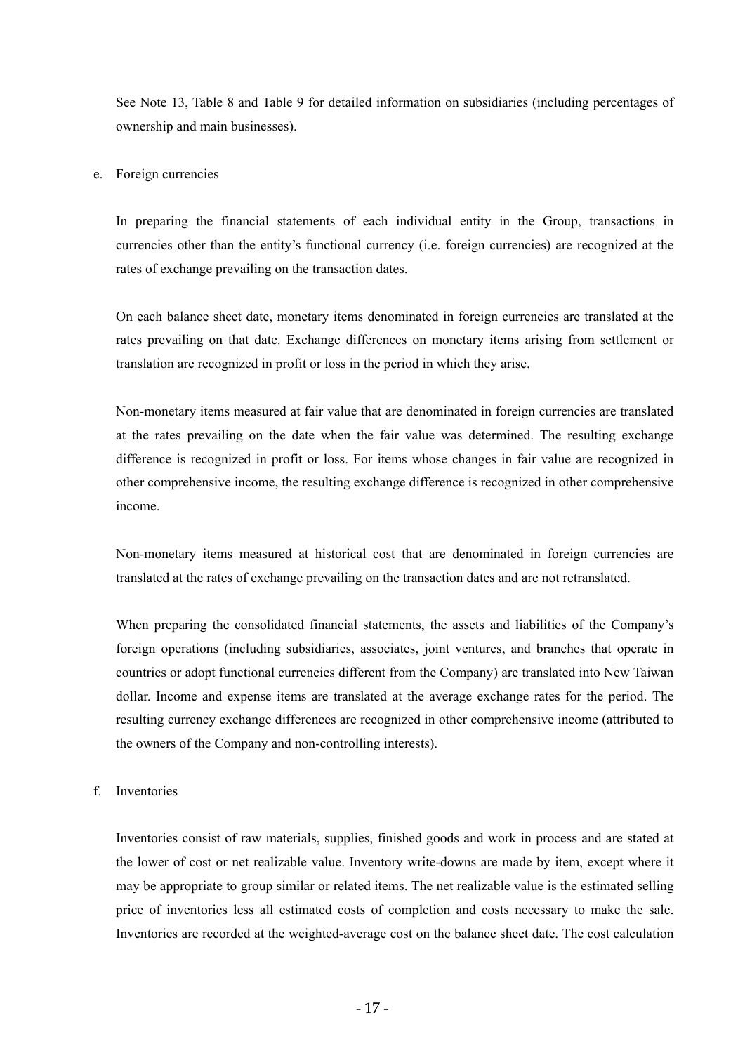See Note 13, Table 8 and Table 9 for detailed information on subsidiaries (including percentages of ownership and main businesses).

e. Foreign currencies

In preparing the financial statements of each individual entity in the Group, transactions in currencies other than the entity's functional currency (i.e. foreign currencies) are recognized at the rates of exchange prevailing on the transaction dates.

On each balance sheet date, monetary items denominated in foreign currencies are translated at the rates prevailing on that date. Exchange differences on monetary items arising from settlement or translation are recognized in profit or loss in the period in which they arise.

Non-monetary items measured at fair value that are denominated in foreign currencies are translated at the rates prevailing on the date when the fair value was determined. The resulting exchange difference is recognized in profit or loss. For items whose changes in fair value are recognized in other comprehensive income, the resulting exchange difference is recognized in other comprehensive income.

Non-monetary items measured at historical cost that are denominated in foreign currencies are translated at the rates of exchange prevailing on the transaction dates and are not retranslated.

When preparing the consolidated financial statements, the assets and liabilities of the Company's foreign operations (including subsidiaries, associates, joint ventures, and branches that operate in countries or adopt functional currencies different from the Company) are translated into New Taiwan dollar. Income and expense items are translated at the average exchange rates for the period. The resulting currency exchange differences are recognized in other comprehensive income (attributed to the owners of the Company and non-controlling interests).

f. Inventories

Inventories consist of raw materials, supplies, finished goods and work in process and are stated at the lower of cost or net realizable value. Inventory write-downs are made by item, except where it may be appropriate to group similar or related items. The net realizable value is the estimated selling price of inventories less all estimated costs of completion and costs necessary to make the sale. Inventories are recorded at the weighted-average cost on the balance sheet date. The cost calculation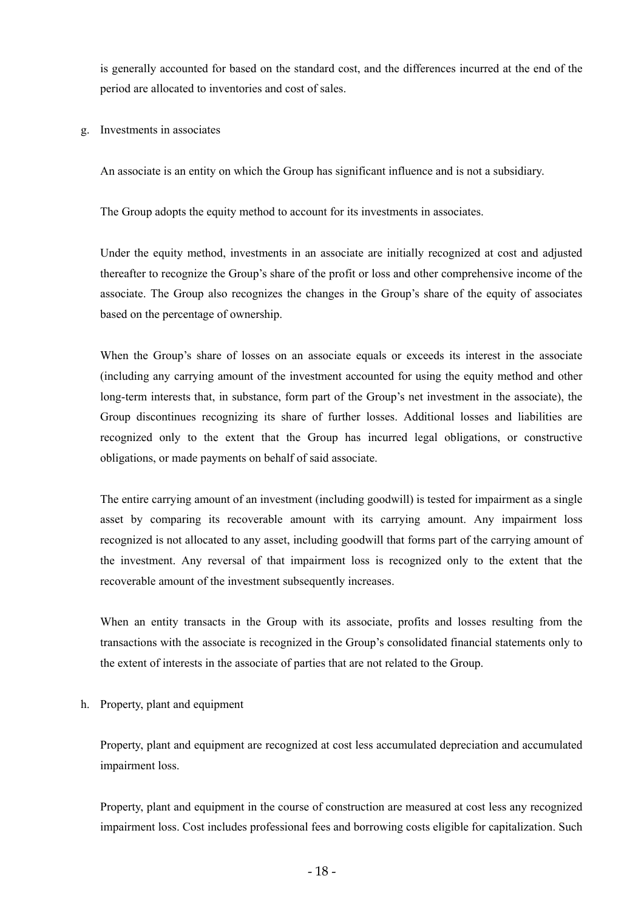is generally accounted for based on the standard cost, and the differences incurred at the end of the period are allocated to inventories and cost of sales.

g. Investments in associates

An associate is an entity on which the Group has significant influence and is not a subsidiary.

The Group adopts the equity method to account for its investments in associates.

Under the equity method, investments in an associate are initially recognized at cost and adjusted thereafter to recognize the Group's share of the profit or loss and other comprehensive income of the associate. The Group also recognizes the changes in the Group's share of the equity of associates based on the percentage of ownership.

When the Group's share of losses on an associate equals or exceeds its interest in the associate (including any carrying amount of the investment accounted for using the equity method and other long-term interests that, in substance, form part of the Group's net investment in the associate), the Group discontinues recognizing its share of further losses. Additional losses and liabilities are recognized only to the extent that the Group has incurred legal obligations, or constructive obligations, or made payments on behalf of said associate.

The entire carrying amount of an investment (including goodwill) is tested for impairment as a single asset by comparing its recoverable amount with its carrying amount. Any impairment loss recognized is not allocated to any asset, including goodwill that forms part of the carrying amount of the investment. Any reversal of that impairment loss is recognized only to the extent that the recoverable amount of the investment subsequently increases.

When an entity transacts in the Group with its associate, profits and losses resulting from the transactions with the associate is recognized in the Group's consolidated financial statements only to the extent of interests in the associate of parties that are not related to the Group.

h. Property, plant and equipment

Property, plant and equipment are recognized at cost less accumulated depreciation and accumulated impairment loss.

Property, plant and equipment in the course of construction are measured at cost less any recognized impairment loss. Cost includes professional fees and borrowing costs eligible for capitalization. Such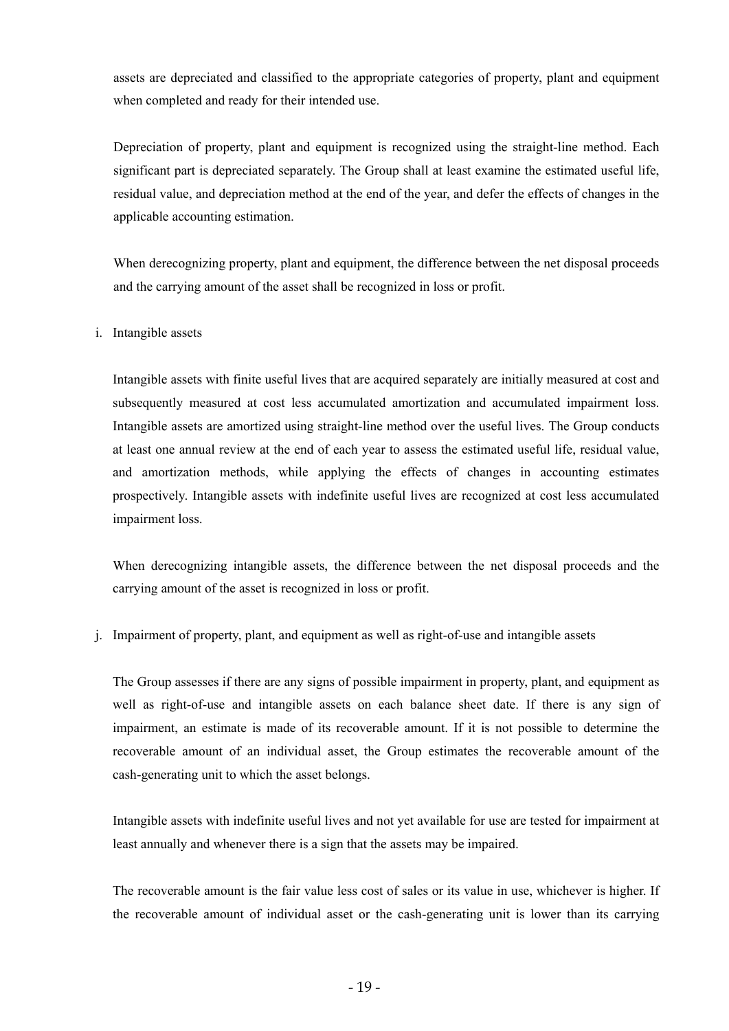assets are depreciated and classified to the appropriate categories of property, plant and equipment when completed and ready for their intended use.

Depreciation of property, plant and equipment is recognized using the straight-line method. Each significant part is depreciated separately. The Group shall at least examine the estimated useful life, residual value, and depreciation method at the end of the year, and defer the effects of changes in the applicable accounting estimation.

When derecognizing property, plant and equipment, the difference between the net disposal proceeds and the carrying amount of the asset shall be recognized in loss or profit.

i. Intangible assets

Intangible assets with finite useful lives that are acquired separately are initially measured at cost and subsequently measured at cost less accumulated amortization and accumulated impairment loss. Intangible assets are amortized using straight-line method over the useful lives. The Group conducts at least one annual review at the end of each year to assess the estimated useful life, residual value, and amortization methods, while applying the effects of changes in accounting estimates prospectively. Intangible assets with indefinite useful lives are recognized at cost less accumulated impairment loss.

When derecognizing intangible assets, the difference between the net disposal proceeds and the carrying amount of the asset is recognized in loss or profit.

j. Impairment of property, plant, and equipment as well as right-of-use and intangible assets

The Group assesses if there are any signs of possible impairment in property, plant, and equipment as well as right-of-use and intangible assets on each balance sheet date. If there is any sign of impairment, an estimate is made of its recoverable amount. If it is not possible to determine the recoverable amount of an individual asset, the Group estimates the recoverable amount of the cash-generating unit to which the asset belongs.

Intangible assets with indefinite useful lives and not yet available for use are tested for impairment at least annually and whenever there is a sign that the assets may be impaired.

The recoverable amount is the fair value less cost of sales or its value in use, whichever is higher. If the recoverable amount of individual asset or the cash-generating unit is lower than its carrying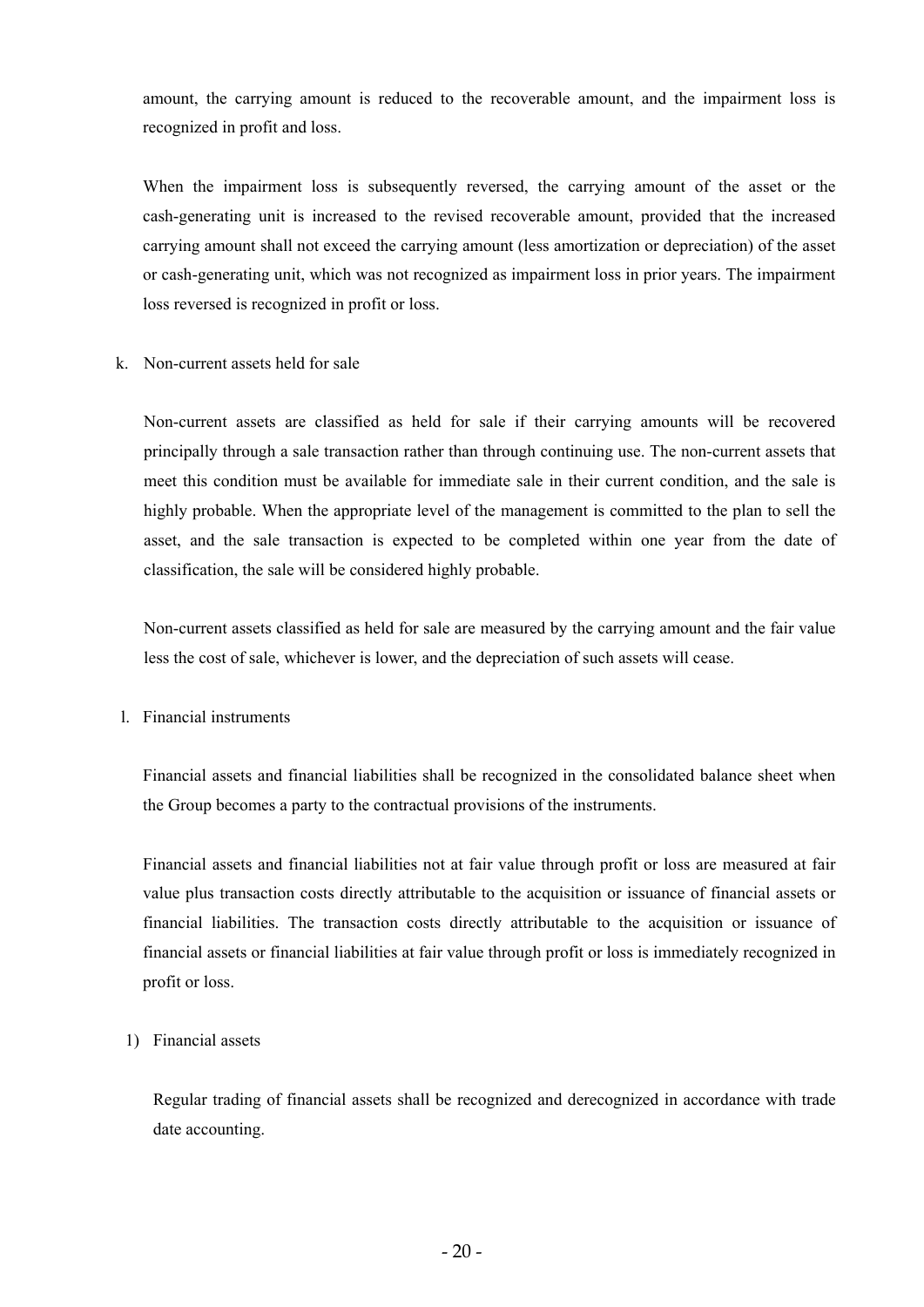amount, the carrying amount is reduced to the recoverable amount, and the impairment loss is recognized in profit and loss.

When the impairment loss is subsequently reversed, the carrying amount of the asset or the cash-generating unit is increased to the revised recoverable amount, provided that the increased carrying amount shall not exceed the carrying amount (less amortization or depreciation) of the asset or cash-generating unit, which was not recognized as impairment loss in prior years. The impairment loss reversed is recognized in profit or loss.

k. Non-current assets held for sale

Non-current assets are classified as held for sale if their carrying amounts will be recovered principally through a sale transaction rather than through continuing use. The non-current assets that meet this condition must be available for immediate sale in their current condition, and the sale is highly probable. When the appropriate level of the management is committed to the plan to sell the asset, and the sale transaction is expected to be completed within one year from the date of classification, the sale will be considered highly probable.

Non-current assets classified as held for sale are measured by the carrying amount and the fair value less the cost of sale, whichever is lower, and the depreciation of such assets will cease.

l. Financial instruments

Financial assets and financial liabilities shall be recognized in the consolidated balance sheet when the Group becomes a party to the contractual provisions of the instruments.

Financial assets and financial liabilities not at fair value through profit or loss are measured at fair value plus transaction costs directly attributable to the acquisition or issuance of financial assets or financial liabilities. The transaction costs directly attributable to the acquisition or issuance of financial assets or financial liabilities at fair value through profit or loss is immediately recognized in profit or loss.

1) Financial assets

Regular trading of financial assets shall be recognized and derecognized in accordance with trade date accounting.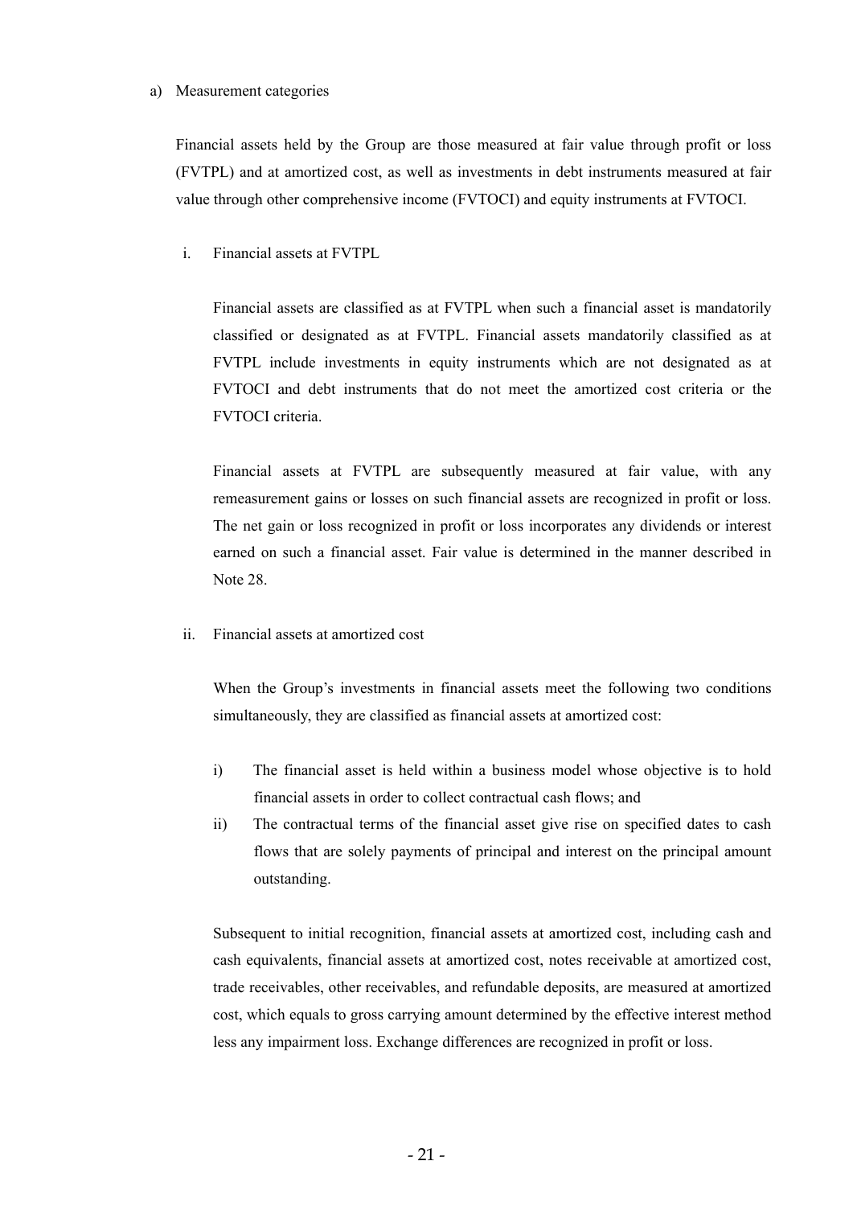a) Measurement categories

Financial assets held by the Group are those measured at fair value through profit or loss (FVTPL) and at amortized cost, as well as investments in debt instruments measured at fair value through other comprehensive income (FVTOCI) and equity instruments at FVTOCI.

i. Financial assets at FVTPL

Financial assets are classified as at FVTPL when such a financial asset is mandatorily classified or designated as at FVTPL. Financial assets mandatorily classified as at FVTPL include investments in equity instruments which are not designated as at FVTOCI and debt instruments that do not meet the amortized cost criteria or the FVTOCI criteria.

Financial assets at FVTPL are subsequently measured at fair value, with any remeasurement gains or losses on such financial assets are recognized in profit or loss. The net gain or loss recognized in profit or loss incorporates any dividends or interest earned on such a financial asset. Fair value is determined in the manner described in Note 28.

ii. Financial assets at amortized cost

When the Group's investments in financial assets meet the following two conditions simultaneously, they are classified as financial assets at amortized cost:

i) The financial asset is held within a business model whose objective is to hold financial assets in order to collect contractual cash flows; and
ii) The contractual terms of the financial asset give rise on specified dates to cash flows that are solely payments of principal and interest on the principal amount outstanding.

Subsequent to initial recognition, financial assets at amortized cost, including cash and cash equivalents, financial assets at amortized cost, notes receivable at amortized cost, trade receivables, other receivables, and refundable deposits, are measured at amortized cost, which equals to gross carrying amount determined by the effective interest method less any impairment loss. Exchange differences are recognized in profit or loss.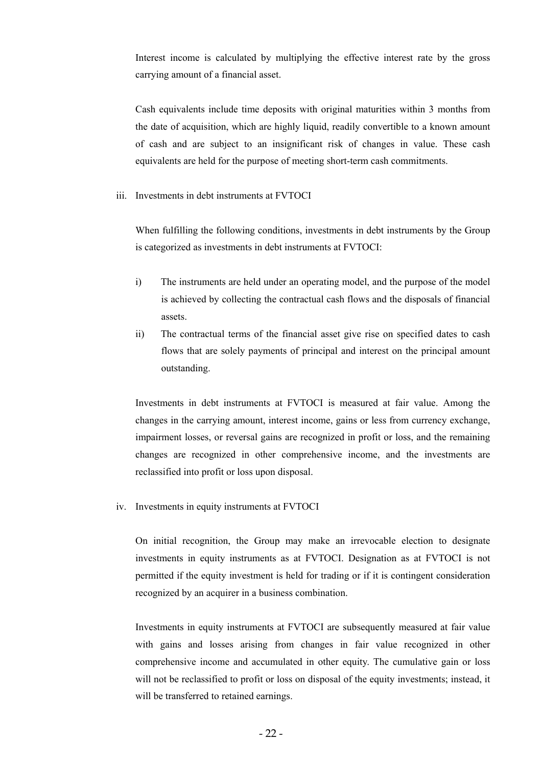Interest income is calculated by multiplying the effective interest rate by the gross carrying amount of a financial asset.

Cash equivalents include time deposits with original maturities within 3 months from the date of acquisition, which are highly liquid, readily convertible to a known amount of cash and are subject to an insignificant risk of changes in value. These cash equivalents are held for the purpose of meeting short-term cash commitments.

iii. Investments in debt instruments at FVTOCI

When fulfilling the following conditions, investments in debt instruments by the Group is categorized as investments in debt instruments at FVTOCI:

i) The instruments are held under an operating model, and the purpose of the model is achieved by collecting the contractual cash flows and the disposals of financial assets.

ii) The contractual terms of the financial asset give rise on specified dates to cash flows that are solely payments of principal and interest on the principal amount outstanding.

Investments in debt instruments at FVTOCI is measured at fair value. Among the changes in the carrying amount, interest income, gains or less from currency exchange, impairment losses, or reversal gains are recognized in profit or loss, and the remaining changes are recognized in other comprehensive income, and the investments are reclassified into profit or loss upon disposal.

iv. Investments in equity instruments at FVTOCI

On initial recognition, the Group may make an irrevocable election to designate investments in equity instruments as at FVTOCI. Designation as at FVTOCI is not permitted if the equity investment is held for trading or if it is contingent consideration recognized by an acquirer in a business combination.

Investments in equity instruments at FVTOCI are subsequently measured at fair value with gains and losses arising from changes in fair value recognized in other comprehensive income and accumulated in other equity. The cumulative gain or loss will not be reclassified to profit or loss on disposal of the equity investments; instead, it will be transferred to retained earnings.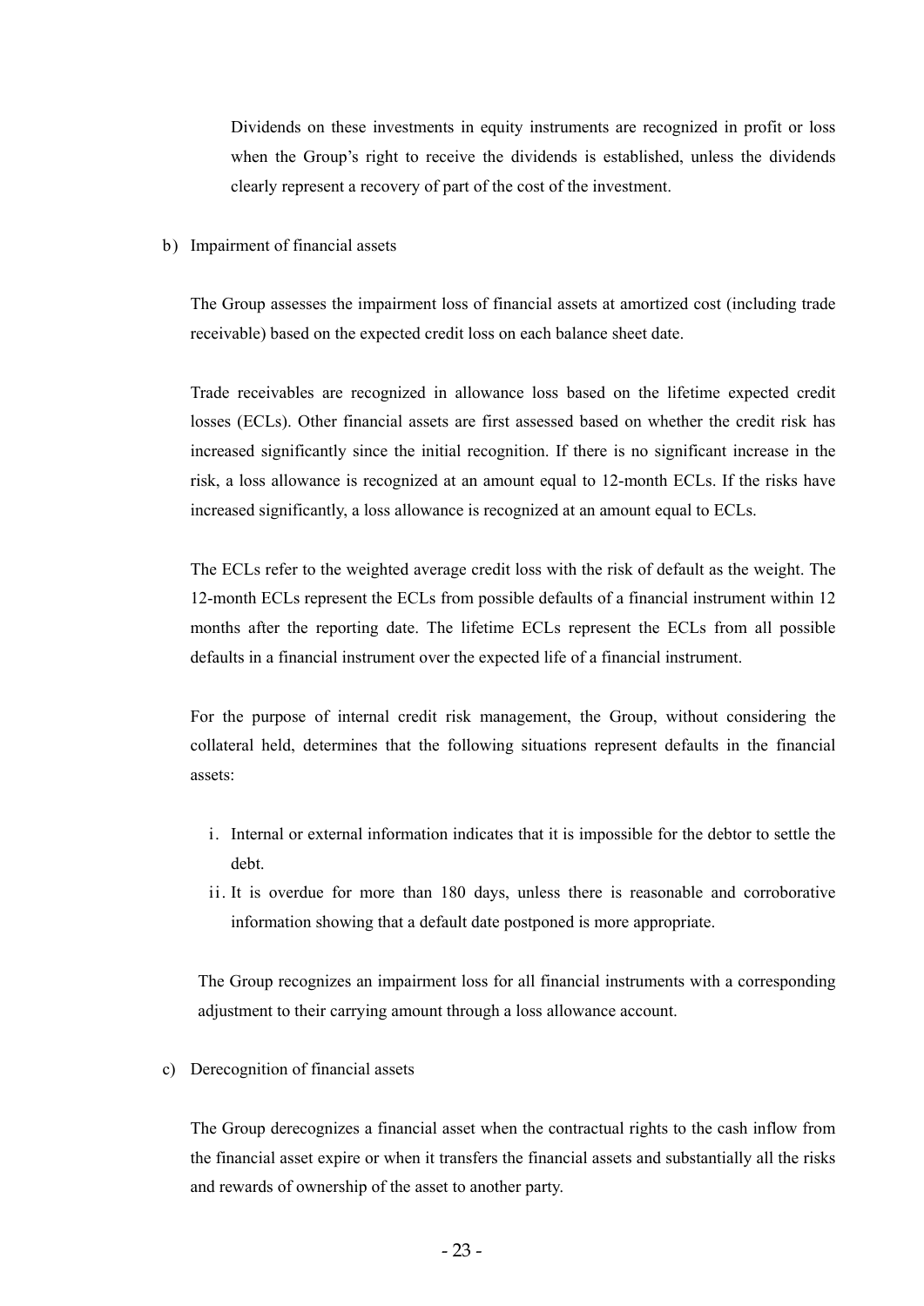Dividends on these investments in equity instruments are recognized in profit or loss when the Group's right to receive the dividends is established, unless the dividends clearly represent a recovery of part of the cost of the investment.

b) Impairment of financial assets

The Group assesses the impairment loss of financial assets at amortized cost (including trade receivable) based on the expected credit loss on each balance sheet date.

Trade receivables are recognized in allowance loss based on the lifetime expected credit losses (ECLs). Other financial assets are first assessed based on whether the credit risk has increased significantly since the initial recognition. If there is no significant increase in the risk, a loss allowance is recognized at an amount equal to 12-month ECLs. If the risks have increased significantly, a loss allowance is recognized at an amount equal to ECLs.

The ECLs refer to the weighted average credit loss with the risk of default as the weight. The 12-month ECLs represent the ECLs from possible defaults of a financial instrument within 12 months after the reporting date. The lifetime ECLs represent the ECLs from all possible defaults in a financial instrument over the expected life of a financial instrument.

For the purpose of internal credit risk management, the Group, without considering the collateral held, determines that the following situations represent defaults in the financial assets:

i. Internal or external information indicates that it is impossible for the debtor to settle the debt.
ii. It is overdue for more than 180 days, unless there is reasonable and corroborative information showing that a default date postponed is more appropriate.

The Group recognizes an impairment loss for all financial instruments with a corresponding adjustment to their carrying amount through a loss allowance account.

c) Derecognition of financial assets

The Group derecognizes a financial asset when the contractual rights to the cash inflow from the financial asset expire or when it transfers the financial assets and substantially all the risks and rewards of ownership of the asset to another party.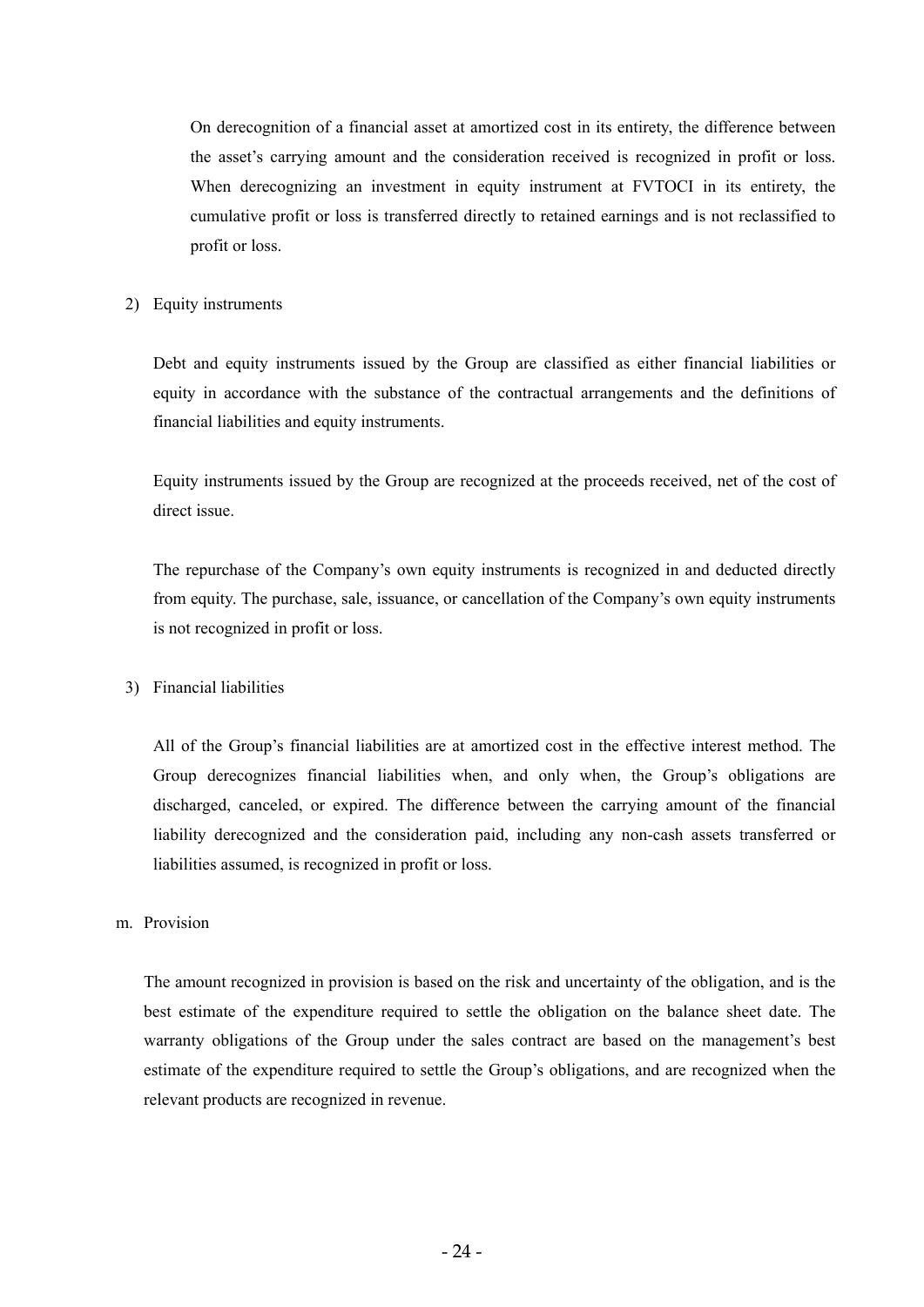On derecognition of a financial asset at amortized cost in its entirety, the difference between the asset's carrying amount and the consideration received is recognized in profit or loss. When derecognizing an investment in equity instrument at FVTOCI in its entirety, the cumulative profit or loss is transferred directly to retained earnings and is not reclassified to profit or loss.

2) Equity instruments

Debt and equity instruments issued by the Group are classified as either financial liabilities or equity in accordance with the substance of the contractual arrangements and the definitions of financial liabilities and equity instruments.

Equity instruments issued by the Group are recognized at the proceeds received, net of the cost of direct issue.

The repurchase of the Company's own equity instruments is recognized in and deducted directly from equity. The purchase, sale, issuance, or cancellation of the Company's own equity instruments is not recognized in profit or loss.

3) Financial liabilities

All of the Group's financial liabilities are at amortized cost in the effective interest method. The Group derecognizes financial liabilities when, and only when, the Group's obligations are discharged, canceled, or expired. The difference between the carrying amount of the financial liability derecognized and the consideration paid, including any non-cash assets transferred or liabilities assumed, is recognized in profit or loss.

m. Provision

The amount recognized in provision is based on the risk and uncertainty of the obligation, and is the best estimate of the expenditure required to settle the obligation on the balance sheet date. The warranty obligations of the Group under the sales contract are based on the management's best estimate of the expenditure required to settle the Group's obligations, and are recognized when the relevant products are recognized in revenue.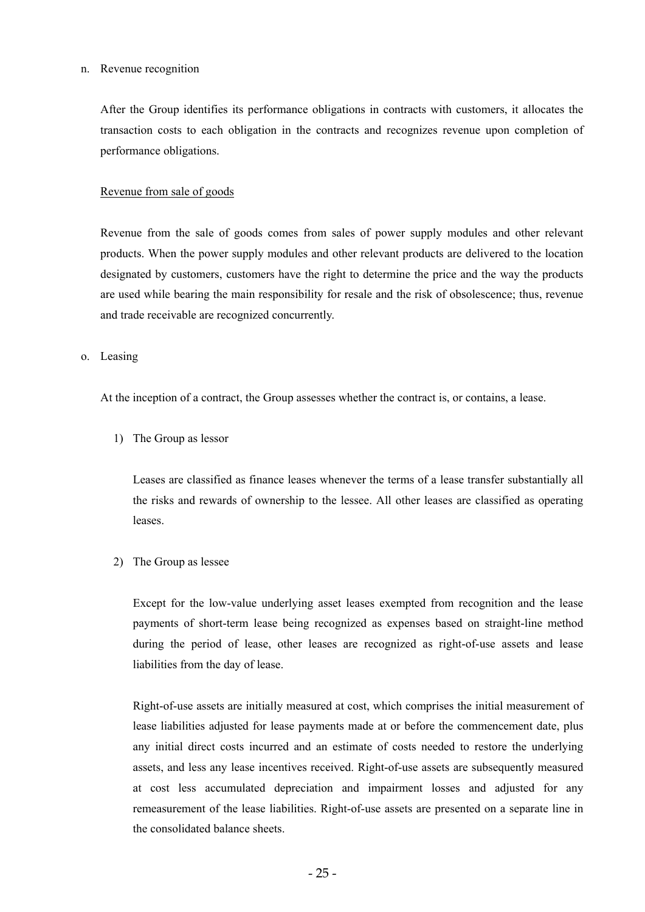n. Revenue recognition

After the Group identifies its performance obligations in contracts with customers, it allocates the transaction costs to each obligation in the contracts and recognizes revenue upon completion of performance obligations.

<u>Revenue from sale of goods</u>

Revenue from the sale of goods comes from sales of power supply modules and other relevant products. When the power supply modules and other relevant products are delivered to the location designated by customers, customers have the right to determine the price and the way the products are used while bearing the main responsibility for resale and the risk of obsolescence; thus, revenue and trade receivable are recognized concurrently.

o. Leasing

At the inception of a contract, the Group assesses whether the contract is, or contains, a lease.

1) The Group as lessor

Leases are classified as finance leases whenever the terms of a lease transfer substantially all the risks and rewards of ownership to the lessee. All other leases are classified as operating leases.

2) The Group as lessee

Except for the low-value underlying asset leases exempted from recognition and the lease payments of short-term lease being recognized as expenses based on straight-line method during the period of lease, other leases are recognized as right-of-use assets and lease liabilities from the day of lease.

Right-of-use assets are initially measured at cost, which comprises the initial measurement of lease liabilities adjusted for lease payments made at or before the commencement date, plus any initial direct costs incurred and an estimate of costs needed to restore the underlying assets, and less any lease incentives received. Right-of-use assets are subsequently measured at cost less accumulated depreciation and impairment losses and adjusted for any remeasurement of the lease liabilities. Right-of-use assets are presented on a separate line in the consolidated balance sheets.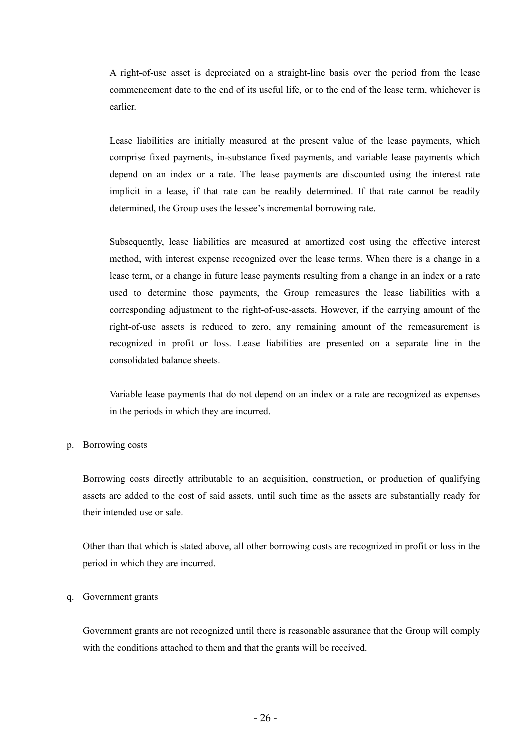A right-of-use asset is depreciated on a straight-line basis over the period from the lease commencement date to the end of its useful life, or to the end of the lease term, whichever is earlier.

Lease liabilities are initially measured at the present value of the lease payments, which comprise fixed payments, in-substance fixed payments, and variable lease payments which depend on an index or a rate. The lease payments are discounted using the interest rate implicit in a lease, if that rate can be readily determined. If that rate cannot be readily determined, the Group uses the lessee's incremental borrowing rate.

Subsequently, lease liabilities are measured at amortized cost using the effective interest method, with interest expense recognized over the lease terms. When there is a change in a lease term, or a change in future lease payments resulting from a change in an index or a rate used to determine those payments, the Group remeasures the lease liabilities with a corresponding adjustment to the right-of-use-assets. However, if the carrying amount of the right-of-use assets is reduced to zero, any remaining amount of the remeasurement is recognized in profit or loss. Lease liabilities are presented on a separate line in the consolidated balance sheets.

Variable lease payments that do not depend on an index or a rate are recognized as expenses in the periods in which they are incurred.

p. Borrowing costs

Borrowing costs directly attributable to an acquisition, construction, or production of qualifying assets are added to the cost of said assets, until such time as the assets are substantially ready for their intended use or sale.

Other than that which is stated above, all other borrowing costs are recognized in profit or loss in the period in which they are incurred.

q. Government grants

Government grants are not recognized until there is reasonable assurance that the Group will comply with the conditions attached to them and that the grants will be received.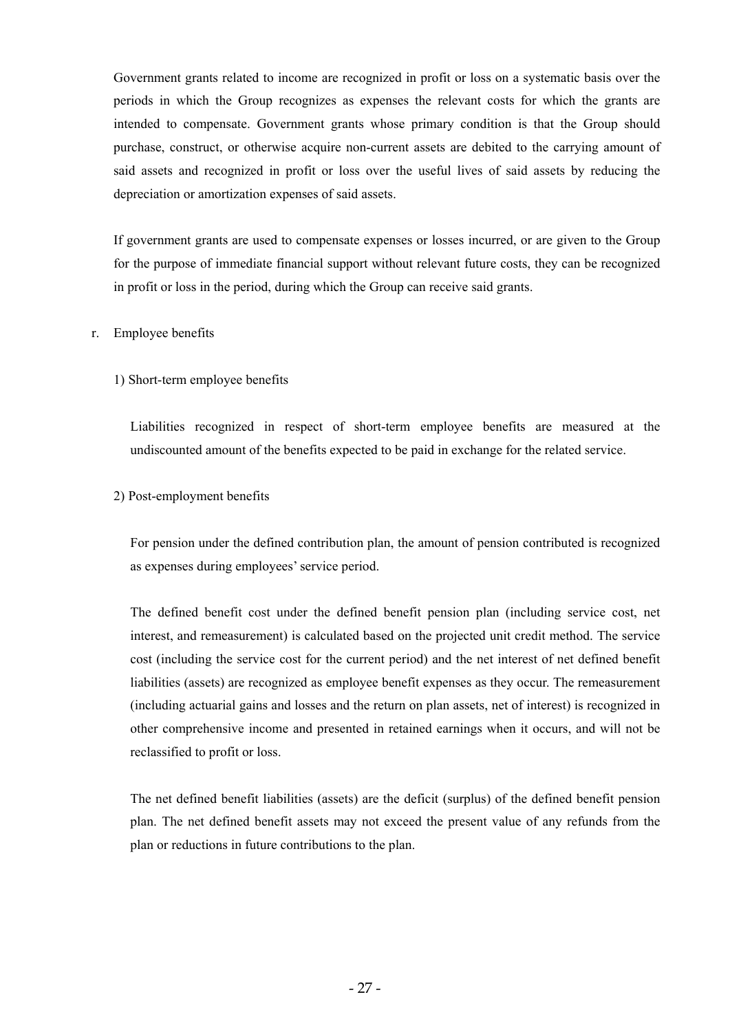Government grants related to income are recognized in profit or loss on a systematic basis over the periods in which the Group recognizes as expenses the relevant costs for which the grants are intended to compensate. Government grants whose primary condition is that the Group should purchase, construct, or otherwise acquire non-current assets are debited to the carrying amount of said assets and recognized in profit or loss over the useful lives of said assets by reducing the depreciation or amortization expenses of said assets.

If government grants are used to compensate expenses or losses incurred, or are given to the Group for the purpose of immediate financial support without relevant future costs, they can be recognized in profit or loss in the period, during which the Group can receive said grants.

r. Employee benefits

1) Short-term employee benefits

Liabilities recognized in respect of short-term employee benefits are measured at the undiscounted amount of the benefits expected to be paid in exchange for the related service.

2) Post-employment benefits

For pension under the defined contribution plan, the amount of pension contributed is recognized as expenses during employees' service period.

The defined benefit cost under the defined benefit pension plan (including service cost, net interest, and remeasurement) is calculated based on the projected unit credit method. The service cost (including the service cost for the current period) and the net interest of net defined benefit liabilities (assets) are recognized as employee benefit expenses as they occur. The remeasurement (including actuarial gains and losses and the return on plan assets, net of interest) is recognized in other comprehensive income and presented in retained earnings when it occurs, and will not be reclassified to profit or loss.

The net defined benefit liabilities (assets) are the deficit (surplus) of the defined benefit pension plan. The net defined benefit assets may not exceed the present value of any refunds from the plan or reductions in future contributions to the plan.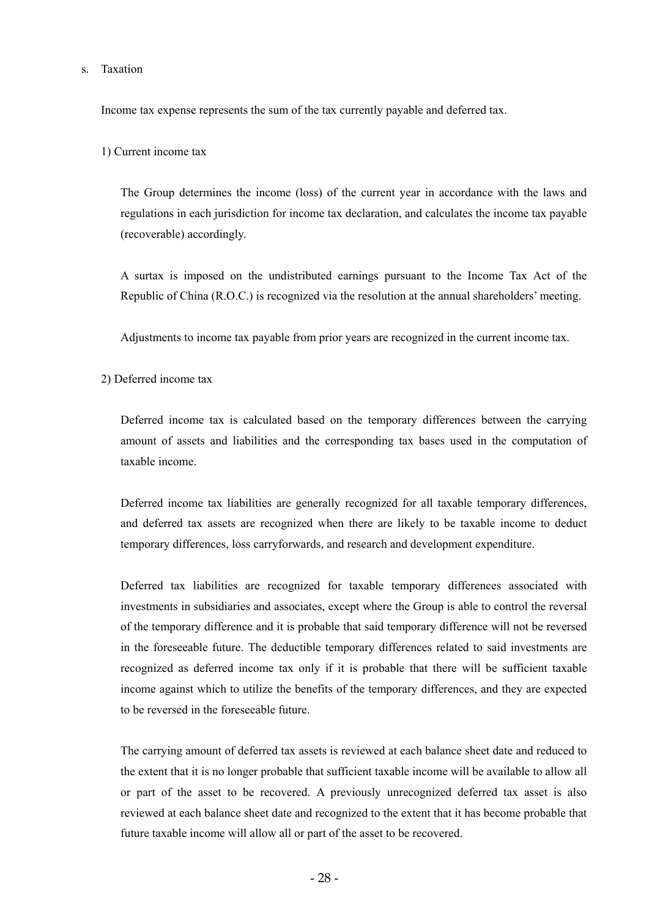s. Taxation

Income tax expense represents the sum of the tax currently payable and deferred tax.

1) Current income tax

The Group determines the income (loss) of the current year in accordance with the laws and regulations in each jurisdiction for income tax declaration, and calculates the income tax payable (recoverable) accordingly.

A surtax is imposed on the undistributed earnings pursuant to the Income Tax Act of the Republic of China (R.O.C.) is recognized via the resolution at the annual shareholders' meeting.

Adjustments to income tax payable from prior years are recognized in the current income tax.

2) Deferred income tax

Deferred income tax is calculated based on the temporary differences between the carrying amount of assets and liabilities and the corresponding tax bases used in the computation of taxable income.

Deferred income tax liabilities are generally recognized for all taxable temporary differences, and deferred tax assets are recognized when there are likely to be taxable income to deduct temporary differences, loss carryforwards, and research and development expenditure.

Deferred tax liabilities are recognized for taxable temporary differences associated with investments in subsidiaries and associates, except where the Group is able to control the reversal of the temporary difference and it is probable that said temporary difference will not be reversed in the foreseeable future. The deductible temporary differences related to said investments are recognized as deferred income tax only if it is probable that there will be sufficient taxable income against which to utilize the benefits of the temporary differences, and they are expected to be reversed in the foreseeable future.

The carrying amount of deferred tax assets is reviewed at each balance sheet date and reduced to the extent that it is no longer probable that sufficient taxable income will be available to allow all or part of the asset to be recovered. A previously unrecognized deferred tax asset is also reviewed at each balance sheet date and recognized to the extent that it has become probable that future taxable income will allow all or part of the asset to be recovered.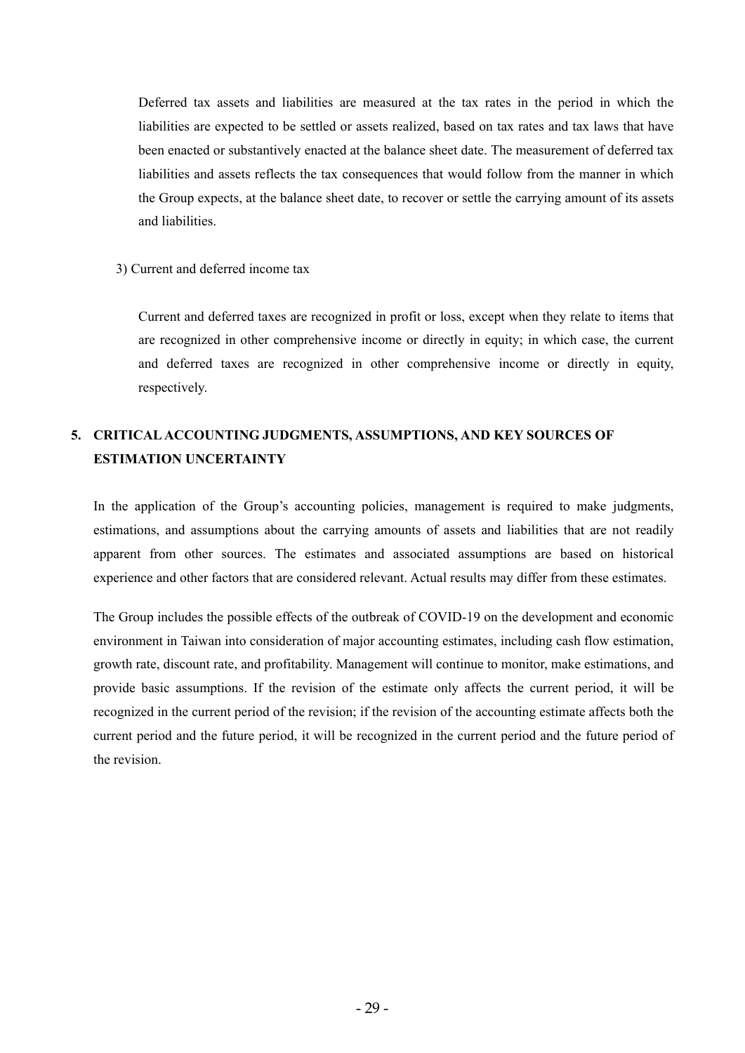Deferred tax assets and liabilities are measured at the tax rates in the period in which the liabilities are expected to be settled or assets realized, based on tax rates and tax laws that have been enacted or substantively enacted at the balance sheet date. The measurement of deferred tax liabilities and assets reflects the tax consequences that would follow from the manner in which the Group expects, at the balance sheet date, to recover or settle the carrying amount of its assets and liabilities.

3) Current and deferred income tax

Current and deferred taxes are recognized in profit or loss, except when they relate to items that are recognized in other comprehensive income or directly in equity; in which case, the current and deferred taxes are recognized in other comprehensive income or directly in equity, respectively.

## 5. CRITICAL ACCOUNTING JUDGMENTS, ASSUMPTIONS, AND KEY SOURCES OF ESTIMATION UNCERTAINTY

In the application of the Group's accounting policies, management is required to make judgments, estimations, and assumptions about the carrying amounts of assets and liabilities that are not readily apparent from other sources. The estimates and associated assumptions are based on historical experience and other factors that are considered relevant. Actual results may differ from these estimates.

The Group includes the possible effects of the outbreak of COVID-19 on the development and economic environment in Taiwan into consideration of major accounting estimates, including cash flow estimation, growth rate, discount rate, and profitability. Management will continue to monitor, make estimations, and provide basic assumptions. If the revision of the estimate only affects the current period, it will be recognized in the current period of the revision; if the revision of the accounting estimate affects both the current period and the future period, it will be recognized in the current period and the future period of the revision.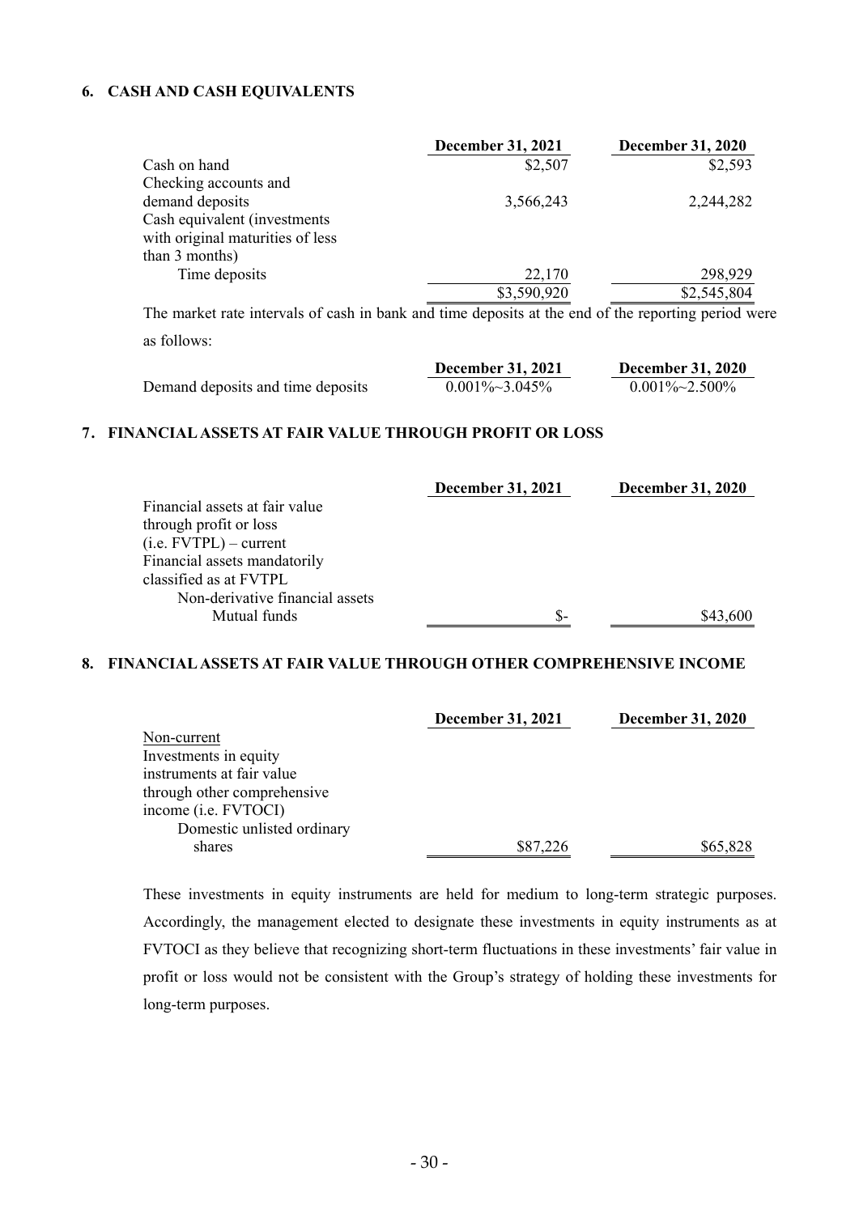## 6. CASH AND CASH EQUIVALENTS

| | December 31, 2021 | December 31, 2020 |
|---|---|---|
| Cash on hand | $2,507 | $2,593 |
| Checking accounts and demand deposits | 3,566,243 | 2,244,282 |
| Cash equivalent (investments with original maturities of less than 3 months) | | |
| Time deposits | 22,170 | 298,929 |
| | $3,590,920 | $2,545,804 |

The market rate intervals of cash in bank and time deposits at the end of the reporting period were as follows:

| | December 31, 2021 | December 31, 2020 |
|---|---|---|
| Demand deposits and time deposits | 0.001%~3.045% | 0.001%~2.500% |

## 7. FINANCIAL ASSETS AT FAIR VALUE THROUGH PROFIT OR LOSS

| | December 31, 2021 | December 31, 2020 |
|---|---|---|
| Financial assets at fair value through profit or loss (i.e. FVTPL) – current | | |
| Financial assets mandatorily classified as at FVTPL | | |
| Non-derivative financial assets | | |
| Mutual funds | $- | $43,600 |

## 8. FINANCIAL ASSETS AT FAIR VALUE THROUGH OTHER COMPREHENSIVE INCOME

| | December 31, 2021 | December 31, 2020 |
|---|---|---|
| Non-current | | |
| Investments in equity instruments at fair value through other comprehensive income (i.e. FVTOCI) | | |
| Domestic unlisted ordinary shares | $87,226 | $65,828 |

These investments in equity instruments are held for medium to long-term strategic purposes. Accordingly, the management elected to designate these investments in equity instruments as at FVTOCI as they believe that recognizing short-term fluctuations in these investments' fair value in profit or loss would not be consistent with the Group's strategy of holding these investments for long-term purposes.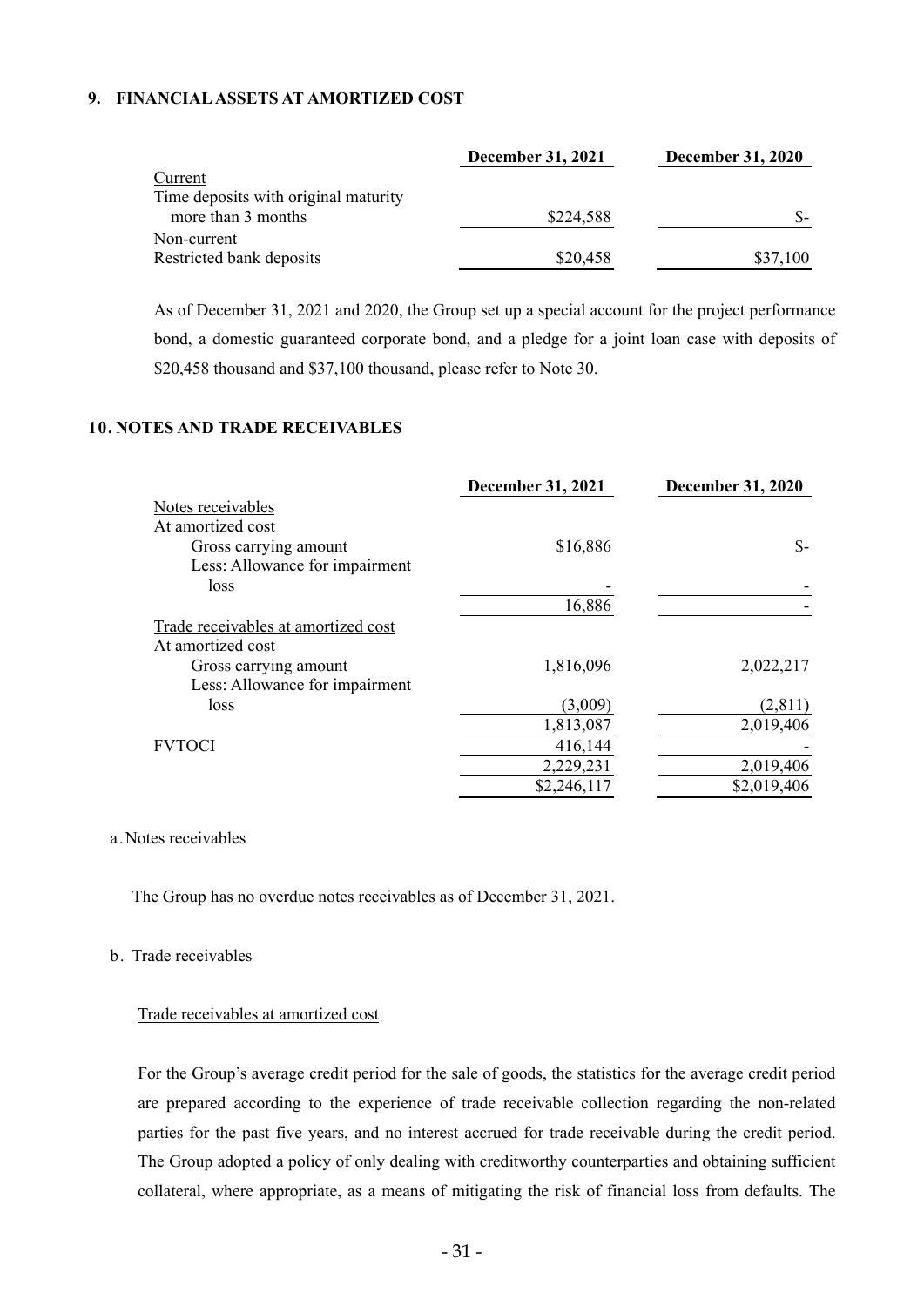## 9. FINANCIAL ASSETS AT AMORTIZED COST

| | December 31, 2021 | December 31, 2020 |
|---|---|---|
| Current | | |
| Time deposits with original maturity more than 3 months | $224,588 | $- |
| Non-current | | |
| Restricted bank deposits | $20,458 | $37,100 |

As of December 31, 2021 and 2020, the Group set up a special account for the project performance bond, a domestic guaranteed corporate bond, and a pledge for a joint loan case with deposits of $20,458 thousand and $37,100 thousand, please refer to Note 30.

## 10. NOTES AND TRADE RECEIVABLES

| | December 31, 2021 | December 31, 2020 |
|---|---|---|
| Notes receivables | | |
| At amortized cost | | |
| Gross carrying amount | $16,886 | $- |
| Less: Allowance for impairment loss | - | - |
| | 16,886 | - |
| Trade receivables at amortized cost | | |
| At amortized cost | | |
| Gross carrying amount | 1,816,096 | 2,022,217 |
| Less: Allowance for impairment loss | (3,009) | (2,811) |
| | 1,813,087 | 2,019,406 |
| FVTOCI | 416,144 | - |
| | 2,229,231 | 2,019,406 |
| | $2,246,117 | $2,019,406 |

a. Notes receivables

The Group has no overdue notes receivables as of December 31, 2021.

b. Trade receivables

Trade receivables at amortized cost

For the Group's average credit period for the sale of goods, the statistics for the average credit period are prepared according to the experience of trade receivable collection regarding the non-related parties for the past five years, and no interest accrued for trade receivable during the credit period. The Group adopted a policy of only dealing with creditworthy counterparties and obtaining sufficient collateral, where appropriate, as a means of mitigating the risk of financial loss from defaults. The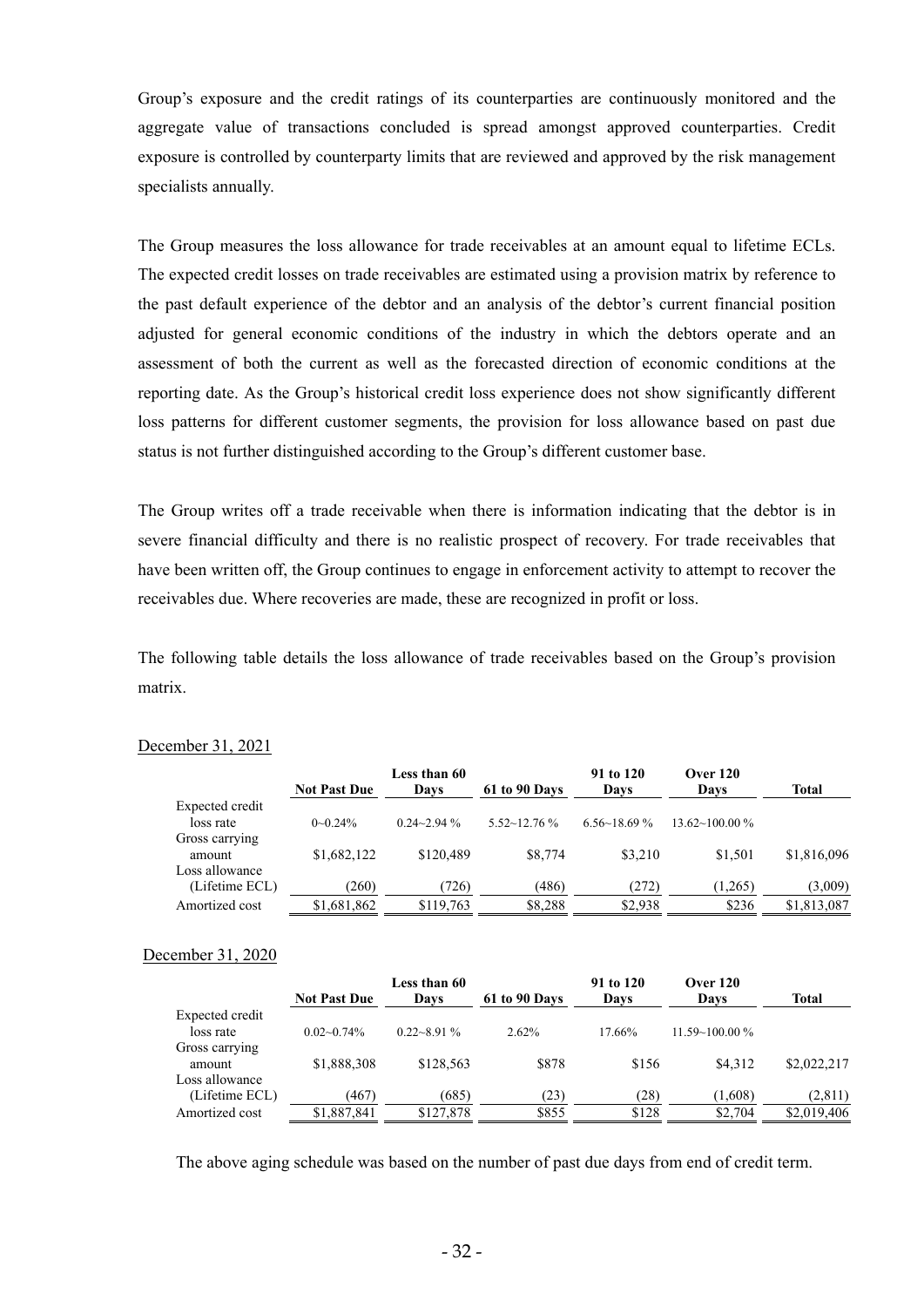Group's exposure and the credit ratings of its counterparties are continuously monitored and the aggregate value of transactions concluded is spread amongst approved counterparties. Credit exposure is controlled by counterparty limits that are reviewed and approved by the risk management specialists annually.

The Group measures the loss allowance for trade receivables at an amount equal to lifetime ECLs. The expected credit losses on trade receivables are estimated using a provision matrix by reference to the past default experience of the debtor and an analysis of the debtor's current financial position adjusted for general economic conditions of the industry in which the debtors operate and an assessment of both the current as well as the forecasted direction of economic conditions at the reporting date. As the Group's historical credit loss experience does not show significantly different loss patterns for different customer segments, the provision for loss allowance based on past due status is not further distinguished according to the Group's different customer base.

The Group writes off a trade receivable when there is information indicating that the debtor is in severe financial difficulty and there is no realistic prospect of recovery. For trade receivables that have been written off, the Group continues to engage in enforcement activity to attempt to recover the receivables due. Where recoveries are made, these are recognized in profit or loss.

The following table details the loss allowance of trade receivables based on the Group's provision matrix.

December 31, 2021

| | Not Past Due | Less than 60 Days | 61 to 90 Days | 91 to 120 Days | Over 120 Days | Total |
|---|---|---|---|---|---|---|
| Expected credit loss rate | 0~0.24% | 0.24~2.94 % | 5.52~12.76 % | 6.56~18.69 % | 13.62~100.00 % | |
| Gross carrying amount | $1,682,122 | $120,489 | $8,774 | $3,210 | $1,501 | $1,816,096 |
| Loss allowance (Lifetime ECL) | (260) | (726) | (486) | (272) | (1,265) | (3,009) |
| Amortized cost | $1,681,862 | $119,763 | $8,288 | $2,938 | $236 | $1,813,087 |

December 31, 2020

| | Not Past Due | Less than 60 Days | 61 to 90 Days | 91 to 120 Days | Over 120 Days | Total |
|---|---|---|---|---|---|---|
| Expected credit loss rate | 0.02~0.74% | 0.22~8.91 % | 2.62% | 17.66% | 11.59~100.00 % | |
| Gross carrying amount | $1,888,308 | $128,563 | $878 | $156 | $4,312 | $2,022,217 |
| Loss allowance (Lifetime ECL) | (467) | (685) | (23) | (28) | (1,608) | (2,811) |
| Amortized cost | $1,887,841 | $127,878 | $855 | $128 | $2,704 | $2,019,406 |

The above aging schedule was based on the number of past due days from end of credit term.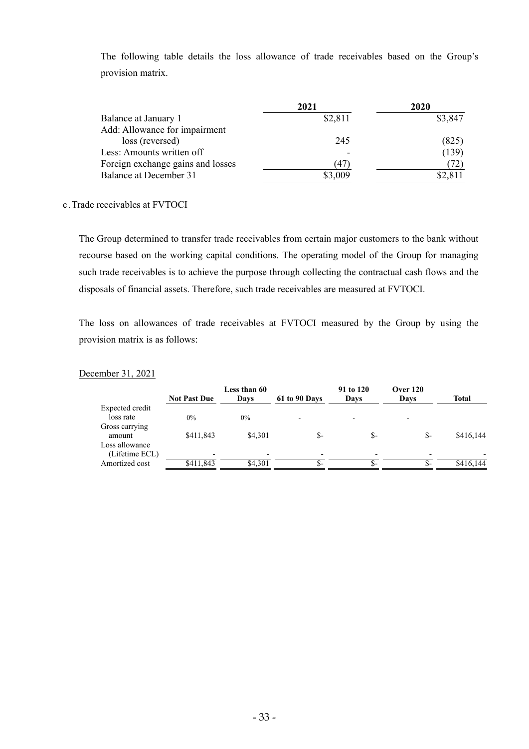The following table details the loss allowance of trade receivables based on the Group's provision matrix.

| | 2021 | 2020 |
|---|---|---|
| Balance at January 1 | $2,811 | $3,847 |
| Add: Allowance for impairment loss (reversed) | 245 | (825) |
| Less: Amounts written off | - | (139) |
| Foreign exchange gains and losses | (47) | (72) |
| Balance at December 31 | $3,009 | $2,811 |

c. Trade receivables at FVTOCI

The Group determined to transfer trade receivables from certain major customers to the bank without recourse based on the working capital conditions. The operating model of the Group for managing such trade receivables is to achieve the purpose through collecting the contractual cash flows and the disposals of financial assets. Therefore, such trade receivables are measured at FVTOCI.

The loss on allowances of trade receivables at FVTOCI measured by the Group by using the provision matrix is as follows:

December 31, 2021

| | Not Past Due | Less than 60 Days | 61 to 90 Days | 91 to 120 Days | Over 120 Days | Total |
|---|---|---|---|---|---|---|
| Expected credit loss rate | 0% | 0% | - | - | - | |
| Gross carrying amount | $411,843 | $4,301 | $- | $- | $- | $416,144 |
| Loss allowance (Lifetime ECL) | - | - | - | - | - | - |
| Amortized cost | $411,843 | $4,301 | $- | $- | $- | $416,144 |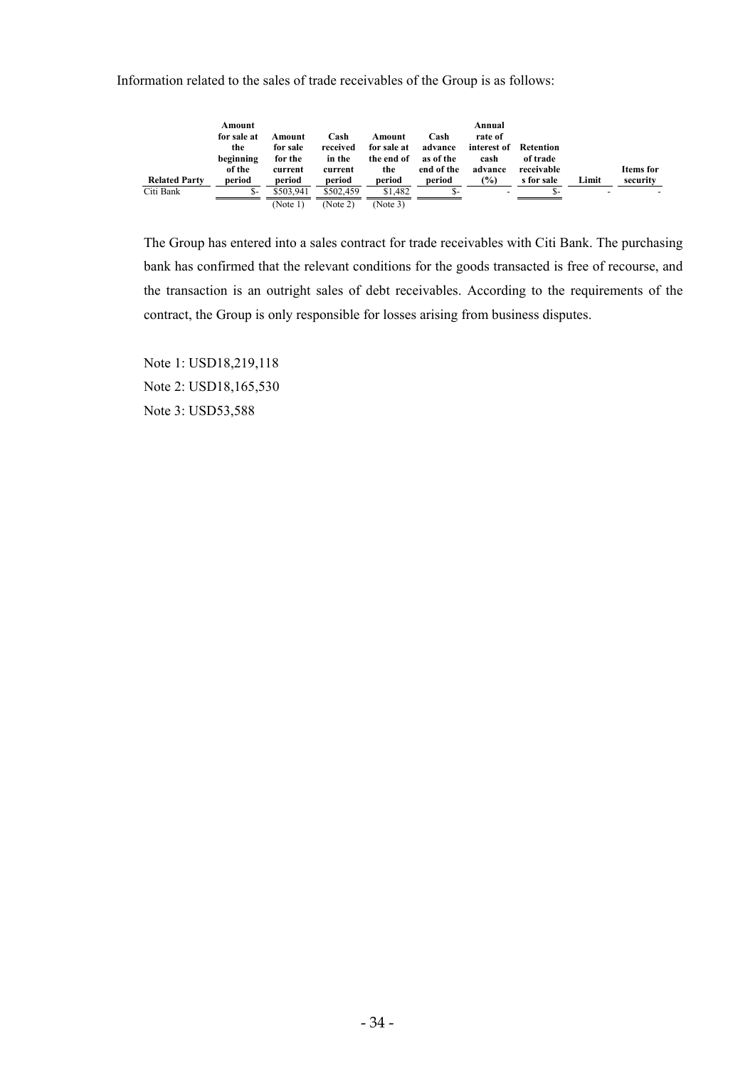Information related to the sales of trade receivables of the Group is as follows:

| Related Party | Amount for sale at the beginning of the period | Amount for sale for the current period | Cash received in the current period | Amount for sale at the end of the period | Cash advance as of the end of the period | Annual rate of interest of cash advance (%) | Retention of trade receivables for sale | Limit | Items for security |
|---|---|---|---|---|---|---|---|---|---|
| Citi Bank | $- | $503,941 | $502,459 | $1,482 | $- | - | $- | - | - |
| | | (Note 1) | (Note 2) | (Note 3) | | | | | |

The Group has entered into a sales contract for trade receivables with Citi Bank. The purchasing bank has confirmed that the relevant conditions for the goods transacted is free of recourse, and the transaction is an outright sales of debt receivables. According to the requirements of the contract, the Group is only responsible for losses arising from business disputes.

Note 1: USD18,219,118

Note 2: USD18,165,530

Note 3: USD53,588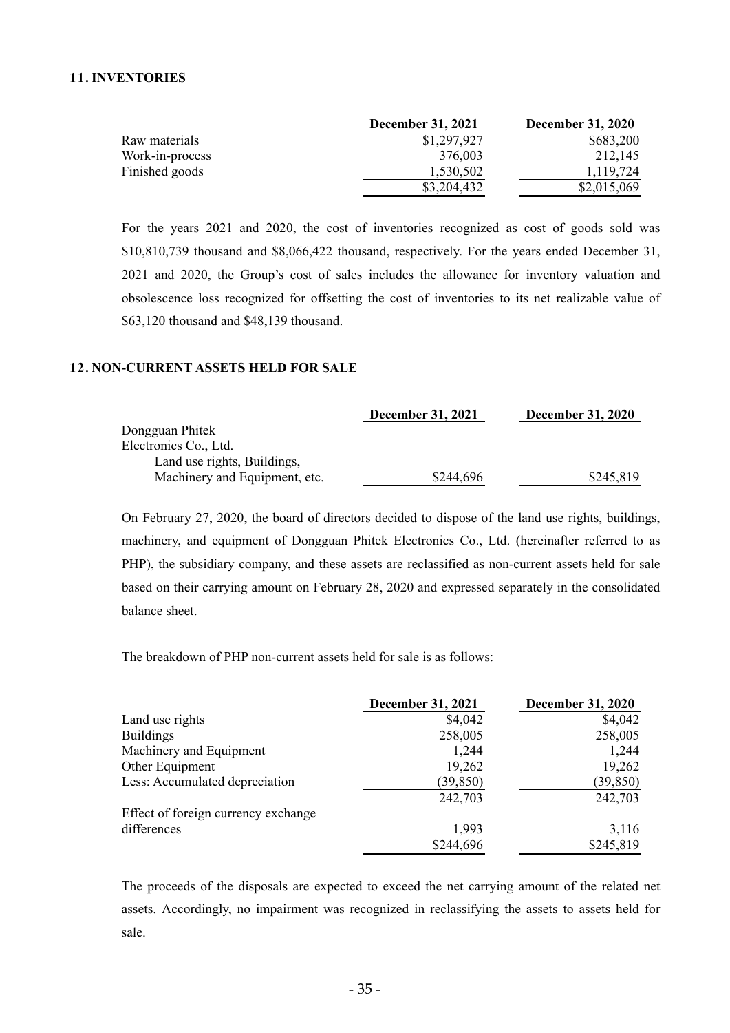## 11. INVENTORIES

| | December 31, 2021 | December 31, 2020 |
|---|---|---|
| Raw materials | $1,297,927 | $683,200 |
| Work-in-process | 376,003 | 212,145 |
| Finished goods | 1,530,502 | 1,119,724 |
| | $3,204,432 | $2,015,069 |

For the years 2021 and 2020, the cost of inventories recognized as cost of goods sold was $10,810,739 thousand and $8,066,422 thousand, respectively. For the years ended December 31, 2021 and 2020, the Group's cost of sales includes the allowance for inventory valuation and obsolescence loss recognized for offsetting the cost of inventories to its net realizable value of $63,120 thousand and $48,139 thousand.

## 12. NON-CURRENT ASSETS HELD FOR SALE

| | December 31, 2021 | December 31, 2020 |
|---|---|---|
| Dongguan Phitek Electronics Co., Ltd. | | |
| Land use rights, Buildings, Machinery and Equipment, etc. | $244,696 | $245,819 |

On February 27, 2020, the board of directors decided to dispose of the land use rights, buildings, machinery, and equipment of Dongguan Phitek Electronics Co., Ltd. (hereinafter referred to as PHP), the subsidiary company, and these assets are reclassified as non-current assets held for sale based on their carrying amount on February 28, 2020 and expressed separately in the consolidated balance sheet.

The breakdown of PHP non-current assets held for sale is as follows:

| | December 31, 2021 | December 31, 2020 |
|---|---|---|
| Land use rights | $4,042 | $4,042 |
| Buildings | 258,005 | 258,005 |
| Machinery and Equipment | 1,244 | 1,244 |
| Other Equipment | 19,262 | 19,262 |
| Less: Accumulated depreciation | (39,850) | (39,850) |
| | 242,703 | 242,703 |
| Effect of foreign currency exchange differences | 1,993 | 3,116 |
| | $244,696 | $245,819 |

The proceeds of the disposals are expected to exceed the net carrying amount of the related net assets. Accordingly, no impairment was recognized in reclassifying the assets to assets held for sale.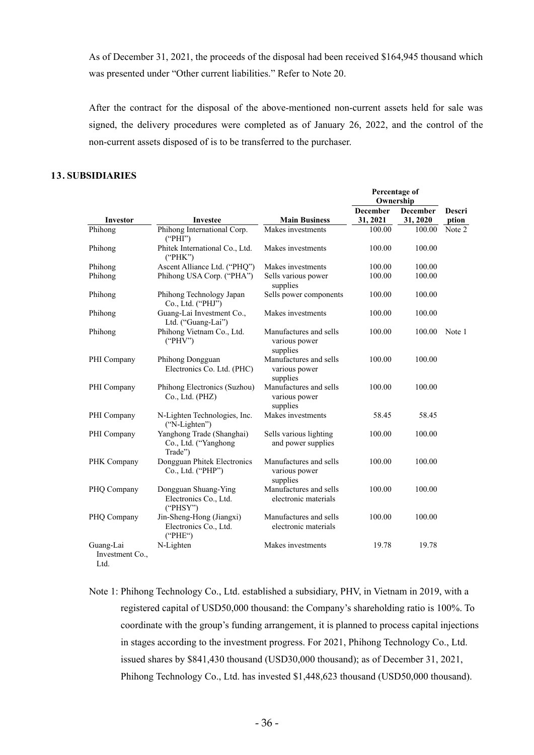As of December 31, 2021, the proceeds of the disposal had been received $164,945 thousand which was presented under "Other current liabilities." Refer to Note 20.

After the contract for the disposal of the above-mentioned non-current assets held for sale was signed, the delivery procedures were completed as of January 26, 2022, and the control of the non-current assets disposed of is to be transferred to the purchaser.

## 13. SUBSIDIARIES

| | | | Percentage of Ownership | | |
|---|---|---|---|---|---|
| **Investor** | **Investee** | **Main Business** | **December 31, 2021** | **December 31, 2020** | **Description** |
| Phihong | Phihong International Corp. ("PHI") | Makes investments | 100.00 | 100.00 | Note 2 |
| Phihong | Phitek International Co., Ltd. ("PHK") | Makes investments | 100.00 | 100.00 | |
| Phihong | Ascent Alliance Ltd. ("PHQ") | Makes investments | 100.00 | 100.00 | |
| Phihong | Phihong USA Corp. ("PHA") | Sells various power supplies | 100.00 | 100.00 | |
| Phihong | Phihong Technology Japan Co., Ltd. ("PHJ") | Sells power components | 100.00 | 100.00 | |
| Phihong | Guang-Lai Investment Co., Ltd. ("Guang-Lai") | Makes investments | 100.00 | 100.00 | |
| Phihong | Phihong Vietnam Co., Ltd. ("PHV") | Manufactures and sells various power supplies | 100.00 | 100.00 | Note 1 |
| PHI Company | Phihong Dongguan Electronics Co. Ltd. (PHC) | Manufactures and sells various power supplies | 100.00 | 100.00 | |
| PHI Company | Phihong Electronics (Suzhou) Co., Ltd. (PHZ) | Manufactures and sells various power supplies | 100.00 | 100.00 | |
| PHI Company | N-Lighten Technologies, Inc. ("N-Lighten") | Makes investments | 58.45 | 58.45 | |
| PHI Company | Yanghong Trade (Shanghai) Co., Ltd. ("Yanghong Trade") | Sells various lighting and power supplies | 100.00 | 100.00 | |
| PHK Company | Dongguan Phitek Electronics Co., Ltd. ("PHP") | Manufactures and sells various power supplies | 100.00 | 100.00 | |
| PHQ Company | Dongguan Shuang-Ying Electronics Co., Ltd. ("PHSY") | Manufactures and sells electronic materials | 100.00 | 100.00 | |
| PHQ Company | Jin-Sheng-Hong (Jiangxi) Electronics Co., Ltd. ("PHE") | Manufactures and sells electronic materials | 100.00 | 100.00 | |
| Guang-Lai Investment Co., Ltd. | N-Lighten | Makes investments | 19.78 | 19.78 | |

Note 1: Phihong Technology Co., Ltd. established a subsidiary, PHV, in Vietnam in 2019, with a registered capital of USD50,000 thousand: the Company's shareholding ratio is 100%. To coordinate with the group's funding arrangement, it is planned to process capital injections in stages according to the investment progress. For 2021, Phihong Technology Co., Ltd. issued shares by $841,430 thousand (USD30,000 thousand); as of December 31, 2021, Phihong Technology Co., Ltd. has invested $1,448,623 thousand (USD50,000 thousand).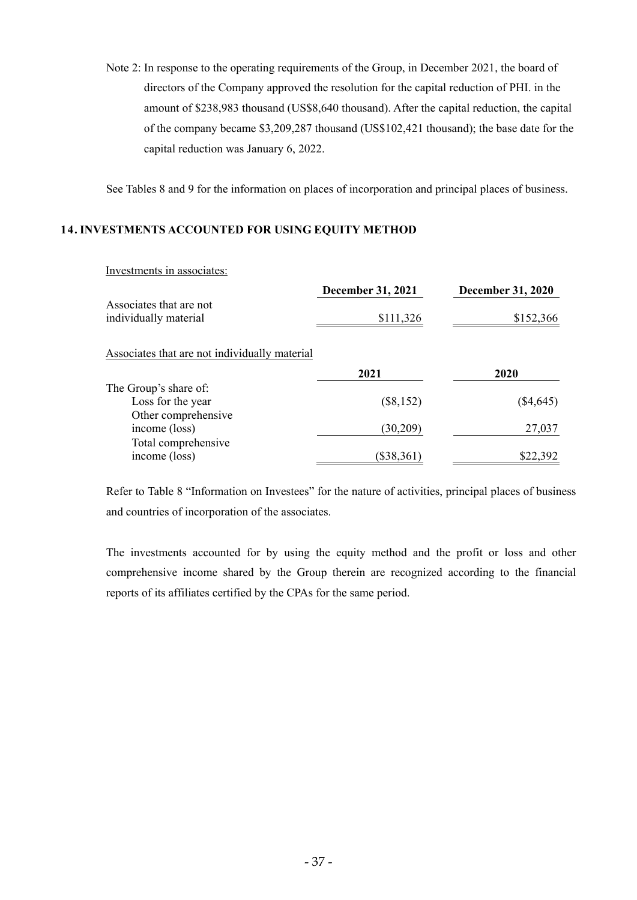Note 2: In response to the operating requirements of the Group, in December 2021, the board of directors of the Company approved the resolution for the capital reduction of PHI. in the amount of $238,983 thousand (US$8,640 thousand). After the capital reduction, the capital of the company became $3,209,287 thousand (US$102,421 thousand); the base date for the capital reduction was January 6, 2022.

See Tables 8 and 9 for the information on places of incorporation and principal places of business.

## 14. INVESTMENTS ACCOUNTED FOR USING EQUITY METHOD

Investments in associates:

| | December 31, 2021 | December 31, 2020 |
|---|---|---|
| Associates that are not individually material | $111,326 | $152,366 |

Associates that are not individually material

| | 2021 | 2020 |
|---|---|---|
| The Group's share of: | | |
| Loss for the year | ($8,152) | ($4,645) |
| Other comprehensive income (loss) | (30,209) | 27,037 |
| Total comprehensive income (loss) | ($38,361) | $22,392 |

Refer to Table 8 "Information on Investees" for the nature of activities, principal places of business and countries of incorporation of the associates.

The investments accounted for by using the equity method and the profit or loss and other comprehensive income shared by the Group therein are recognized according to the financial reports of its affiliates certified by the CPAs for the same period.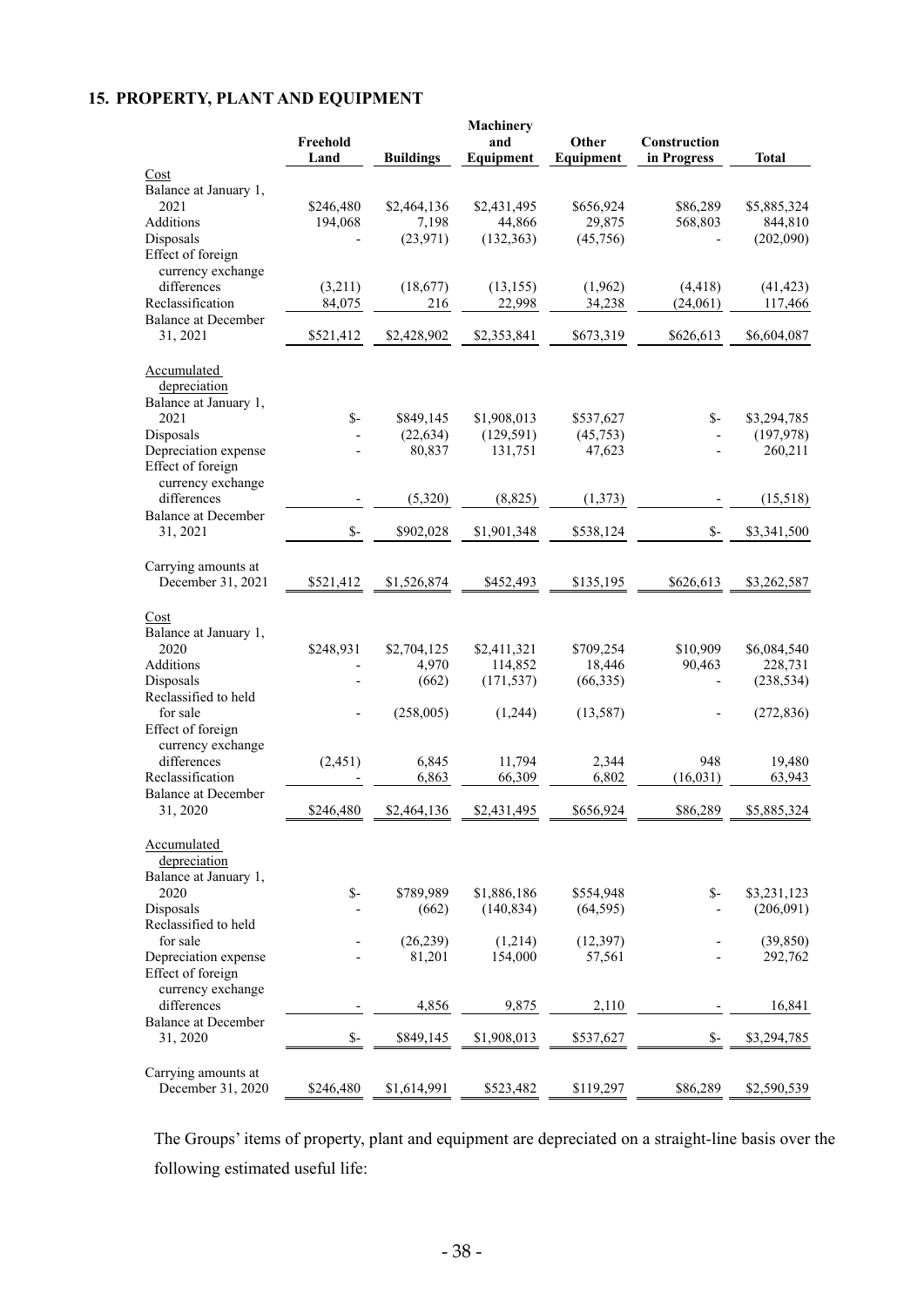## 15. PROPERTY, PLANT AND EQUIPMENT

| | Freehold Land | Buildings | Machinery and Equipment | Other Equipment | Construction in Progress | Total |
|---|---|---|---|---|---|---|
| Cost | | | | | | |
| Balance at January 1, 2021 | $246,480 | $2,464,136 | $2,431,495 | $656,924 | $86,289 | $5,885,324 |
| Additions | 194,068 | 7,198 | 44,866 | 29,875 | 568,803 | 844,810 |
| Disposals | - | (23,971) | (132,363) | (45,756) | - | (202,090) |
| Effect of foreign currency exchange differences | (3,211) | (18,677) | (13,155) | (1,962) | (4,418) | (41,423) |
| Reclassification | 84,075 | 216 | 22,998 | 34,238 | (24,061) | 117,466 |
| Balance at December 31, 2021 | $521,412 | $2,428,902 | $2,353,841 | $673,319 | $626,613 | $6,604,087 |
| Accumulated depreciation | | | | | | |
| Balance at January 1, 2021 | $- | $849,145 | $1,908,013 | $537,627 | $- | $3,294,785 |
| Disposals | - | (22,634) | (129,591) | (45,753) | - | (197,978) |
| Depreciation expense | - | 80,837 | 131,751 | 47,623 | - | 260,211 |
| Effect of foreign currency exchange differences | - | (5,320) | (8,825) | (1,373) | - | (15,518) |
| Balance at December 31, 2021 | $- | $902,028 | $1,901,348 | $538,124 | $- | $3,341,500 |
| Carrying amounts at December 31, 2021 | $521,412 | $1,526,874 | $452,493 | $135,195 | $626,613 | $3,262,587 |
| Cost | | | | | | |
| Balance at January 1, 2020 | $248,931 | $2,704,125 | $2,411,321 | $709,254 | $10,909 | $6,084,540 |
| Additions | - | 4,970 | 114,852 | 18,446 | 90,463 | 228,731 |
| Disposals | - | (662) | (171,537) | (66,335) | - | (238,534) |
| Reclassified to held for sale | - | (258,005) | (1,244) | (13,587) | - | (272,836) |
| Effect of foreign currency exchange differences | (2,451) | 6,845 | 11,794 | 2,344 | 948 | 19,480 |
| Reclassification | - | 6,863 | 66,309 | 6,802 | (16,031) | 63,943 |
| Balance at December 31, 2020 | $246,480 | $2,464,136 | $2,431,495 | $656,924 | $86,289 | $5,885,324 |
| Accumulated depreciation | | | | | | |
| Balance at January 1, 2020 | $- | $789,989 | $1,886,186 | $554,948 | $- | $3,231,123 |
| Disposals | - | (662) | (140,834) | (64,595) | - | (206,091) |
| Reclassified to held for sale | - | (26,239) | (1,214) | (12,397) | - | (39,850) |
| Depreciation expense | - | 81,201 | 154,000 | 57,561 | - | 292,762 |
| Effect of foreign currency exchange differences | - | 4,856 | 9,875 | 2,110 | - | 16,841 |
| Balance at December 31, 2020 | $- | $849,145 | $1,908,013 | $537,627 | $- | $3,294,785 |
| Carrying amounts at December 31, 2020 | $246,480 | $1,614,991 | $523,482 | $119,297 | $86,289 | $2,590,539 |

The Groups' items of property, plant and equipment are depreciated on a straight-line basis over the following estimated useful life: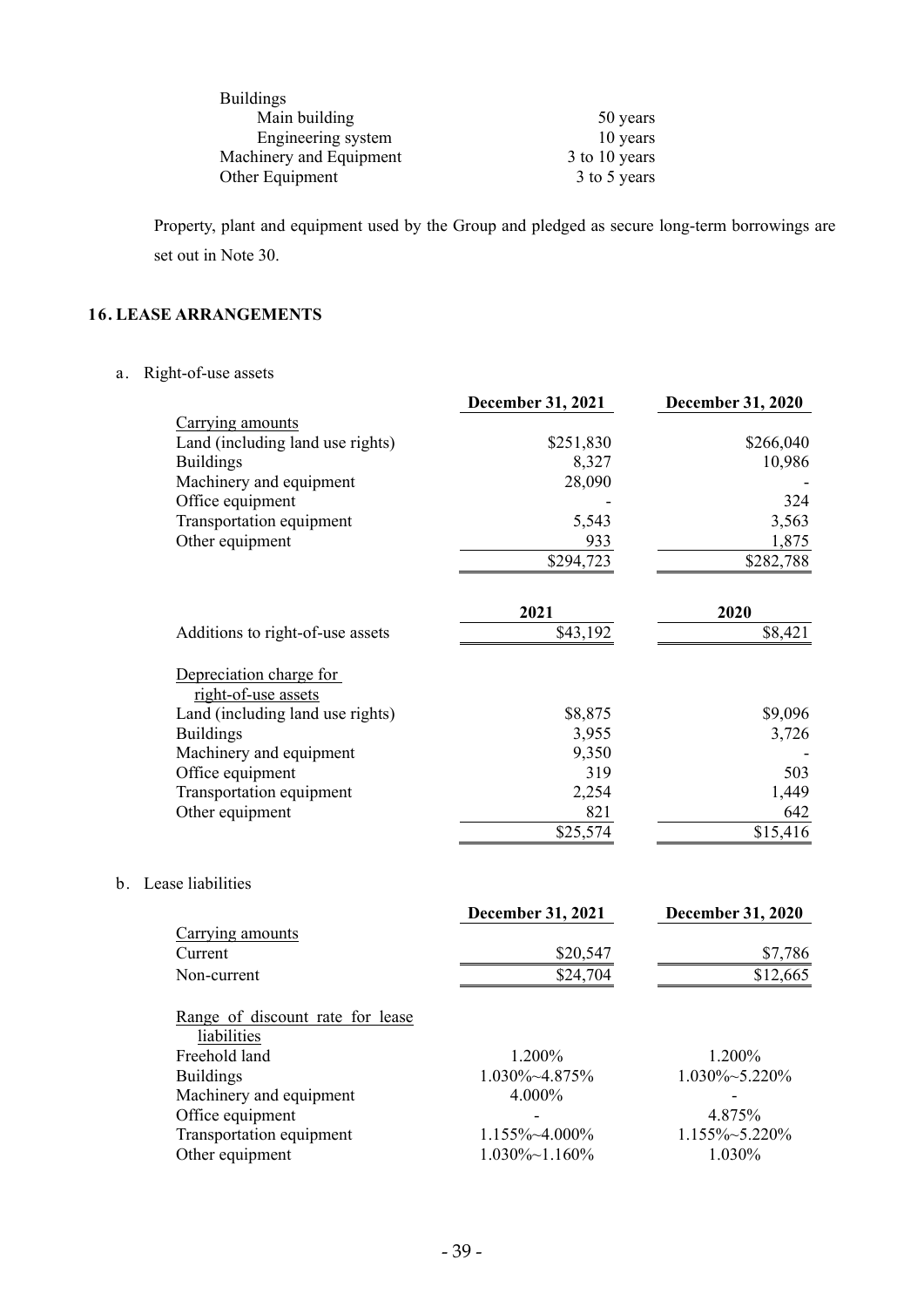| | |
|---|---|
| Buildings | |
| Main building | 50 years |
| Engineering system | 10 years |
| Machinery and Equipment | 3 to 10 years |
| Other Equipment | 3 to 5 years |

Property, plant and equipment used by the Group and pledged as secure long-term borrowings are set out in Note 30.

## 16. LEASE ARRANGEMENTS

a. Right-of-use assets

| | December 31, 2021 | December 31, 2020 |
|---|---|---|
| Carrying amounts | | |
| Land (including land use rights) | $251,830 | $266,040 |
| Buildings | 8,327 | 10,986 |
| Machinery and equipment | 28,090 | - |
| Office equipment | - | 324 |
| Transportation equipment | 5,543 | 3,563 |
| Other equipment | 933 | 1,875 |
| | $294,723 | $282,788 |

| | 2021 | 2020 |
|---|---|---|
| Additions to right-of-use assets | $43,192 | $8,421 |
| | | |
| Depreciation charge for right-of-use assets | | |
| Land (including land use rights) | $8,875 | $9,096 |
| Buildings | 3,955 | 3,726 |
| Machinery and equipment | 9,350 | - |
| Office equipment | 319 | 503 |
| Transportation equipment | 2,254 | 1,449 |
| Other equipment | 821 | 642 |
| | $25,574 | $15,416 |

b. Lease liabilities

| | December 31, 2021 | December 31, 2020 |
|---|---|---|
| Carrying amounts | | |
| Current | $20,547 | $7,786 |
| Non-current | $24,704 | $12,665 |
| | | |
| Range of discount rate for lease liabilities | | |
| Freehold land | 1.200% | 1.200% |
| Buildings | 1.030%~4.875% | 1.030%~5.220% |
| Machinery and equipment | 4.000% | - |
| Office equipment | - | 4.875% |
| Transportation equipment | 1.155%~4.000% | 1.155%~5.220% |
| Other equipment | 1.030%~1.160% | 1.030% |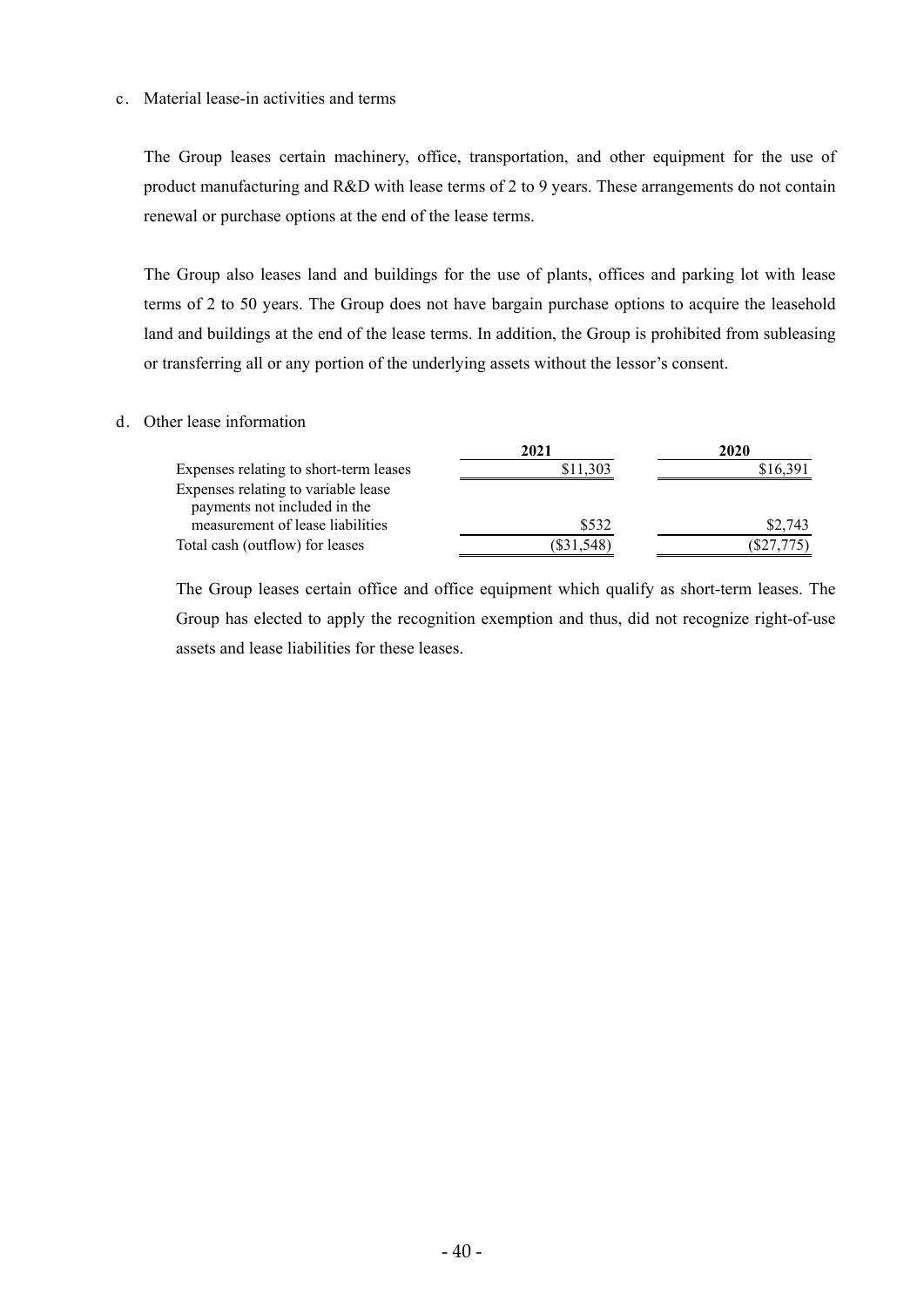c. Material lease-in activities and terms

The Group leases certain machinery, office, transportation, and other equipment for the use of product manufacturing and R&D with lease terms of 2 to 9 years. These arrangements do not contain renewal or purchase options at the end of the lease terms.

The Group also leases land and buildings for the use of plants, offices and parking lot with lease terms of 2 to 50 years. The Group does not have bargain purchase options to acquire the leasehold land and buildings at the end of the lease terms. In addition, the Group is prohibited from subleasing or transferring all or any portion of the underlying assets without the lessor's consent.

d. Other lease information

| | 2021 | 2020 |
|---|---|---|
| Expenses relating to short-term leases | $11,303 | $16,391 |
| Expenses relating to variable lease payments not included in the measurement of lease liabilities | $532 | $2,743 |
| Total cash (outflow) for leases | ($31,548) | ($27,775) |

The Group leases certain office and office equipment which qualify as short-term leases. The Group has elected to apply the recognition exemption and thus, did not recognize right-of-use assets and lease liabilities for these leases.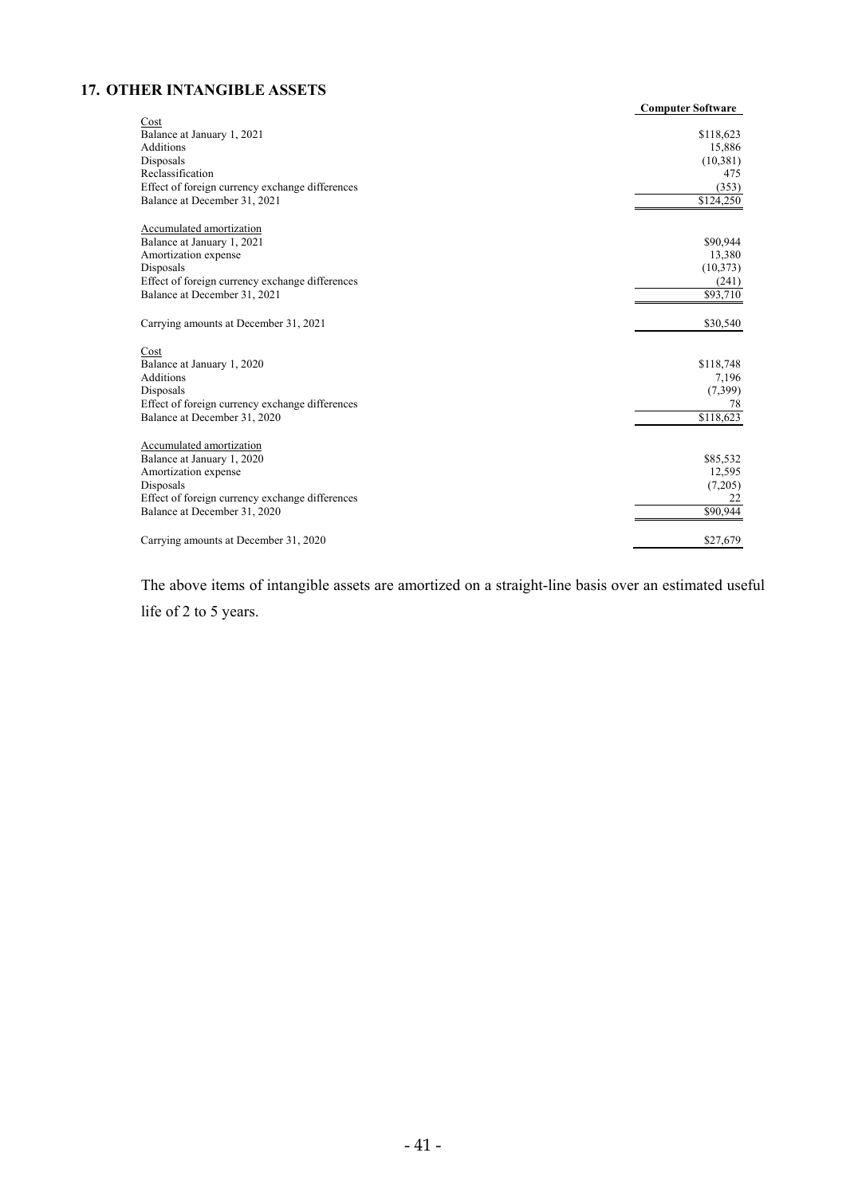## 17. OTHER INTANGIBLE ASSETS

| | Computer Software |
|---|---|
| Cost | |
| Balance at January 1, 2021 | $118,623 |
| Additions | 15,886 |
| Disposals | (10,381) |
| Reclassification | 475 |
| Effect of foreign currency exchange differences | (353) |
| Balance at December 31, 2021 | $124,250 |
| | |
| Accumulated amortization | |
| Balance at January 1, 2021 | $90,944 |
| Amortization expense | 13,380 |
| Disposals | (10,373) |
| Effect of foreign currency exchange differences | (241) |
| Balance at December 31, 2021 | $93,710 |
| | |
| Carrying amounts at December 31, 2021 | $30,540 |
| | |
| Cost | |
| Balance at January 1, 2020 | $118,748 |
| Additions | 7,196 |
| Disposals | (7,399) |
| Effect of foreign currency exchange differences | 78 |
| Balance at December 31, 2020 | $118,623 |
| | |
| Accumulated amortization | |
| Balance at January 1, 2020 | $85,532 |
| Amortization expense | 12,595 |
| Disposals | (7,205) |
| Effect of foreign currency exchange differences | 22 |
| Balance at December 31, 2020 | $90,944 |
| | |
| Carrying amounts at December 31, 2020 | $27,679 |

The above items of intangible assets are amortized on a straight-line basis over an estimated useful life of 2 to 5 years.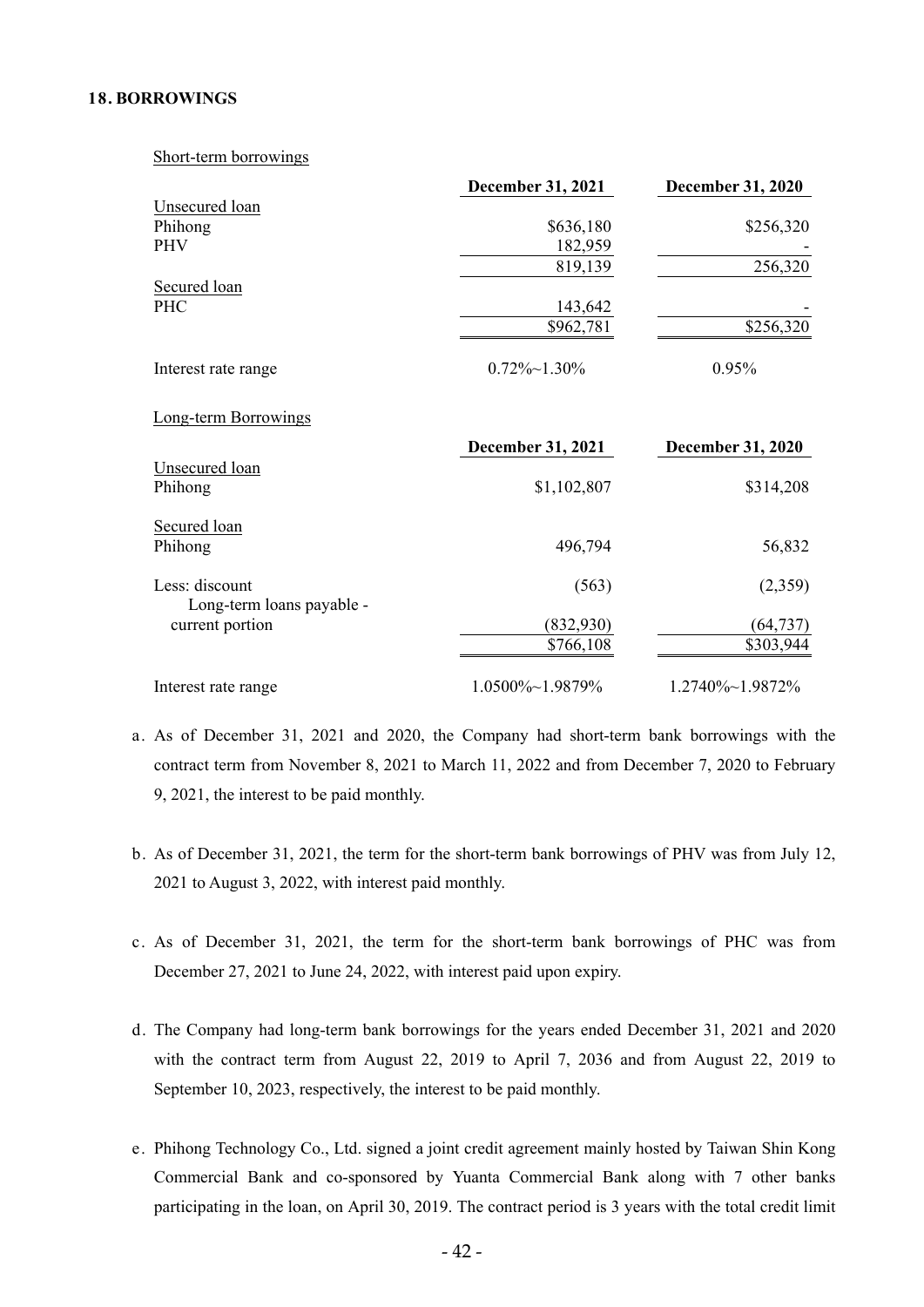### 18. BORROWINGS

Short-term borrowings

| | December 31, 2021 | December 31, 2020 |
|---|---|---|
| Unsecured loan | | |
| Phihong | $636,180 | $256,320 |
| PHV | 182,959 | - |
| | 819,139 | 256,320 |
| Secured loan | | |
| PHC | 143,642 | - |
| | $962,781 | $256,320 |
| Interest rate range | 0.72%~1.30% | 0.95% |

Long-term Borrowings

| | December 31, 2021 | December 31, 2020 |
|---|---|---|
| Unsecured loan | | |
| Phihong | $1,102,807 | $314,208 |
| Secured loan | | |
| Phihong | 496,794 | 56,832 |
| Less: discount | (563) | (2,359) |
| Long-term loans payable - current portion | (832,930) | (64,737) |
| | $766,108 | $303,944 |
| Interest rate range | 1.0500%~1.9879% | 1.2740%~1.9872% |

a. As of December 31, 2021 and 2020, the Company had short-term bank borrowings with the contract term from November 8, 2021 to March 11, 2022 and from December 7, 2020 to February 9, 2021, the interest to be paid monthly.

b. As of December 31, 2021, the term for the short-term bank borrowings of PHV was from July 12, 2021 to August 3, 2022, with interest paid monthly.

c. As of December 31, 2021, the term for the short-term bank borrowings of PHC was from December 27, 2021 to June 24, 2022, with interest paid upon expiry.

d. The Company had long-term bank borrowings for the years ended December 31, 2021 and 2020 with the contract term from August 22, 2019 to April 7, 2036 and from August 22, 2019 to September 10, 2023, respectively, the interest to be paid monthly.

e. Phihong Technology Co., Ltd. signed a joint credit agreement mainly hosted by Taiwan Shin Kong Commercial Bank and co-sponsored by Yuanta Commercial Bank along with 7 other banks participating in the loan, on April 30, 2019. The contract period is 3 years with the total credit limit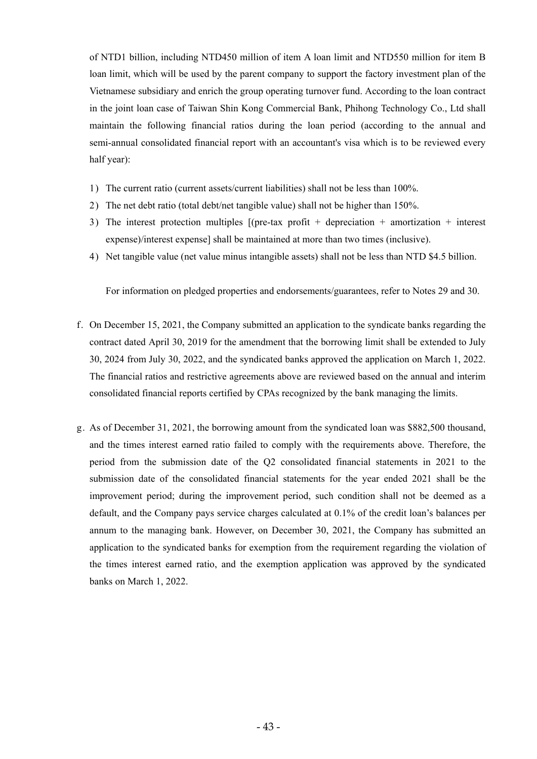of NTD1 billion, including NTD450 million of item A loan limit and NTD550 million for item B loan limit, which will be used by the parent company to support the factory investment plan of the Vietnamese subsidiary and enrich the group operating turnover fund. According to the loan contract in the joint loan case of Taiwan Shin Kong Commercial Bank, Phihong Technology Co., Ltd shall maintain the following financial ratios during the loan period (according to the annual and semi-annual consolidated financial report with an accountant's visa which is to be reviewed every half year):

1) The current ratio (current assets/current liabilities) shall not be less than 100%.
2) The net debt ratio (total debt/net tangible value) shall not be higher than 150%.
3) The interest protection multiples [(pre-tax profit + depreciation + amortization + interest expense)/interest expense] shall be maintained at more than two times (inclusive).
4) Net tangible value (net value minus intangible assets) shall not be less than NTD $4.5 billion.

For information on pledged properties and endorsements/guarantees, refer to Notes 29 and 30.

f. On December 15, 2021, the Company submitted an application to the syndicate banks regarding the contract dated April 30, 2019 for the amendment that the borrowing limit shall be extended to July 30, 2024 from July 30, 2022, and the syndicated banks approved the application on March 1, 2022. The financial ratios and restrictive agreements above are reviewed based on the annual and interim consolidated financial reports certified by CPAs recognized by the bank managing the limits.

g. As of December 31, 2021, the borrowing amount from the syndicated loan was $882,500 thousand, and the times interest earned ratio failed to comply with the requirements above. Therefore, the period from the submission date of the Q2 consolidated financial statements in 2021 to the submission date of the consolidated financial statements for the year ended 2021 shall be the improvement period; during the improvement period, such condition shall not be deemed as a default, and the Company pays service charges calculated at 0.1% of the credit loan's balances per annum to the managing bank. However, on December 30, 2021, the Company has submitted an application to the syndicated banks for exemption from the requirement regarding the violation of the times interest earned ratio, and the exemption application was approved by the syndicated banks on March 1, 2022.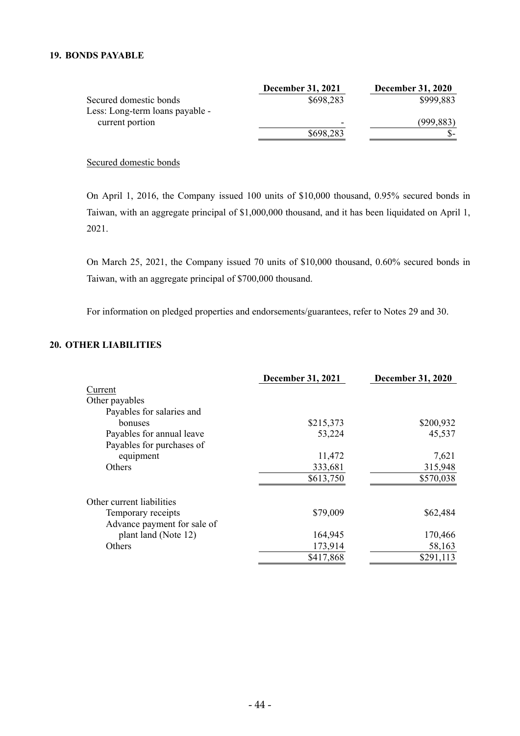## 19. BONDS PAYABLE

| | December 31, 2021 | December 31, 2020 |
|---|---|---|
| Secured domestic bonds | $698,283 | $999,883 |
| Less: Long-term loans payable - current portion | - | (999,883) |
| | $698,283 | $- |

Secured domestic bonds

On April 1, 2016, the Company issued 100 units of $10,000 thousand, 0.95% secured bonds in Taiwan, with an aggregate principal of $1,000,000 thousand, and it has been liquidated on April 1, 2021.

On March 25, 2021, the Company issued 70 units of $10,000 thousand, 0.60% secured bonds in Taiwan, with an aggregate principal of $700,000 thousand.

For information on pledged properties and endorsements/guarantees, refer to Notes 29 and 30.

## 20. OTHER LIABILITIES

| | December 31, 2021 | December 31, 2020 |
|---|---|---|
| Current | | |
| Other payables | | |
| Payables for salaries and bonuses | $215,373 | $200,932 |
| Payables for annual leave | 53,224 | 45,537 |
| Payables for purchases of equipment | 11,472 | 7,621 |
| Others | 333,681 | 315,948 |
| | $613,750 | $570,038 |
| | | |
| Other current liabilities | | |
| Temporary receipts | $79,009 | $62,484 |
| Advance payment for sale of plant land (Note 12) | 164,945 | 170,466 |
| Others | 173,914 | 58,163 |
| | $417,868 | $291,113 |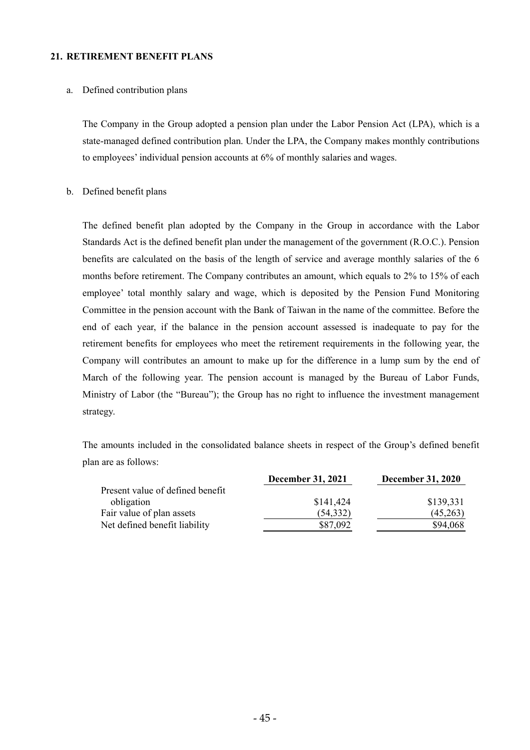## 21. RETIREMENT BENEFIT PLANS

a. Defined contribution plans

The Company in the Group adopted a pension plan under the Labor Pension Act (LPA), which is a state-managed defined contribution plan. Under the LPA, the Company makes monthly contributions to employees' individual pension accounts at 6% of monthly salaries and wages.

b. Defined benefit plans

The defined benefit plan adopted by the Company in the Group in accordance with the Labor Standards Act is the defined benefit plan under the management of the government (R.O.C.). Pension benefits are calculated on the basis of the length of service and average monthly salaries of the 6 months before retirement. The Company contributes an amount, which equals to 2% to 15% of each employee' total monthly salary and wage, which is deposited by the Pension Fund Monitoring Committee in the pension account with the Bank of Taiwan in the name of the committee. Before the end of each year, if the balance in the pension account assessed is inadequate to pay for the retirement benefits for employees who meet the retirement requirements in the following year, the Company will contributes an amount to make up for the difference in a lump sum by the end of March of the following year. The pension account is managed by the Bureau of Labor Funds, Ministry of Labor (the "Bureau"); the Group has no right to influence the investment management strategy.

The amounts included in the consolidated balance sheets in respect of the Group's defined benefit plan are as follows:

| | December 31, 2021 | December 31, 2020 |
|---|---|---|
| Present value of defined benefit obligation | $141,424 | $139,331 |
| Fair value of plan assets | (54,332) | (45,263) |
| Net defined benefit liability | $87,092 | $94,068 |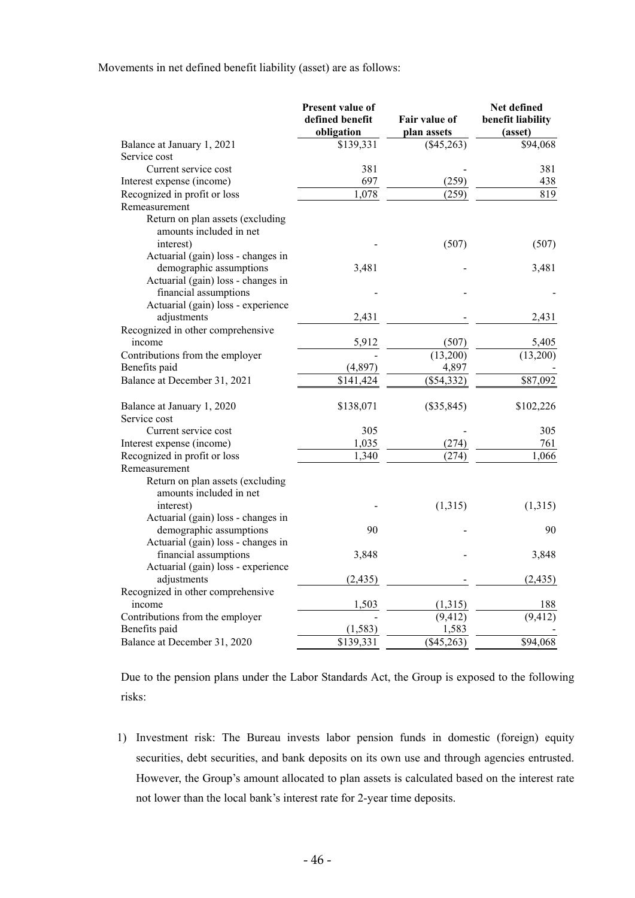Movements in net defined benefit liability (asset) are as follows:

| | Present value of defined benefit obligation | Fair value of plan assets | Net defined benefit liability (asset) |
|---|---|---|---|
| Balance at January 1, 2021 | $139,331 | ($45,263) | $94,068 |
| Service cost | | | |
| Current service cost | 381 | - | 381 |
| Interest expense (income) | 697 | (259) | 438 |
| Recognized in profit or loss | 1,078 | (259) | 819 |
| Remeasurement | | | |
| Return on plan assets (excluding amounts included in net interest) | - | (507) | (507) |
| Actuarial (gain) loss - changes in demographic assumptions | 3,481 | - | 3,481 |
| Actuarial (gain) loss - changes in financial assumptions | - | - | - |
| Actuarial (gain) loss - experience adjustments | 2,431 | - | 2,431 |
| Recognized in other comprehensive income | 5,912 | (507) | 5,405 |
| Contributions from the employer | - | (13,200) | (13,200) |
| Benefits paid | (4,897) | 4,897 | - |
| Balance at December 31, 2021 | $141,424 | ($54,332) | $87,092 |
| | | | |
| Balance at January 1, 2020 | $138,071 | ($35,845) | $102,226 |
| Service cost | | | |
| Current service cost | 305 | - | 305 |
| Interest expense (income) | 1,035 | (274) | 761 |
| Recognized in profit or loss | 1,340 | (274) | 1,066 |
| Remeasurement | | | |
| Return on plan assets (excluding amounts included in net interest) | - | (1,315) | (1,315) |
| Actuarial (gain) loss - changes in demographic assumptions | 90 | - | 90 |
| Actuarial (gain) loss - changes in financial assumptions | 3,848 | - | 3,848 |
| Actuarial (gain) loss - experience adjustments | (2,435) | - | (2,435) |
| Recognized in other comprehensive income | 1,503 | (1,315) | 188 |
| Contributions from the employer | - | (9,412) | (9,412) |
| Benefits paid | (1,583) | 1,583 | - |
| Balance at December 31, 2020 | $139,331 | ($45,263) | $94,068 |

Due to the pension plans under the Labor Standards Act, the Group is exposed to the following risks:

1) Investment risk: The Bureau invests labor pension funds in domestic (foreign) equity securities, debt securities, and bank deposits on its own use and through agencies entrusted. However, the Group's amount allocated to plan assets is calculated based on the interest rate not lower than the local bank's interest rate for 2-year time deposits.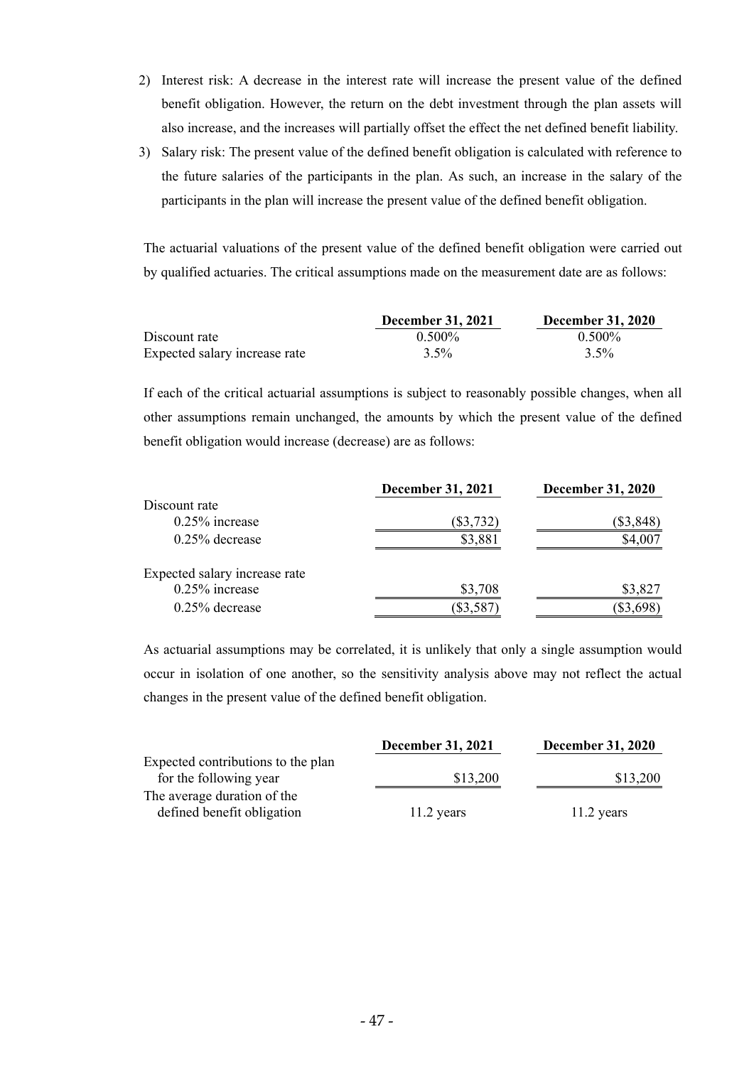2) Interest risk: A decrease in the interest rate will increase the present value of the defined benefit obligation. However, the return on the debt investment through the plan assets will also increase, and the increases will partially offset the effect the net defined benefit liability.
3) Salary risk: The present value of the defined benefit obligation is calculated with reference to the future salaries of the participants in the plan. As such, an increase in the salary of the participants in the plan will increase the present value of the defined benefit obligation.

The actuarial valuations of the present value of the defined benefit obligation were carried out by qualified actuaries. The critical assumptions made on the measurement date are as follows:

| | December 31, 2021 | December 31, 2020 |
|---|---|---|
| Discount rate | 0.500% | 0.500% |
| Expected salary increase rate | 3.5% | 3.5% |

If each of the critical actuarial assumptions is subject to reasonably possible changes, when all other assumptions remain unchanged, the amounts by which the present value of the defined benefit obligation would increase (decrease) are as follows:

| | December 31, 2021 | December 31, 2020 |
|---|---|---|
| Discount rate | | |
| 0.25% increase | ($3,732) | ($3,848) |
| 0.25% decrease | $3,881 | $4,007 |
| Expected salary increase rate | | |
| 0.25% increase | $3,708 | $3,827 |
| 0.25% decrease | ($3,587) | ($3,698) |

As actuarial assumptions may be correlated, it is unlikely that only a single assumption would occur in isolation of one another, so the sensitivity analysis above may not reflect the actual changes in the present value of the defined benefit obligation.

| | December 31, 2021 | December 31, 2020 |
|---|---|---|
| Expected contributions to the plan for the following year | $13,200 | $13,200 |
| The average duration of the defined benefit obligation | 11.2 years | 11.2 years |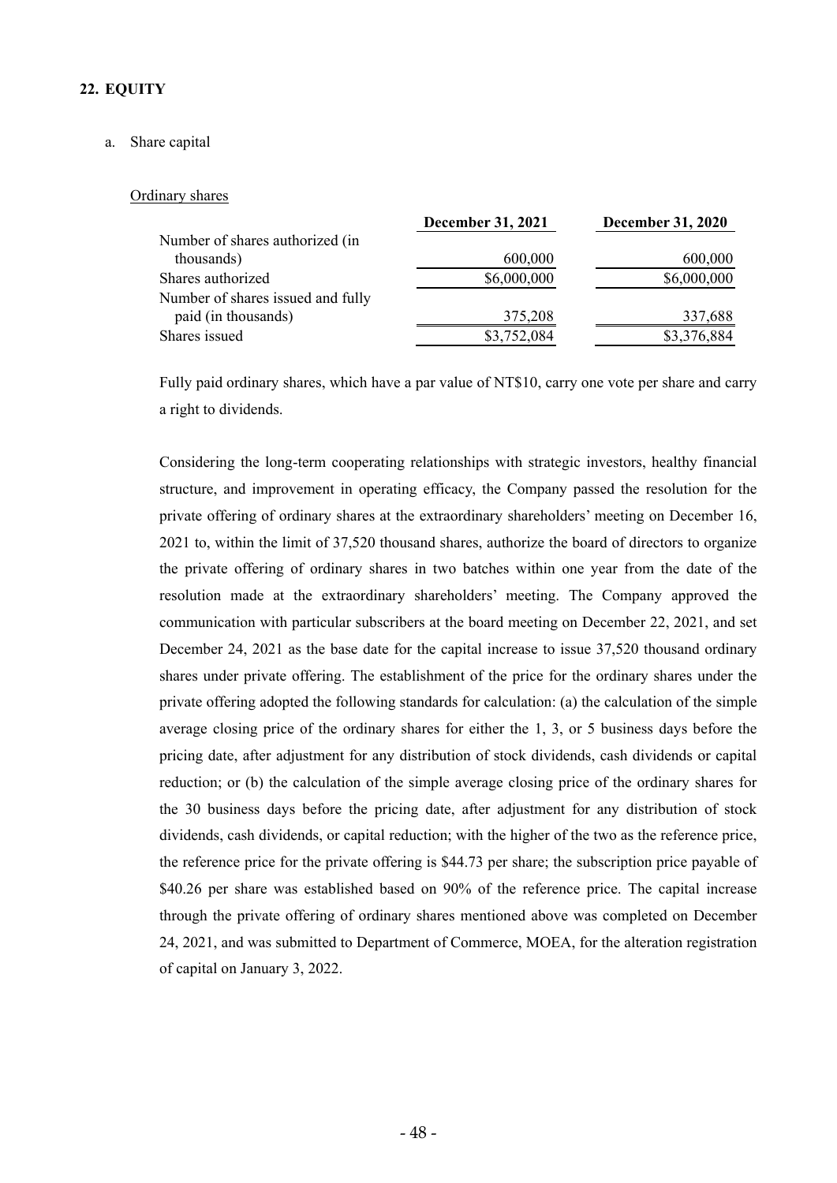## 22. EQUITY

a. Share capital

Ordinary shares

| | December 31, 2021 | December 31, 2020 |
|---|---|---|
| Number of shares authorized (in thousands) | 600,000 | 600,000 |
| Shares authorized | $6,000,000 | $6,000,000 |
| Number of shares issued and fully paid (in thousands) | 375,208 | 337,688 |
| Shares issued | $3,752,084 | $3,376,884 |

Fully paid ordinary shares, which have a par value of NT$10, carry one vote per share and carry a right to dividends.

Considering the long-term cooperating relationships with strategic investors, healthy financial structure, and improvement in operating efficacy, the Company passed the resolution for the private offering of ordinary shares at the extraordinary shareholders' meeting on December 16, 2021 to, within the limit of 37,520 thousand shares, authorize the board of directors to organize the private offering of ordinary shares in two batches within one year from the date of the resolution made at the extraordinary shareholders' meeting. The Company approved the communication with particular subscribers at the board meeting on December 22, 2021, and set December 24, 2021 as the base date for the capital increase to issue 37,520 thousand ordinary shares under private offering. The establishment of the price for the ordinary shares under the private offering adopted the following standards for calculation: (a) the calculation of the simple average closing price of the ordinary shares for either the 1, 3, or 5 business days before the pricing date, after adjustment for any distribution of stock dividends, cash dividends or capital reduction; or (b) the calculation of the simple average closing price of the ordinary shares for the 30 business days before the pricing date, after adjustment for any distribution of stock dividends, cash dividends, or capital reduction; with the higher of the two as the reference price, the reference price for the private offering is $44.73 per share; the subscription price payable of $40.26 per share was established based on 90% of the reference price. The capital increase through the private offering of ordinary shares mentioned above was completed on December 24, 2021, and was submitted to Department of Commerce, MOEA, for the alteration registration of capital on January 3, 2022.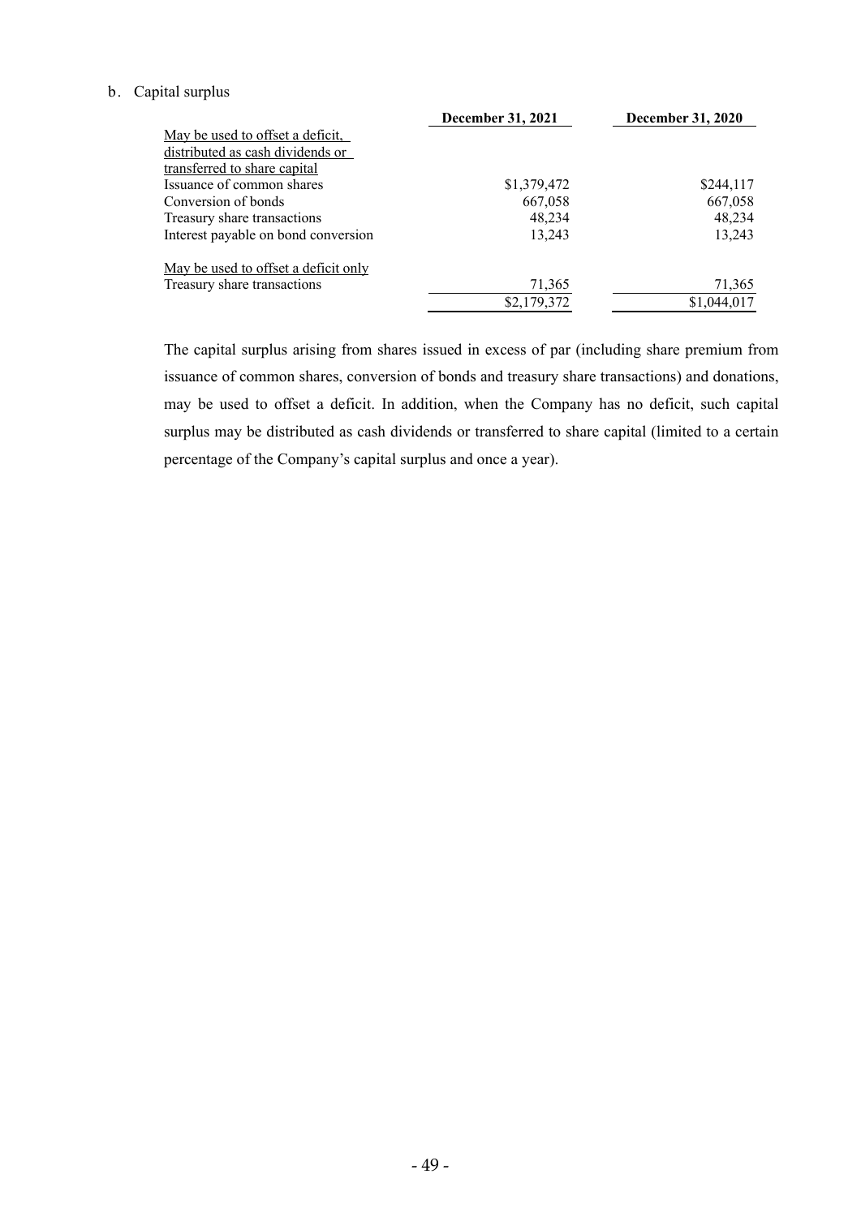b. Capital surplus

| | December 31, 2021 | December 31, 2020 |
|---|---|---|
| May be used to offset a deficit, distributed as cash dividends or transferred to share capital | | |
| Issuance of common shares | $1,379,472 | $244,117 |
| Conversion of bonds | 667,058 | 667,058 |
| Treasury share transactions | 48,234 | 48,234 |
| Interest payable on bond conversion | 13,243 | 13,243 |
| May be used to offset a deficit only | | |
| Treasury share transactions | 71,365 | 71,365 |
| | $2,179,372 | $1,044,017 |

The capital surplus arising from shares issued in excess of par (including share premium from issuance of common shares, conversion of bonds and treasury share transactions) and donations, may be used to offset a deficit. In addition, when the Company has no deficit, such capital surplus may be distributed as cash dividends or transferred to share capital (limited to a certain percentage of the Company's capital surplus and once a year).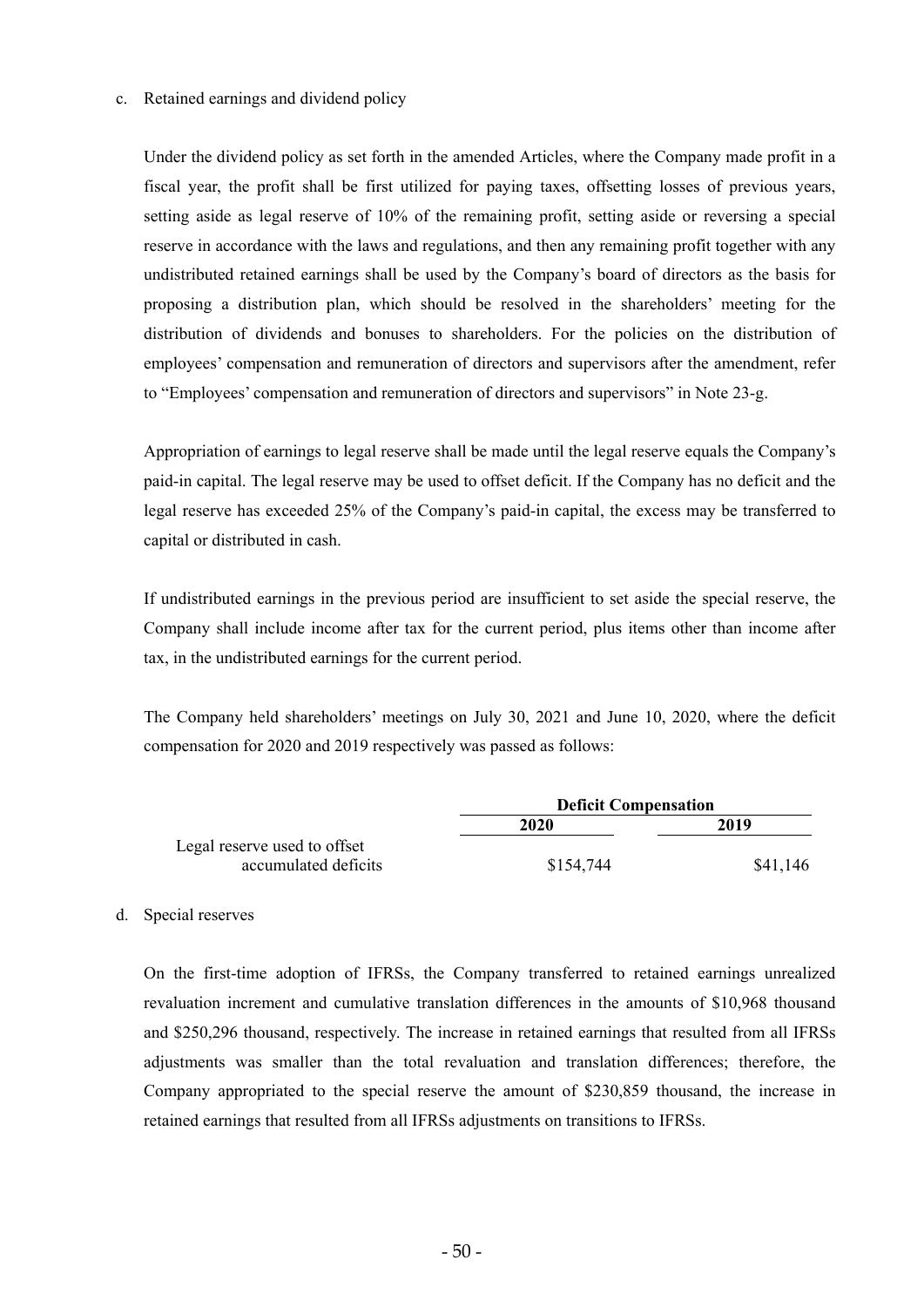c. Retained earnings and dividend policy

Under the dividend policy as set forth in the amended Articles, where the Company made profit in a fiscal year, the profit shall be first utilized for paying taxes, offsetting losses of previous years, setting aside as legal reserve of 10% of the remaining profit, setting aside or reversing a special reserve in accordance with the laws and regulations, and then any remaining profit together with any undistributed retained earnings shall be used by the Company's board of directors as the basis for proposing a distribution plan, which should be resolved in the shareholders' meeting for the distribution of dividends and bonuses to shareholders. For the policies on the distribution of employees' compensation and remuneration of directors and supervisors after the amendment, refer to "Employees' compensation and remuneration of directors and supervisors" in Note 23-g.

Appropriation of earnings to legal reserve shall be made until the legal reserve equals the Company's paid-in capital. The legal reserve may be used to offset deficit. If the Company has no deficit and the legal reserve has exceeded 25% of the Company's paid-in capital, the excess may be transferred to capital or distributed in cash.

If undistributed earnings in the previous period are insufficient to set aside the special reserve, the Company shall include income after tax for the current period, plus items other than income after tax, in the undistributed earnings for the current period.

The Company held shareholders' meetings on July 30, 2021 and June 10, 2020, where the deficit compensation for 2020 and 2019 respectively was passed as follows:

| | Deficit Compensation | |
|---|---|---|
| | **2020** | **2019** |
| Legal reserve used to offset accumulated deficits | $154,744 | $41,146 |

d. Special reserves

On the first-time adoption of IFRSs, the Company transferred to retained earnings unrealized revaluation increment and cumulative translation differences in the amounts of $10,968 thousand and $250,296 thousand, respectively. The increase in retained earnings that resulted from all IFRSs adjustments was smaller than the total revaluation and translation differences; therefore, the Company appropriated to the special reserve the amount of $230,859 thousand, the increase in retained earnings that resulted from all IFRSs adjustments on transitions to IFRSs.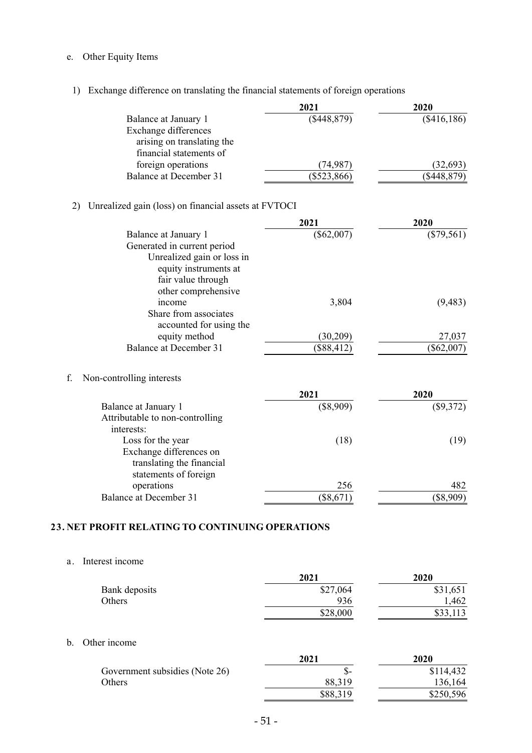e. Other Equity Items

1) Exchange difference on translating the financial statements of foreign operations

| | 2021 | 2020 |
|---|---|---|
| Balance at January 1 | ($448,879) | ($416,186) |
| Exchange differences arising on translating the financial statements of foreign operations | (74,987) | (32,693) |
| Balance at December 31 | ($523,866) | ($448,879) |

2) Unrealized gain (loss) on financial assets at FVTOCI

| | 2021 | 2020 |
|---|---|---|
| Balance at January 1 | ($62,007) | ($79,561) |
| Generated in current period | | |
| Unrealized gain or loss in equity instruments at fair value through other comprehensive income | 3,804 | (9,483) |
| Share from associates accounted for using the equity method | (30,209) | 27,037 |
| Balance at December 31 | ($88,412) | ($62,007) |

f. Non-controlling interests

| | 2021 | 2020 |
|---|---|---|
| Balance at January 1 | ($8,909) | ($9,372) |
| Attributable to non-controlling interests: | | |
| Loss for the year | (18) | (19) |
| Exchange differences on translating the financial statements of foreign operations | 256 | 482 |
| Balance at December 31 | ($8,671) | ($8,909) |

## 23. NET PROFIT RELATING TO CONTINUING OPERATIONS

a. Interest income

| | 2021 | 2020 |
|---|---|---|
| Bank deposits | $27,064 | $31,651 |
| Others | 936 | 1,462 |
| | $28,000 | $33,113 |

b. Other income

| | 2021 | 2020 |
|---|---|---|
| Government subsidies (Note 26) | $- | $114,432 |
| Others | 88,319 | 136,164 |
| | $88,319 | $250,596 |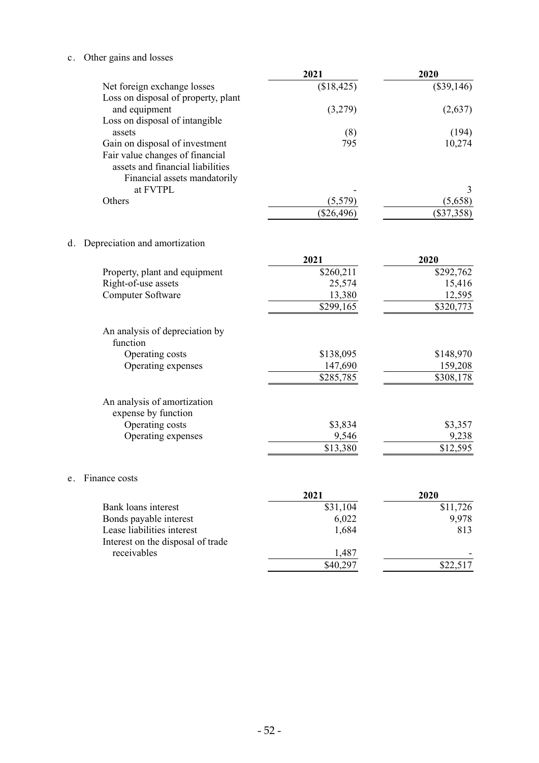c. Other gains and losses

| | 2021 | 2020 |
|---|---|---|
| Net foreign exchange losses | ($18,425) | ($39,146) |
| Loss on disposal of property, plant and equipment | (3,279) | (2,637) |
| Loss on disposal of intangible assets | (8) | (194) |
| Gain on disposal of investment | 795 | 10,274 |
| Fair value changes of financial assets and financial liabilities | | |
| Financial assets mandatorily at FVTPL | - | 3 |
| Others | (5,579) | (5,658) |
| | ($26,496) | ($37,358) |

d. Depreciation and amortization

| | 2021 | 2020 |
|---|---|---|
| Property, plant and equipment | $260,211 | $292,762 |
| Right-of-use assets | 25,574 | 15,416 |
| Computer Software | 13,380 | 12,595 |
| | $299,165 | $320,773 |
| | | |
| An analysis of depreciation by function | | |
| Operating costs | $138,095 | $148,970 |
| Operating expenses | 147,690 | 159,208 |
| | $285,785 | $308,178 |
| | | |
| An analysis of amortization expense by function | | |
| Operating costs | $3,834 | $3,357 |
| Operating expenses | 9,546 | 9,238 |
| | $13,380 | $12,595 |

e. Finance costs

| | 2021 | 2020 |
|---|---|---|
| Bank loans interest | $31,104 | $11,726 |
| Bonds payable interest | 6,022 | 9,978 |
| Lease liabilities interest | 1,684 | 813 |
| Interest on the disposal of trade receivables | 1,487 | - |
| | $40,297 | $22,517 |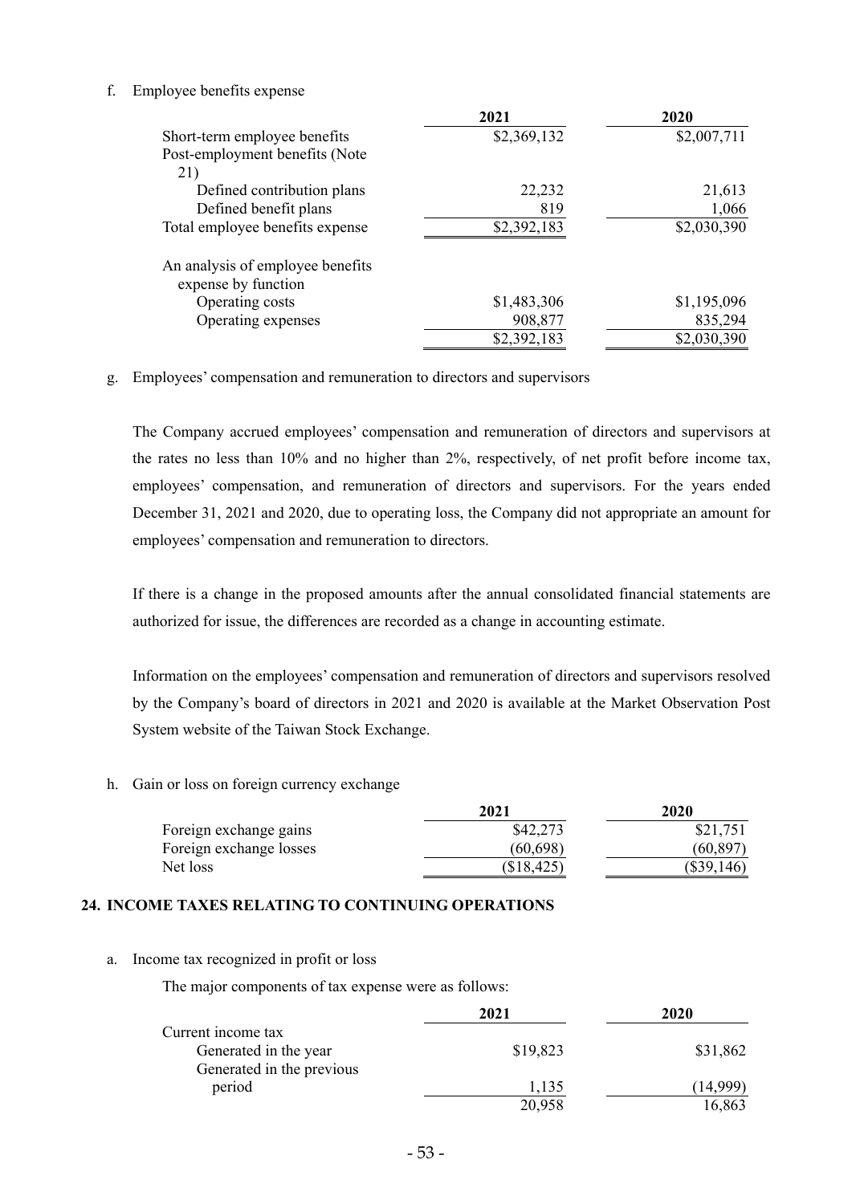f. Employee benefits expense

| | 2021 | 2020 |
|---|---|---|
| Short-term employee benefits | $2,369,132 | $2,007,711 |
| Post-employment benefits (Note 21) | | |
| Defined contribution plans | 22,232 | 21,613 |
| Defined benefit plans | 819 | 1,066 |
| Total employee benefits expense | $2,392,183 | $2,030,390 |
| | | |
| An analysis of employee benefits expense by function | | |
| Operating costs | $1,483,306 | $1,195,096 |
| Operating expenses | 908,877 | 835,294 |
| | $2,392,183 | $2,030,390 |

g. Employees' compensation and remuneration to directors and supervisors

The Company accrued employees' compensation and remuneration of directors and supervisors at the rates no less than 10% and no higher than 2%, respectively, of net profit before income tax, employees' compensation, and remuneration of directors and supervisors. For the years ended December 31, 2021 and 2020, due to operating loss, the Company did not appropriate an amount for employees' compensation and remuneration to directors.

If there is a change in the proposed amounts after the annual consolidated financial statements are authorized for issue, the differences are recorded as a change in accounting estimate.

Information on the employees' compensation and remuneration of directors and supervisors resolved by the Company's board of directors in 2021 and 2020 is available at the Market Observation Post System website of the Taiwan Stock Exchange.

h. Gain or loss on foreign currency exchange

| | 2021 | 2020 |
|---|---|---|
| Foreign exchange gains | $42,273 | $21,751 |
| Foreign exchange losses | (60,698) | (60,897) |
| Net loss | ($18,425) | ($39,146) |

## 24. INCOME TAXES RELATING TO CONTINUING OPERATIONS

a. Income tax recognized in profit or loss

The major components of tax expense were as follows:

| | 2021 | 2020 |
|---|---|---|
| Current income tax | | |
| Generated in the year | $19,823 | $31,862 |
| Generated in the previous period | 1,135 | (14,999) |
| | 20,958 | 16,863 |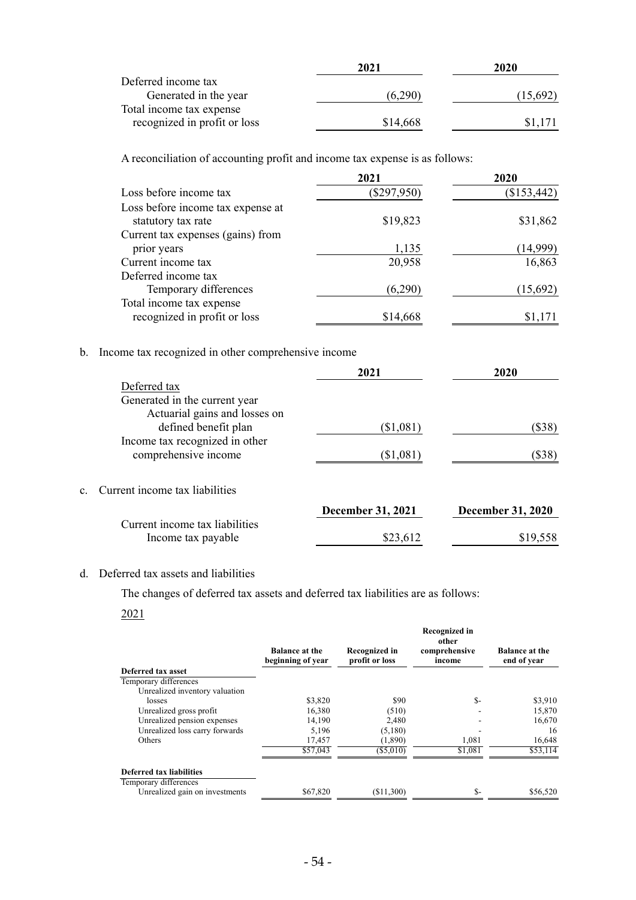| | 2021 | 2020 |
|---|---|---|
| Deferred income tax | | |
| Generated in the year | (6,290) | (15,692) |
| Total income tax expense recognized in profit or loss | $14,668 | $1,171 |

A reconciliation of accounting profit and income tax expense is as follows:

| | 2021 | 2020 |
|---|---|---|
| Loss before income tax | ($297,950) | ($153,442) |
| Loss before income tax expense at statutory tax rate | $19,823 | $31,862 |
| Current tax expenses (gains) from prior years | 1,135 | (14,999) |
| Current income tax | 20,958 | 16,863 |
| Deferred income tax | | |
| Temporary differences | (6,290) | (15,692) |
| Total income tax expense recognized in profit or loss | $14,668 | $1,171 |

b. Income tax recognized in other comprehensive income

| | 2021 | 2020 |
|---|---|---|
| Deferred tax | | |
| Generated in the current year | | |
| Actuarial gains and losses on defined benefit plan | ($1,081) | ($38) |
| Income tax recognized in other comprehensive income | ($1,081) | ($38) |

c. Current income tax liabilities

| | December 31, 2021 | December 31, 2020 |
|---|---|---|
| Current income tax liabilities | | |
| Income tax payable | $23,612 | $19,558 |

d. Deferred tax assets and liabilities

The changes of deferred tax assets and deferred tax liabilities are as follows:

2021

| | Balance at the beginning of year | Recognized in profit or loss | Recognized in other comprehensive income | Balance at the end of year |
|---|---|---|---|---|
| **Deferred tax asset** | | | | |
| Temporary differences | | | | |
| Unrealized inventory valuation losses | $3,820 | $90 | $- | $3,910 |
| Unrealized gross profit | 16,380 | (510) | - | 15,870 |
| Unrealized pension expenses | 14,190 | 2,480 | - | 16,670 |
| Unrealized loss carry forwards | 5,196 | (5,180) | - | 16 |
| Others | 17,457 | (1,890) | 1,081 | 16,648 |
| | $57,043 | ($5,010) | $1,081 | $53,114 |
| **Deferred tax liabilities** | | | | |
| Temporary differences | | | | |
| Unrealized gain on investments | $67,820 | ($11,300) | $- | $56,520 |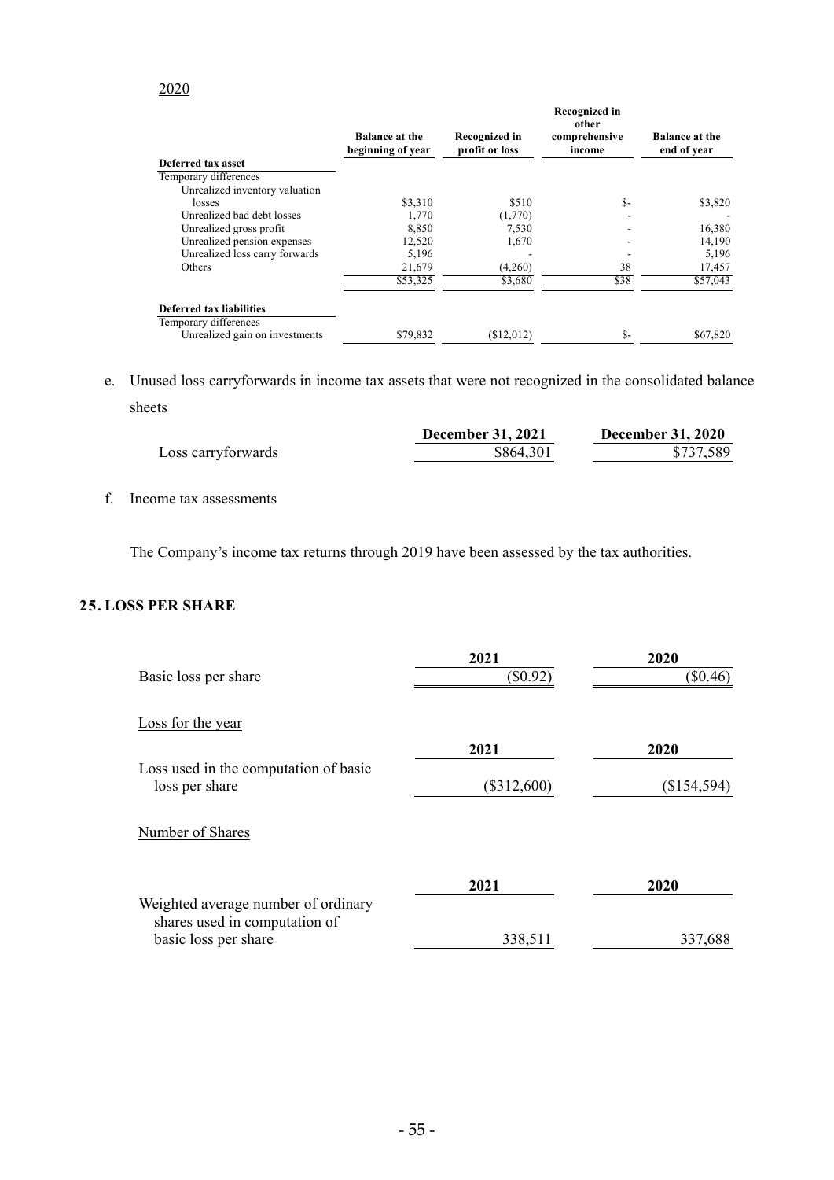2020

| | Balance at the beginning of year | Recognized in profit or loss | Recognized in other comprehensive income | Balance at the end of year |
|---|---|---|---|---|
| **Deferred tax asset** | | | | |
| Temporary differences | | | | |
| Unrealized inventory valuation losses | $3,310 | $510 | $- | $3,820 |
| Unrealized bad debt losses | 1,770 | (1,770) | - | - |
| Unrealized gross profit | 8,850 | 7,530 | - | 16,380 |
| Unrealized pension expenses | 12,520 | 1,670 | - | 14,190 |
| Unrealized loss carry forwards | 5,196 | - | - | 5,196 |
| Others | 21,679 | (4,260) | 38 | 17,457 |
| | $53,325 | $3,680 | $38 | $57,043 |
| **Deferred tax liabilities** | | | | |
| Temporary differences | | | | |
| Unrealized gain on investments | $79,832 | ($12,012) | $- | $67,820 |

e. Unused loss carryforwards in income tax assets that were not recognized in the consolidated balance sheets

| | December 31, 2021 | December 31, 2020 |
|---|---|---|
| Loss carryforwards | $864,301 | $737,589 |

f. Income tax assessments

The Company's income tax returns through 2019 have been assessed by the tax authorities.

## 25. LOSS PER SHARE

| | 2021 | 2020 |
|---|---|---|
| Basic loss per share | ($0.92) | ($0.46) |

Loss for the year

| | 2021 | 2020 |
|---|---|---|
| Loss used in the computation of basic loss per share | ($312,600) | ($154,594) |

Number of Shares

| | 2021 | 2020 |
|---|---|---|
| Weighted average number of ordinary shares used in computation of basic loss per share | 338,511 | 337,688 |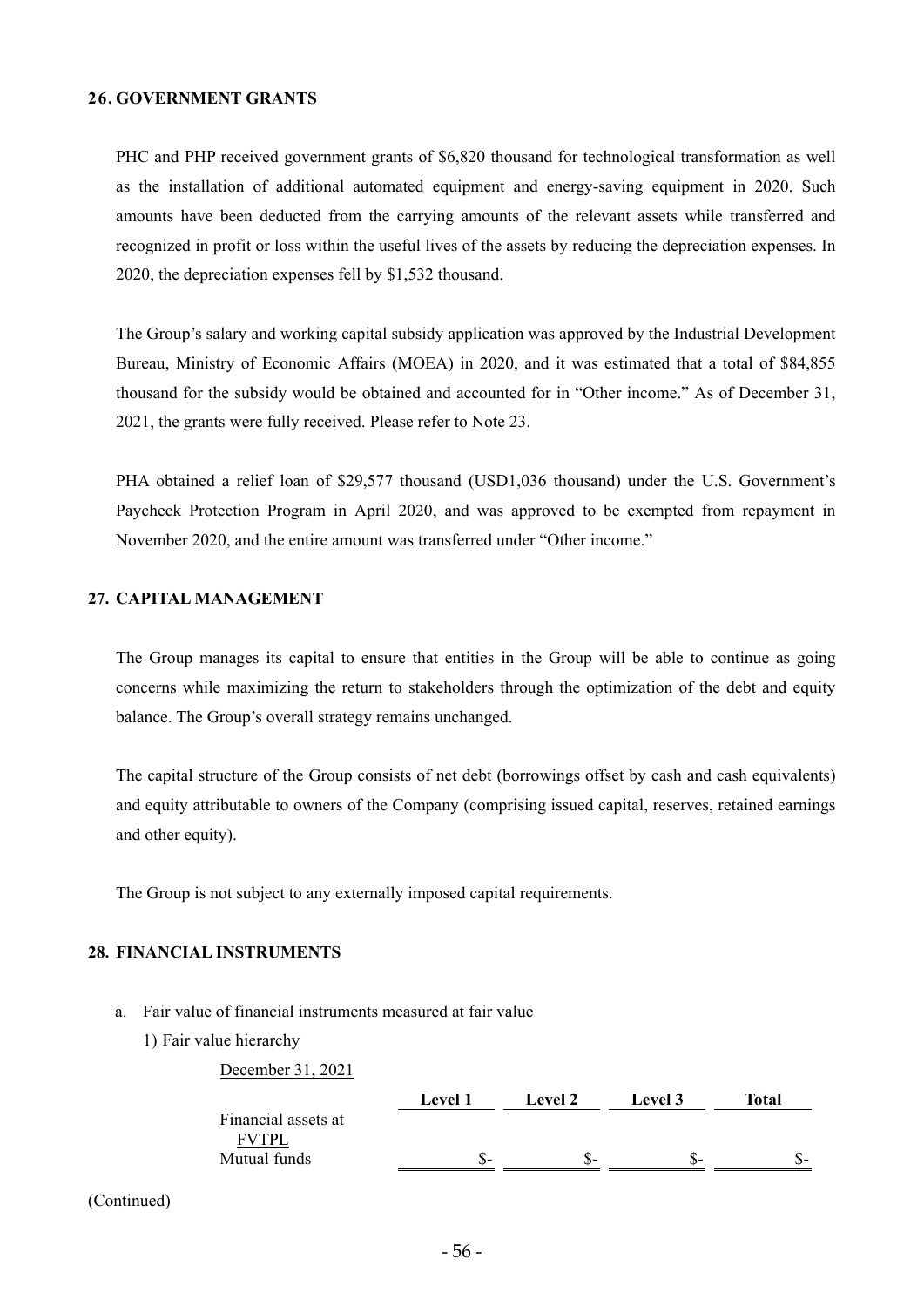## 26. GOVERNMENT GRANTS

PHC and PHP received government grants of $6,820 thousand for technological transformation as well as the installation of additional automated equipment and energy-saving equipment in 2020. Such amounts have been deducted from the carrying amounts of the relevant assets while transferred and recognized in profit or loss within the useful lives of the assets by reducing the depreciation expenses. In 2020, the depreciation expenses fell by $1,532 thousand.

The Group's salary and working capital subsidy application was approved by the Industrial Development Bureau, Ministry of Economic Affairs (MOEA) in 2020, and it was estimated that a total of $84,855 thousand for the subsidy would be obtained and accounted for in "Other income." As of December 31, 2021, the grants were fully received. Please refer to Note 23.

PHA obtained a relief loan of $29,577 thousand (USD1,036 thousand) under the U.S. Government's Paycheck Protection Program in April 2020, and was approved to be exempted from repayment in November 2020, and the entire amount was transferred under "Other income."

## 27. CAPITAL MANAGEMENT

The Group manages its capital to ensure that entities in the Group will be able to continue as going concerns while maximizing the return to stakeholders through the optimization of the debt and equity balance. The Group's overall strategy remains unchanged.

The capital structure of the Group consists of net debt (borrowings offset by cash and cash equivalents) and equity attributable to owners of the Company (comprising issued capital, reserves, retained earnings and other equity).

The Group is not subject to any externally imposed capital requirements.

## 28. FINANCIAL INSTRUMENTS

a. Fair value of financial instruments measured at fair value

1) Fair value hierarchy

December 31, 2021

| | Level 1 | Level 2 | Level 3 | Total |
|---|---|---|---|---|
| Financial assets at FVTPL | | | | |
| Mutual funds | $- | $- | $- | $- |

(Continued)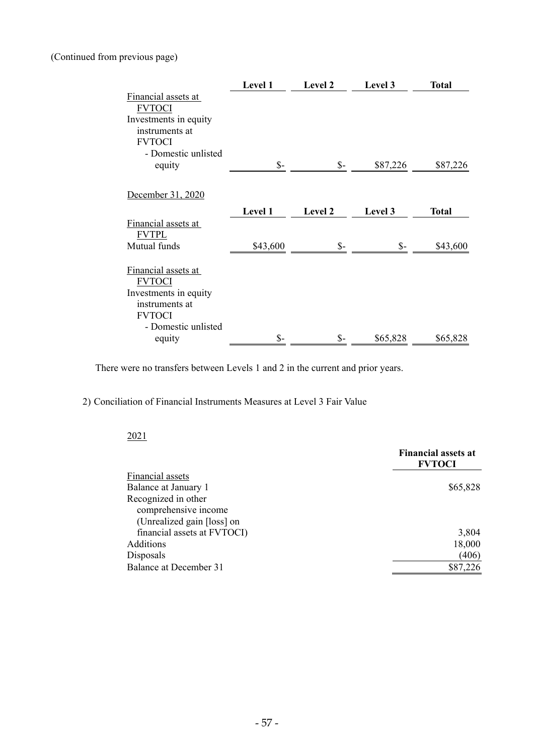(Continued from previous page)

| | Level 1 | Level 2 | Level 3 | Total |
|---|---|---|---|---|
| Financial assets at FVTOCI | | | | |
| Investments in equity instruments at FVTOCI | | | | |
| - Domestic unlisted equity | $- | $- | $87,226 | $87,226 |

December 31, 2020

| | Level 1 | Level 2 | Level 3 | Total |
|---|---|---|---|---|
| Financial assets at FVTPL | | | | |
| Mutual funds | $43,600 | $- | $- | $43,600 |
| | | | | |
| Financial assets at FVTOCI | | | | |
| Investments in equity instruments at FVTOCI | | | | |
| - Domestic unlisted equity | $- | $- | $65,828 | $65,828 |

There were no transfers between Levels 1 and 2 in the current and prior years.

2) Conciliation of Financial Instruments Measures at Level 3 Fair Value

2021

| | Financial assets at FVTOCI |
|---|---|
| Financial assets | |
| Balance at January 1 | $65,828 |
| Recognized in other comprehensive income (Unrealized gain [loss] on financial assets at FVTOCI) | 3,804 |
| Additions | 18,000 |
| Disposals | (406) |
| Balance at December 31 | $87,226 |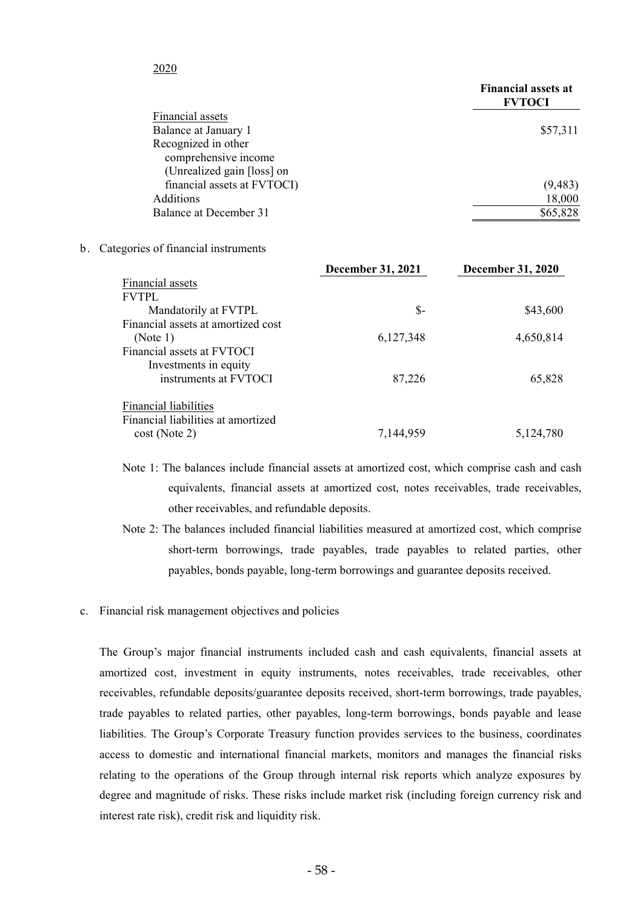2020

| | Financial assets at FVTOCI |
|---|---|
| Financial assets | |
| Balance at January 1 | $57,311 |
| Recognized in other comprehensive income (Unrealized gain [loss] on financial assets at FVTOCI) | (9,483) |
| Additions | 18,000 |
| Balance at December 31 | $65,828 |

b. Categories of financial instruments

| | December 31, 2021 | December 31, 2020 |
|---|---|---|
| Financial assets | | |
| FVTPL | | |
| Mandatorily at FVTPL | $- | $43,600 |
| Financial assets at amortized cost (Note 1) | 6,127,348 | 4,650,814 |
| Financial assets at FVTOCI | | |
| Investments in equity instruments at FVTOCI | 87,226 | 65,828 |
| Financial liabilities | | |
| Financial liabilities at amortized cost (Note 2) | 7,144,959 | 5,124,780 |

Note 1: The balances include financial assets at amortized cost, which comprise cash and cash equivalents, financial assets at amortized cost, notes receivables, trade receivables, other receivables, and refundable deposits.

Note 2: The balances included financial liabilities measured at amortized cost, which comprise short-term borrowings, trade payables, trade payables to related parties, other payables, bonds payable, long-term borrowings and guarantee deposits received.

c. Financial risk management objectives and policies

The Group's major financial instruments included cash and cash equivalents, financial assets at amortized cost, investment in equity instruments, notes receivables, trade receivables, other receivables, refundable deposits/guarantee deposits received, short-term borrowings, trade payables, trade payables to related parties, other payables, long-term borrowings, bonds payable and lease liabilities. The Group's Corporate Treasury function provides services to the business, coordinates access to domestic and international financial markets, monitors and manages the financial risks relating to the operations of the Group through internal risk reports which analyze exposures by degree and magnitude of risks. These risks include market risk (including foreign currency risk and interest rate risk), credit risk and liquidity risk.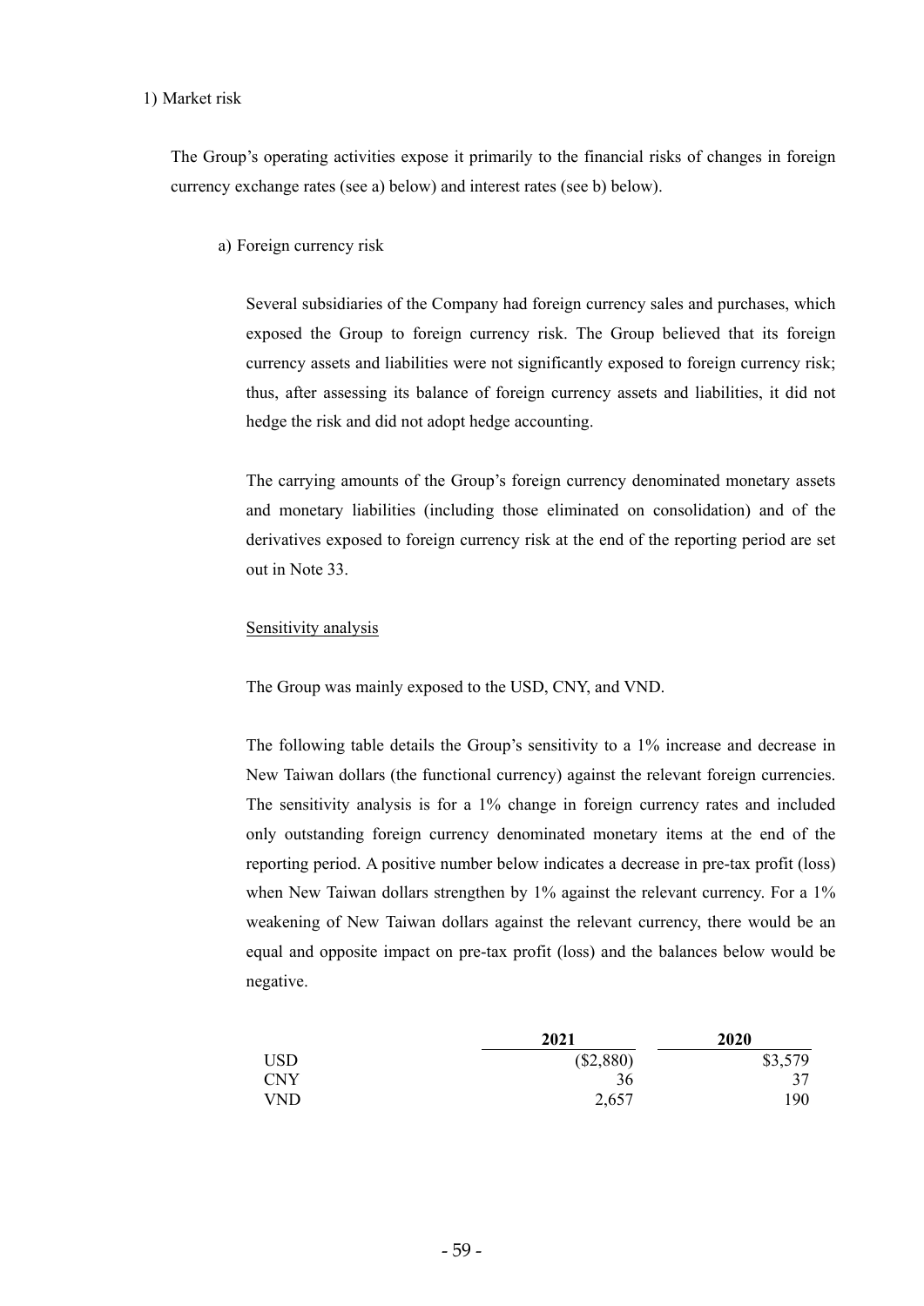1) Market risk

The Group's operating activities expose it primarily to the financial risks of changes in foreign currency exchange rates (see a) below) and interest rates (see b) below).

a) Foreign currency risk

Several subsidiaries of the Company had foreign currency sales and purchases, which exposed the Group to foreign currency risk. The Group believed that its foreign currency assets and liabilities were not significantly exposed to foreign currency risk; thus, after assessing its balance of foreign currency assets and liabilities, it did not hedge the risk and did not adopt hedge accounting.

The carrying amounts of the Group's foreign currency denominated monetary assets and monetary liabilities (including those eliminated on consolidation) and of the derivatives exposed to foreign currency risk at the end of the reporting period are set out in Note 33.

Sensitivity analysis

The Group was mainly exposed to the USD, CNY, and VND.

The following table details the Group's sensitivity to a 1% increase and decrease in New Taiwan dollars (the functional currency) against the relevant foreign currencies. The sensitivity analysis is for a 1% change in foreign currency rates and included only outstanding foreign currency denominated monetary items at the end of the reporting period. A positive number below indicates a decrease in pre-tax profit (loss) when New Taiwan dollars strengthen by 1% against the relevant currency. For a 1% weakening of New Taiwan dollars against the relevant currency, there would be an equal and opposite impact on pre-tax profit (loss) and the balances below would be negative.

| | 2021 | 2020 |
|---|---|---|
| USD | ($2,880) | $3,579 |
| CNY | 36 | 37 |
| VND | 2,657 | 190 |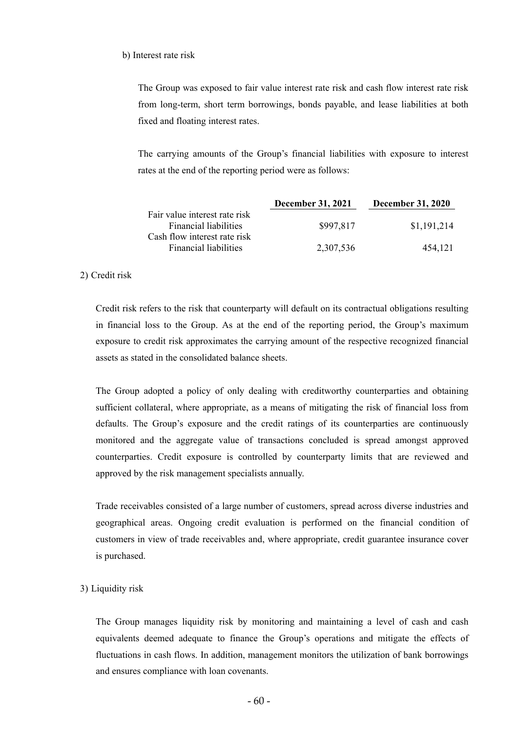b) Interest rate risk

The Group was exposed to fair value interest rate risk and cash flow interest rate risk from long-term, short term borrowings, bonds payable, and lease liabilities at both fixed and floating interest rates.

The carrying amounts of the Group's financial liabilities with exposure to interest rates at the end of the reporting period were as follows:

| | December 31, 2021 | December 31, 2020 |
|---|---|---|
| Fair value interest rate risk | | |
| Financial liabilities | $997,817 | $1,191,214 |
| Cash flow interest rate risk | | |
| Financial liabilities | 2,307,536 | 454,121 |

2) Credit risk

Credit risk refers to the risk that counterparty will default on its contractual obligations resulting in financial loss to the Group. As at the end of the reporting period, the Group's maximum exposure to credit risk approximates the carrying amount of the respective recognized financial assets as stated in the consolidated balance sheets.

The Group adopted a policy of only dealing with creditworthy counterparties and obtaining sufficient collateral, where appropriate, as a means of mitigating the risk of financial loss from defaults. The Group's exposure and the credit ratings of its counterparties are continuously monitored and the aggregate value of transactions concluded is spread amongst approved counterparties. Credit exposure is controlled by counterparty limits that are reviewed and approved by the risk management specialists annually.

Trade receivables consisted of a large number of customers, spread across diverse industries and geographical areas. Ongoing credit evaluation is performed on the financial condition of customers in view of trade receivables and, where appropriate, credit guarantee insurance cover is purchased.

3) Liquidity risk

The Group manages liquidity risk by monitoring and maintaining a level of cash and cash equivalents deemed adequate to finance the Group's operations and mitigate the effects of fluctuations in cash flows. In addition, management monitors the utilization of bank borrowings and ensures compliance with loan covenants.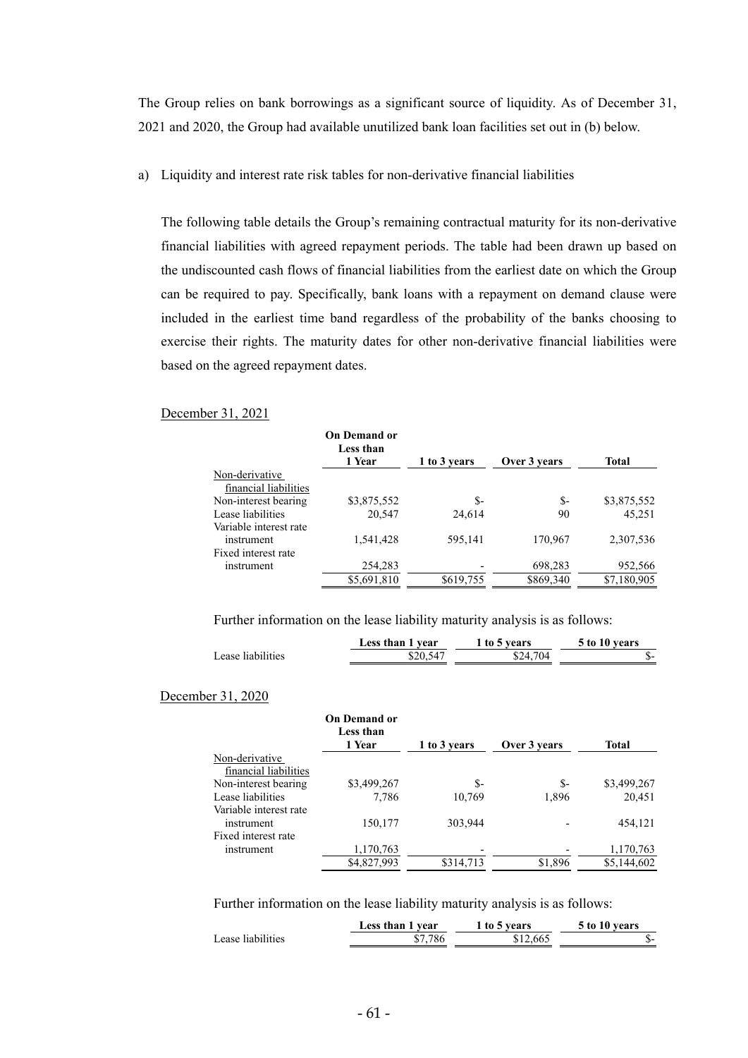The Group relies on bank borrowings as a significant source of liquidity. As of December 31, 2021 and 2020, the Group had available unutilized bank loan facilities set out in (b) below.

a) Liquidity and interest rate risk tables for non-derivative financial liabilities

The following table details the Group's remaining contractual maturity for its non-derivative financial liabilities with agreed repayment periods. The table had been drawn up based on the undiscounted cash flows of financial liabilities from the earliest date on which the Group can be required to pay. Specifically, bank loans with a repayment on demand clause were included in the earliest time band regardless of the probability of the banks choosing to exercise their rights. The maturity dates for other non-derivative financial liabilities were based on the agreed repayment dates.

December 31, 2021

| | On Demand or Less than 1 Year | 1 to 3 years | Over 3 years | Total |
|---|---|---|---|---|
| Non-derivative financial liabilities | | | | |
| Non-interest bearing | $3,875,552 | $- | $- | $3,875,552 |
| Lease liabilities | 20,547 | 24,614 | 90 | 45,251 |
| Variable interest rate instrument | 1,541,428 | 595,141 | 170,967 | 2,307,536 |
| Fixed interest rate instrument | 254,283 | - | 698,283 | 952,566 |
| | $5,691,810 | $619,755 | $869,340 | $7,180,905 |

Further information on the lease liability maturity analysis is as follows:

| | Less than 1 year | 1 to 5 years | 5 to 10 years |
|---|---|---|---|
| Lease liabilities | $20,547 | $24,704 | $- |

December 31, 2020

| | On Demand or Less than 1 Year | 1 to 3 years | Over 3 years | Total |
|---|---|---|---|---|
| Non-derivative financial liabilities | | | | |
| Non-interest bearing | $3,499,267 | $- | $- | $3,499,267 |
| Lease liabilities | 7,786 | 10,769 | 1,896 | 20,451 |
| Variable interest rate instrument | 150,177 | 303,944 | - | 454,121 |
| Fixed interest rate instrument | 1,170,763 | - | - | 1,170,763 |
| | $4,827,993 | $314,713 | $1,896 | $5,144,602 |

Further information on the lease liability maturity analysis is as follows:

| | Less than 1 year | 1 to 5 years | 5 to 10 years |
|---|---|---|---|
| Lease liabilities | $7,786 | $12,665 | $- |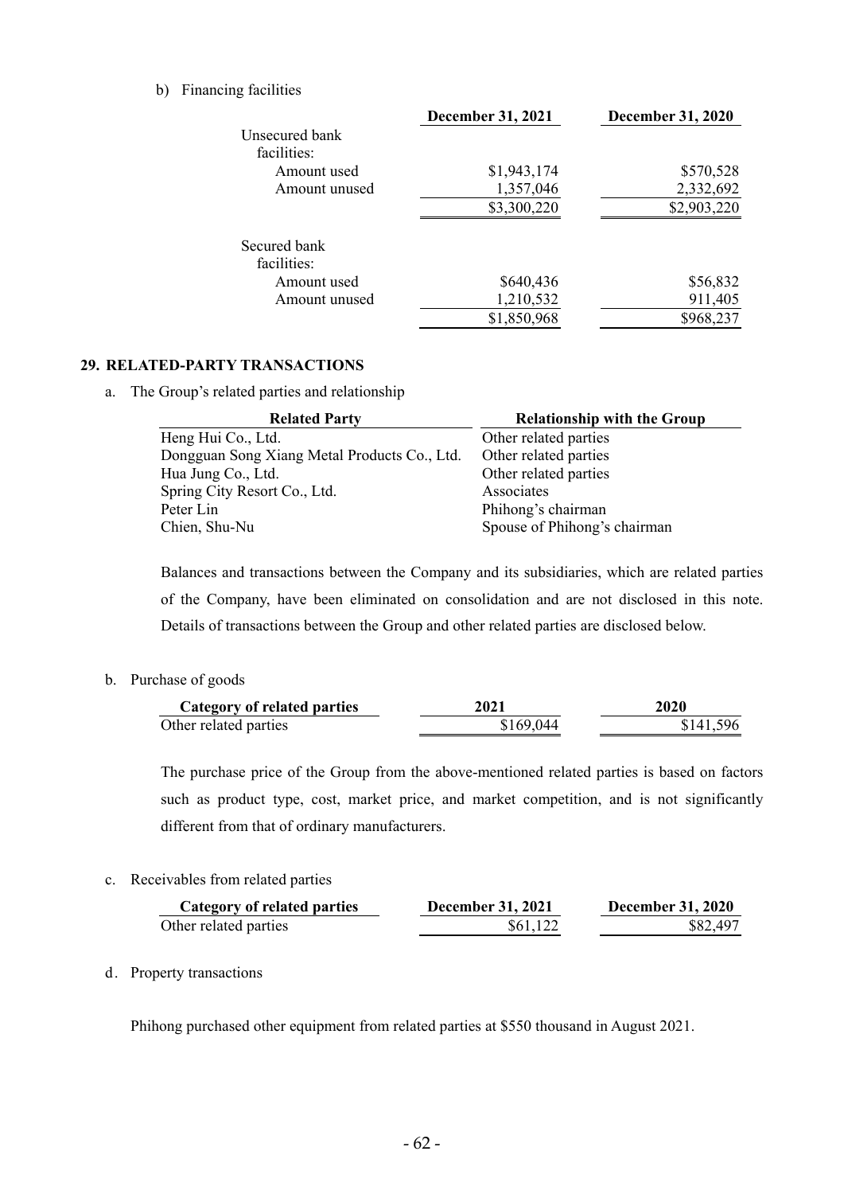b) Financing facilities

| | December 31, 2021 | December 31, 2020 |
|---|---|---|
| Unsecured bank facilities: | | |
| Amount used | $1,943,174 | $570,528 |
| Amount unused | 1,357,046 | 2,332,692 |
| | $3,300,220 | $2,903,220 |
| | | |
| Secured bank facilities: | | |
| Amount used | $640,436 | $56,832 |
| Amount unused | 1,210,532 | 911,405 |
| | $1,850,968 | $968,237 |

## 29. RELATED-PARTY TRANSACTIONS

a. The Group's related parties and relationship

| Related Party | Relationship with the Group |
|---|---|
| Heng Hui Co., Ltd. | Other related parties |
| Dongguan Song Xiang Metal Products Co., Ltd. | Other related parties |
| Hua Jung Co., Ltd. | Other related parties |
| Spring City Resort Co., Ltd. | Associates |
| Peter Lin | Phihong's chairman |
| Chien, Shu-Nu | Spouse of Phihong's chairman |

Balances and transactions between the Company and its subsidiaries, which are related parties of the Company, have been eliminated on consolidation and are not disclosed in this note. Details of transactions between the Group and other related parties are disclosed below.

b. Purchase of goods

| Category of related parties | 2021 | 2020 |
|---|---|---|
| Other related parties | $169,044 | $141,596 |

The purchase price of the Group from the above-mentioned related parties is based on factors such as product type, cost, market price, and market competition, and is not significantly different from that of ordinary manufacturers.

c. Receivables from related parties

| Category of related parties | December 31, 2021 | December 31, 2020 |
|---|---|---|
| Other related parties | $61,122 | $82,497 |

d. Property transactions

Phihong purchased other equipment from related parties at $550 thousand in August 2021.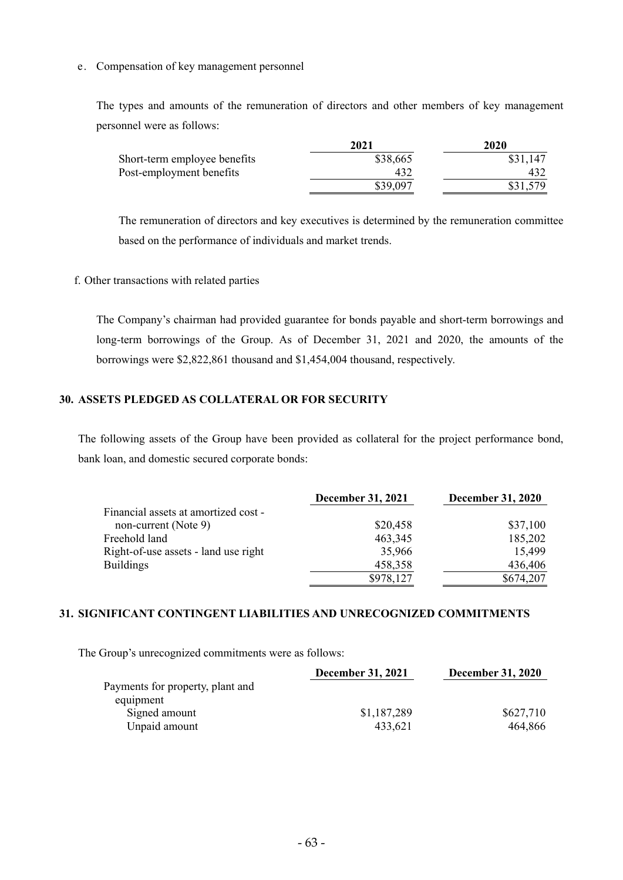e. Compensation of key management personnel

The types and amounts of the remuneration of directors and other members of key management personnel were as follows:

| | 2021 | 2020 |
|---|---|---|
| Short-term employee benefits | $38,665 | $31,147 |
| Post-employment benefits | 432 | 432 |
| | $39,097 | $31,579 |

The remuneration of directors and key executives is determined by the remuneration committee based on the performance of individuals and market trends.

f. Other transactions with related parties

The Company's chairman had provided guarantee for bonds payable and short-term borrowings and long-term borrowings of the Group. As of December 31, 2021 and 2020, the amounts of the borrowings were $2,822,861 thousand and $1,454,004 thousand, respectively.

## 30. ASSETS PLEDGED AS COLLATERAL OR FOR SECURITY

The following assets of the Group have been provided as collateral for the project performance bond, bank loan, and domestic secured corporate bonds:

| | December 31, 2021 | December 31, 2020 |
|---|---|---|
| Financial assets at amortized cost - non-current (Note 9) | $20,458 | $37,100 |
| Freehold land | 463,345 | 185,202 |
| Right-of-use assets - land use right | 35,966 | 15,499 |
| Buildings | 458,358 | 436,406 |
| | $978,127 | $674,207 |

## 31. SIGNIFICANT CONTINGENT LIABILITIES AND UNRECOGNIZED COMMITMENTS

The Group's unrecognized commitments were as follows:

| | December 31, 2021 | December 31, 2020 |
|---|---|---|
| Payments for property, plant and equipment | | |
| Signed amount | $1,187,289 | $627,710 |
| Unpaid amount | 433,621 | 464,866 |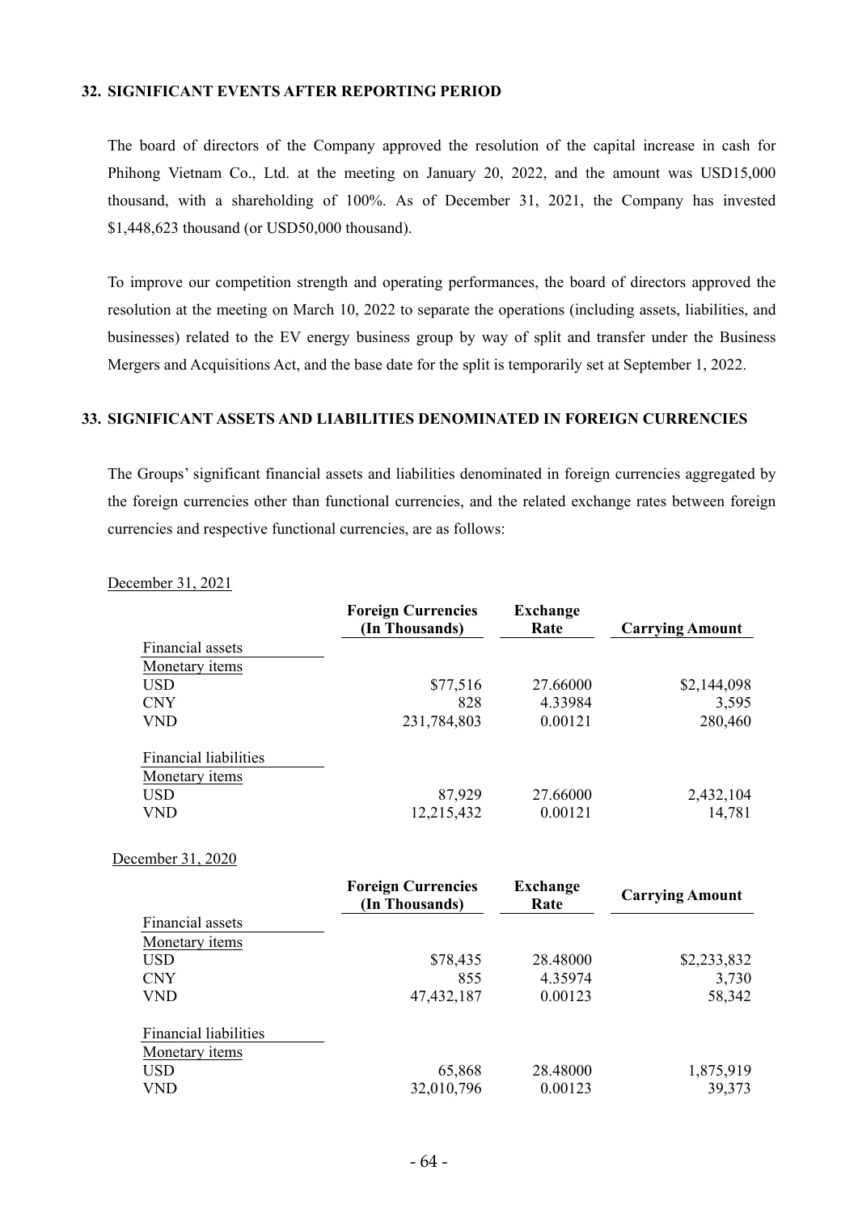## 32. SIGNIFICANT EVENTS AFTER REPORTING PERIOD

The board of directors of the Company approved the resolution of the capital increase in cash for Phihong Vietnam Co., Ltd. at the meeting on January 20, 2022, and the amount was USD15,000 thousand, with a shareholding of 100%. As of December 31, 2021, the Company has invested $1,448,623 thousand (or USD50,000 thousand).

To improve our competition strength and operating performances, the board of directors approved the resolution at the meeting on March 10, 2022 to separate the operations (including assets, liabilities, and businesses) related to the EV energy business group by way of split and transfer under the Business Mergers and Acquisitions Act, and the base date for the split is temporarily set at September 1, 2022.

## 33. SIGNIFICANT ASSETS AND LIABILITIES DENOMINATED IN FOREIGN CURRENCIES

The Groups' significant financial assets and liabilities denominated in foreign currencies aggregated by the foreign currencies other than functional currencies, and the related exchange rates between foreign currencies and respective functional currencies, are as follows:

December 31, 2021

| | Foreign Currencies (In Thousands) | Exchange Rate | Carrying Amount |
|---|---|---|---|
| Financial assets | | | |
| Monetary items | | | |
| USD | $77,516 | 27.66000 | $2,144,098 |
| CNY | 828 | 4.33984 | 3,595 |
| VND | 231,784,803 | 0.00121 | 280,460 |
| Financial liabilities | | | |
| Monetary items | | | |
| USD | 87,929 | 27.66000 | 2,432,104 |
| VND | 12,215,432 | 0.00121 | 14,781 |

December 31, 2020

| | Foreign Currencies (In Thousands) | Exchange Rate | Carrying Amount |
|---|---|---|---|
| Financial assets | | | |
| Monetary items | | | |
| USD | $78,435 | 28.48000 | $2,233,832 |
| CNY | 855 | 4.35974 | 3,730 |
| VND | 47,432,187 | 0.00123 | 58,342 |
| Financial liabilities | | | |
| Monetary items | | | |
| USD | 65,868 | 28.48000 | 1,875,919 |
| VND | 32,010,796 | 0.00123 | 39,373 |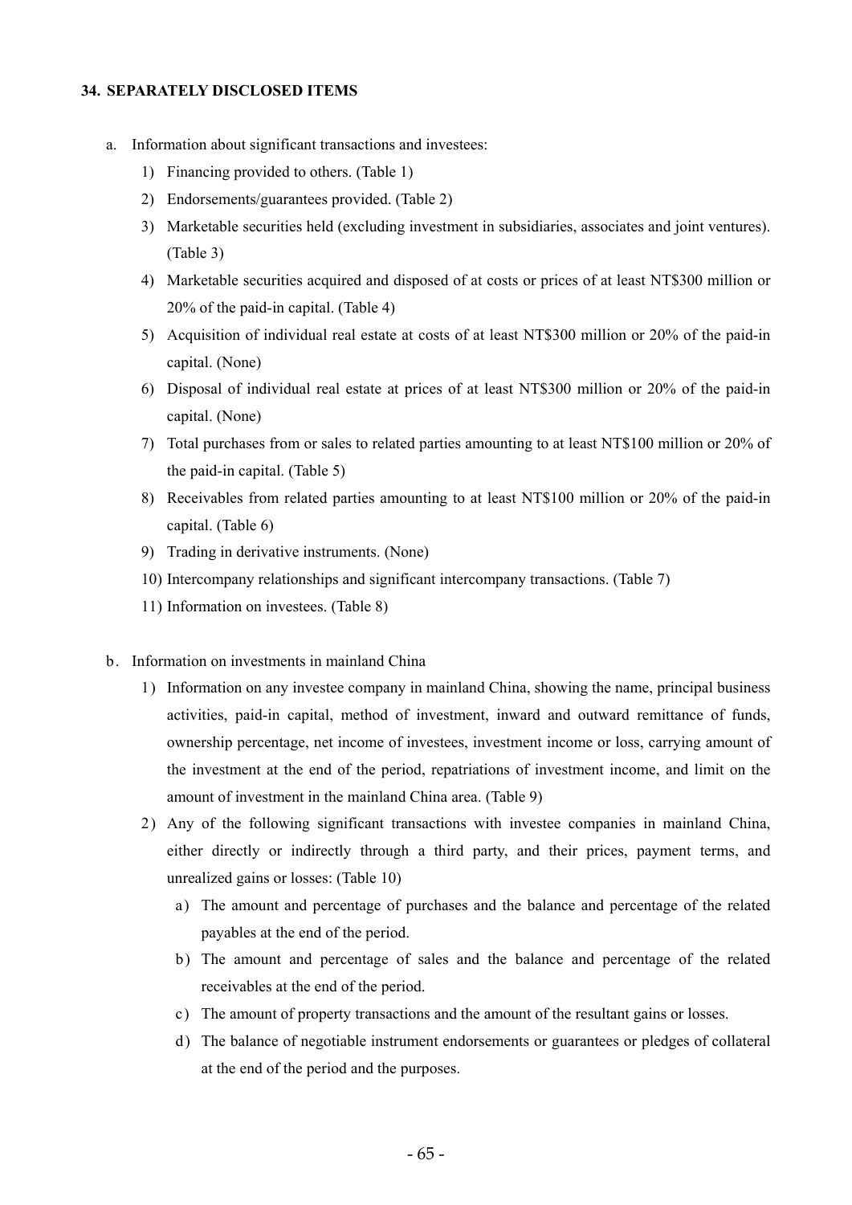## 34. SEPARATELY DISCLOSED ITEMS

a. Information about significant transactions and investees:

1) Financing provided to others. (Table 1)
2) Endorsements/guarantees provided. (Table 2)
3) Marketable securities held (excluding investment in subsidiaries, associates and joint ventures). (Table 3)
4) Marketable securities acquired and disposed of at costs or prices of at least NT$300 million or 20% of the paid-in capital. (Table 4)
5) Acquisition of individual real estate at costs of at least NT$300 million or 20% of the paid-in capital. (None)
6) Disposal of individual real estate at prices of at least NT$300 million or 20% of the paid-in capital. (None)
7) Total purchases from or sales to related parties amounting to at least NT$100 million or 20% of the paid-in capital. (Table 5)
8) Receivables from related parties amounting to at least NT$100 million or 20% of the paid-in capital. (Table 6)
9) Trading in derivative instruments. (None)
10) Intercompany relationships and significant intercompany transactions. (Table 7)
11) Information on investees. (Table 8)

b. Information on investments in mainland China

1) Information on any investee company in mainland China, showing the name, principal business activities, paid-in capital, method of investment, inward and outward remittance of funds, ownership percentage, net income of investees, investment income or loss, carrying amount of the investment at the end of the period, repatriations of investment income, and limit on the amount of investment in the mainland China area. (Table 9)
2) Any of the following significant transactions with investee companies in mainland China, either directly or indirectly through a third party, and their prices, payment terms, and unrealized gains or losses: (Table 10)
   a) The amount and percentage of purchases and the balance and percentage of the related payables at the end of the period.
   b) The amount and percentage of sales and the balance and percentage of the related receivables at the end of the period.
   c) The amount of property transactions and the amount of the resultant gains or losses.
   d) The balance of negotiable instrument endorsements or guarantees or pledges of collateral at the end of the period and the purposes.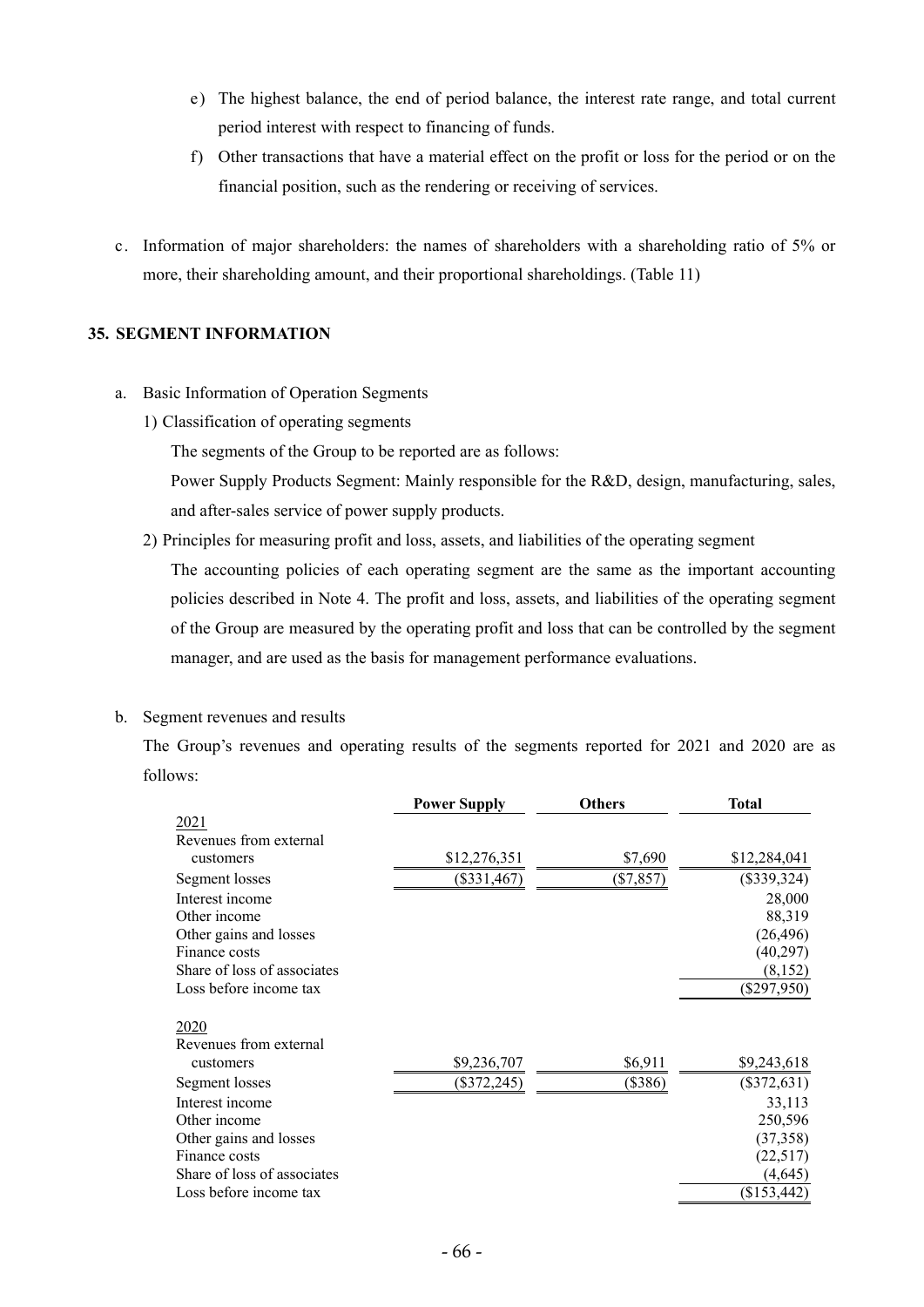e) The highest balance, the end of period balance, the interest rate range, and total current period interest with respect to financing of funds.

f) Other transactions that have a material effect on the profit or loss for the period or on the financial position, such as the rendering or receiving of services.

c. Information of major shareholders: the names of shareholders with a shareholding ratio of 5% or more, their shareholding amount, and their proportional shareholdings. (Table 11)

## 35. SEGMENT INFORMATION

a. Basic Information of Operation Segments

1) Classification of operating segments

The segments of the Group to be reported are as follows:

Power Supply Products Segment: Mainly responsible for the R&D, design, manufacturing, sales, and after-sales service of power supply products.

2) Principles for measuring profit and loss, assets, and liabilities of the operating segment

The accounting policies of each operating segment are the same as the important accounting policies described in Note 4. The profit and loss, assets, and liabilities of the operating segment of the Group are measured by the operating profit and loss that can be controlled by the segment manager, and are used as the basis for management performance evaluations.

b. Segment revenues and results

The Group's revenues and operating results of the segments reported for 2021 and 2020 are as follows:

| | Power Supply | Others | Total |
|---|---|---|---|
| 2021 | | | |
| Revenues from external customers | $12,276,351 | $7,690 | $12,284,041 |
| Segment losses | ($331,467) | ($7,857) | ($339,324) |
| Interest income | | | 28,000 |
| Other income | | | 88,319 |
| Other gains and losses | | | (26,496) |
| Finance costs | | | (40,297) |
| Share of loss of associates | | | (8,152) |
| Loss before income tax | | | ($297,950) |
| 2020 | | | |
| Revenues from external customers | $9,236,707 | $6,911 | $9,243,618 |
| Segment losses | ($372,245) | ($386) | ($372,631) |
| Interest income | | | 33,113 |
| Other income | | | 250,596 |
| Other gains and losses | | | (37,358) |
| Finance costs | | | (22,517) |
| Share of loss of associates | | | (4,645) |
| Loss before income tax | | | ($153,442) |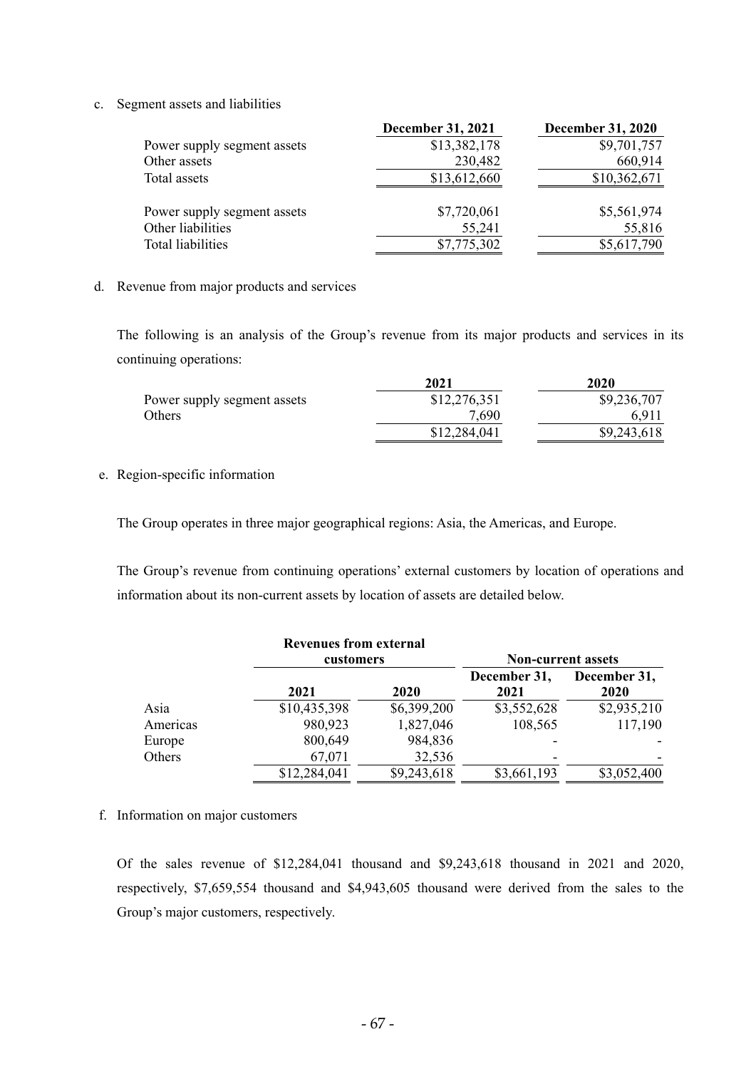c. Segment assets and liabilities

| | December 31, 2021 | December 31, 2020 |
|---|---|---|
| Power supply segment assets | $13,382,178 | $9,701,757 |
| Other assets | 230,482 | 660,914 |
| Total assets | $13,612,660 | $10,362,671 |
| | | |
| Power supply segment assets | $7,720,061 | $5,561,974 |
| Other liabilities | 55,241 | 55,816 |
| Total liabilities | $7,775,302 | $5,617,790 |

d. Revenue from major products and services

The following is an analysis of the Group's revenue from its major products and services in its continuing operations:

| | 2021 | 2020 |
|---|---|---|
| Power supply segment assets | $12,276,351 | $9,236,707 |
| Others | 7,690 | 6,911 |
| | $12,284,041 | $9,243,618 |

e. Region-specific information

The Group operates in three major geographical regions: Asia, the Americas, and Europe.

The Group's revenue from continuing operations' external customers by location of operations and information about its non-current assets by location of assets are detailed below.

| | Revenues from external customers | | Non-current assets | |
|---|---|---|---|---|
| | 2021 | 2020 | December 31, 2021 | December 31, 2020 |
| Asia | $10,435,398 | $6,399,200 | $3,552,628 | $2,935,210 |
| Americas | 980,923 | 1,827,046 | 108,565 | 117,190 |
| Europe | 800,649 | 984,836 | - | - |
| Others | 67,071 | 32,536 | - | - |
| | $12,284,041 | $9,243,618 | $3,661,193 | $3,052,400 |

f. Information on major customers

Of the sales revenue of $12,284,041 thousand and $9,243,618 thousand in 2021 and 2020, respectively, $7,659,554 thousand and $4,943,605 thousand were derived from the sales to the Group's major customers, respectively.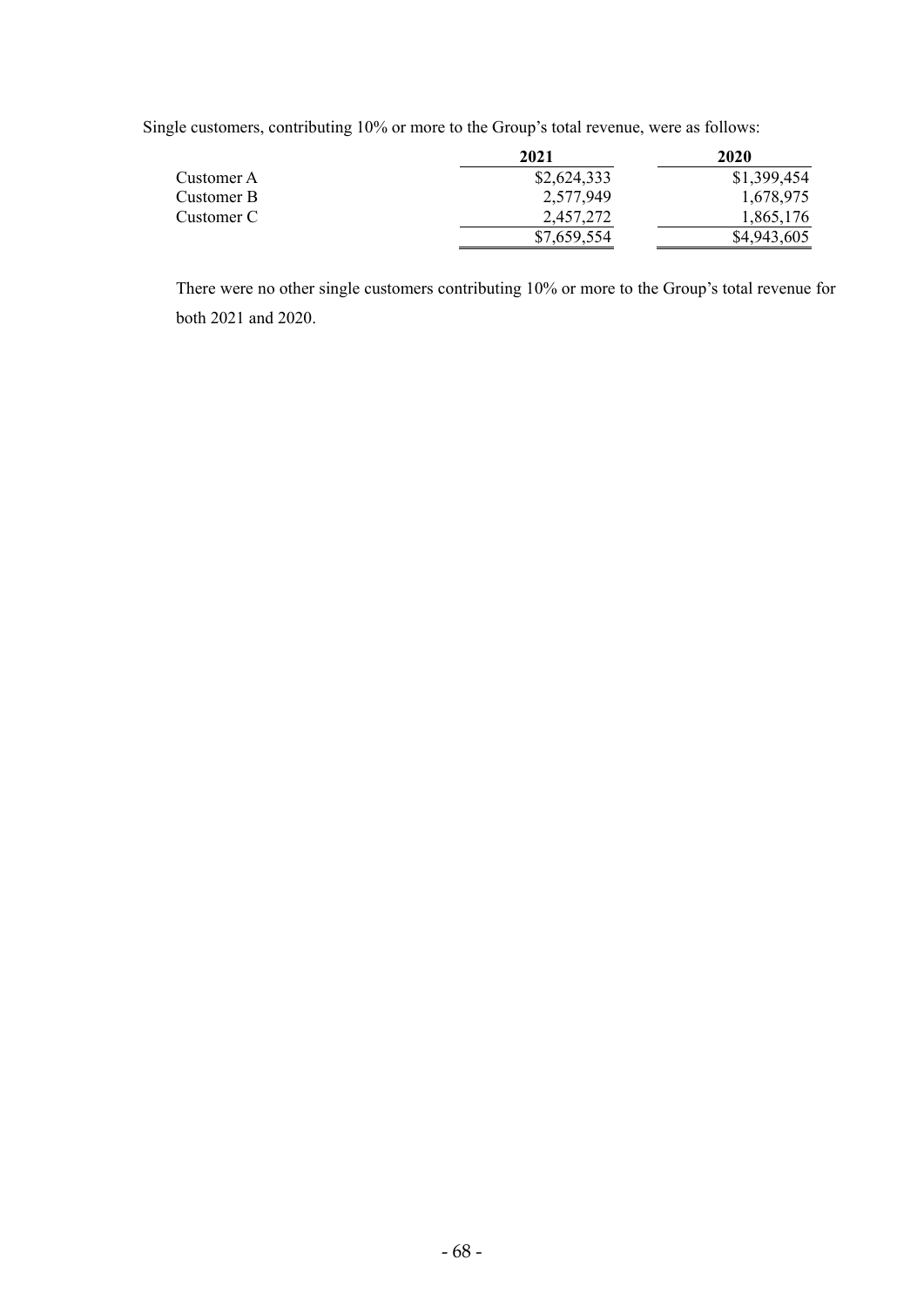Single customers, contributing 10% or more to the Group's total revenue, were as follows:

| | 2021 | 2020 |
|---|---|---|
| Customer A | $2,624,333 | $1,399,454 |
| Customer B | 2,577,949 | 1,678,975 |
| Customer C | 2,457,272 | 1,865,176 |
| | $7,659,554 | $4,943,605 |

There were no other single customers contributing 10% or more to the Group's total revenue for both 2021 and 2020.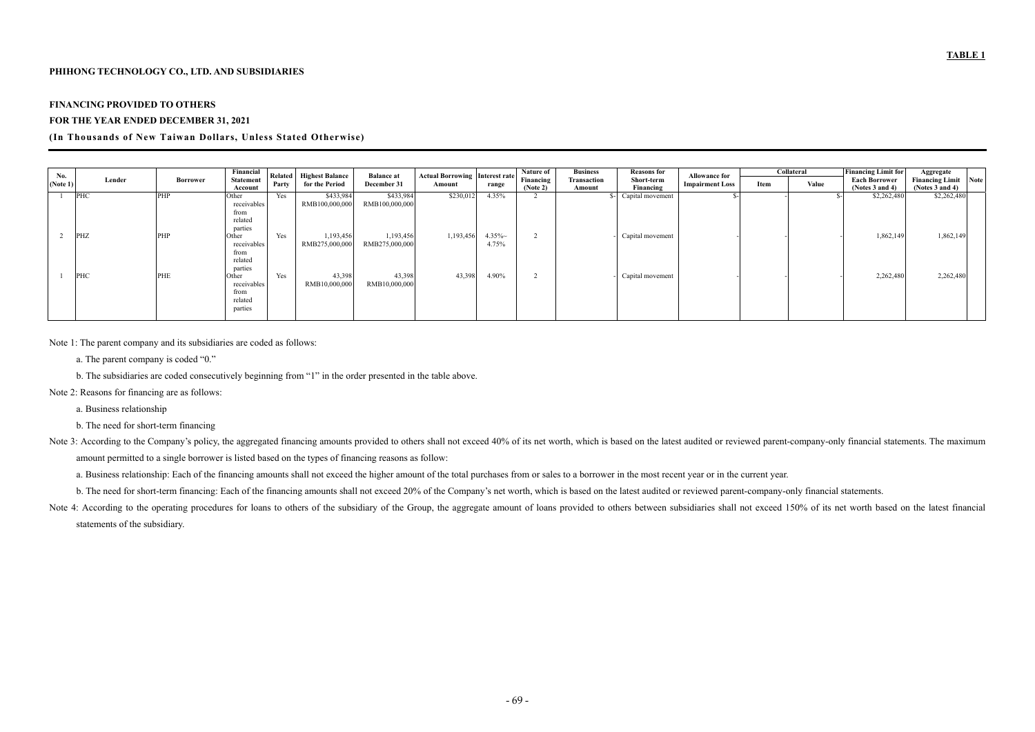**TABLE 1**

**PHIHONG TECHNOLOGY CO., LTD. AND SUBSIDIARIES**

**FINANCING PROVIDED TO OTHERS**
**FOR THE YEAR ENDED DECEMBER 31, 2021**
**(In Thousands of New Taiwan Dollars, Unless Stated Otherwise)**

| No. (Note 1) | Lender | Borrower | Financial Statement Account | Related Party | Highest Balance for the Period | Balance at December 31 | Actual Borrowing Amount | Interest rate range | Nature of Financing (Note 2) | Business Transaction Amount | Reasons for Short-term Financing | Allowance for Impairment Loss | Collateral | | Financing Limit for Each Borrower (Notes 3 and 4) | Aggregate Financing Limit (Notes 3 and 4) | Note |
|---|---|---|---|---|---|---|---|---|---|---|---|---|---|---|---|---|---|
| | | | | | | | | | | | | | Item | Value | | | |
| 1 | PHC | PHP | Other receivables from related parties | Yes | $433,984 RMB100,000,000 | $433,984 RMB100,000,000 | $230,012 | 4.35% | 2 | $- | Capital movement | $- | - | $- | $2,262,480 | $2,262,480 | |
| 2 | PHZ | PHP | Other receivables from related parties | Yes | 1,193,456 RMB275,000,000 | 1,193,456 RMB275,000,000 | 1,193,456 | 4.35%~ 4.75% | 2 | - | Capital movement | - | - | - | 1,862,149 | 1,862,149 | |
| 1 | PHC | PHE | Other receivables from related parties | Yes | 43,398 RMB10,000,000 | 43,398 RMB10,000,000 | 43,398 | 4.90% | 2 | - | Capital movement | - | - | - | 2,262,480 | 2,262,480 | |

Note 1: The parent company and its subsidiaries are coded as follows:

a. The parent company is coded "0."

b. The subsidiaries are coded consecutively beginning from "1" in the order presented in the table above.

Note 2: Reasons for financing are as follows:

a. Business relationship

b. The need for short-term financing

Note 3: According to the Company's policy, the aggregated financing amounts provided to others shall not exceed 40% of its net worth, which is based on the latest audited or reviewed parent-company-only financial statements. The maximum amount permitted to a single borrower is listed based on the types of financing reasons as follow:

a. Business relationship: Each of the financing amounts shall not exceed the higher amount of the total purchases from or sales to a borrower in the most recent year or in the current year.

b. The need for short-term financing: Each of the financing amounts shall not exceed 20% of the Company's net worth, which is based on the latest audited or reviewed parent-company-only financial statements.

Note 4: According to the operating procedures for loans to others of the subsidiary of the Group, the aggregate amount of loans provided to others between subsidiaries shall not exceed 150% of its net worth based on the latest financial statements of the subsidiary.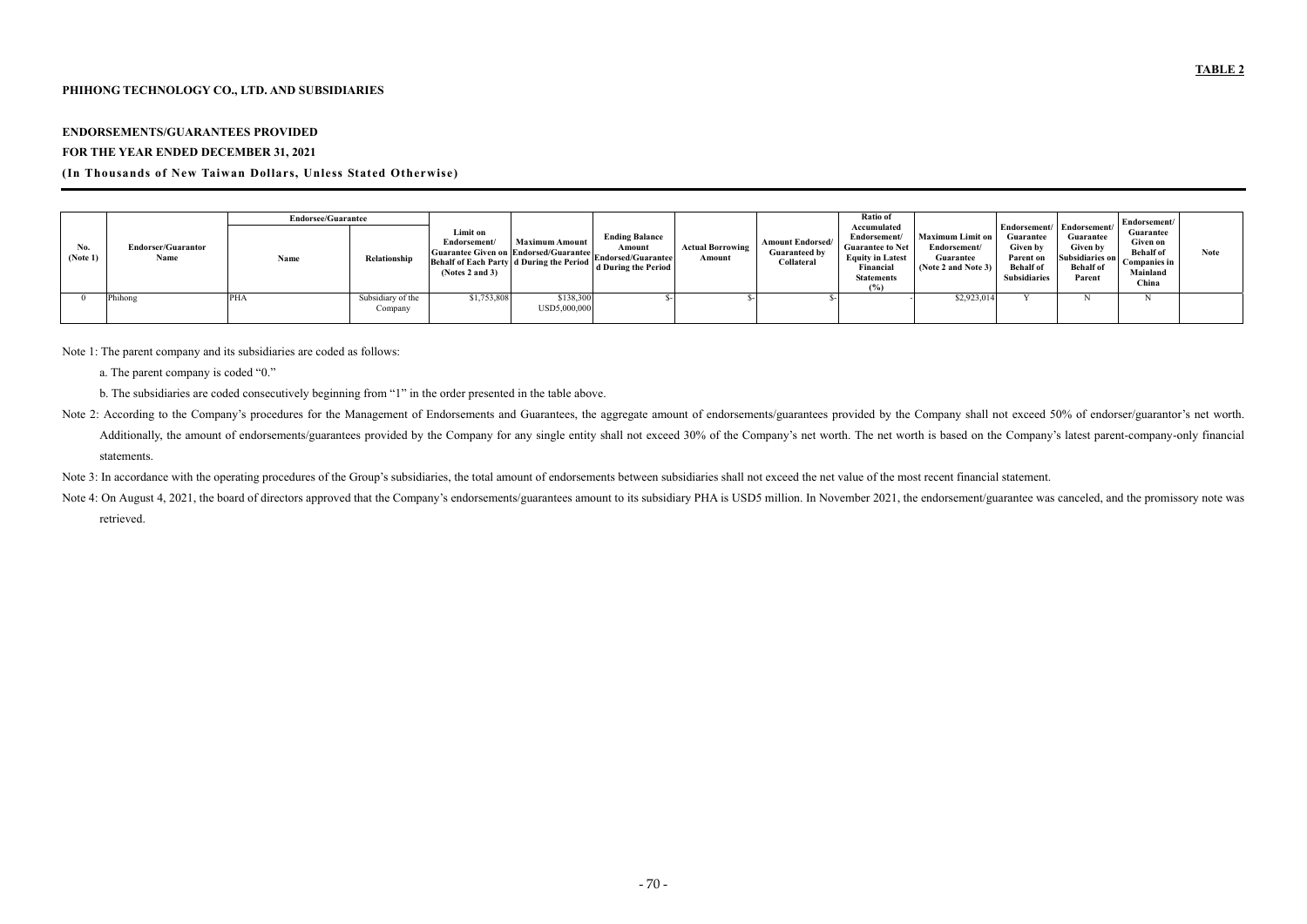**TABLE 2**

**PHIHONG TECHNOLOGY CO., LTD. AND SUBSIDIARIES**

**ENDORSEMENTS/GUARANTEES PROVIDED**

**FOR THE YEAR ENDED DECEMBER 31, 2021**

**(In Thousands of New Taiwan Dollars, Unless Stated Otherwise)**

| No. (Note 1) | Endorser/Guarantor Name | Endorsee/Guarantee | | Limit on Endorsement/ Guarantee Given on Behalf of Each Party (Notes 2 and 3) | Maximum Amount Endorsed/Guaranteed During the Period | Ending Balance Amount Endorsed/Guaranteed During the Period | Actual Borrowing Amount | Amount Endorsed/ Guaranteed by Collateral | Ratio of Accumulated Endorsement/ Guarantee to Net Equity in Latest Financial Statements (%) | Maximum Limit on Endorsement/ Guarantee (Note 2 and Note 3) | Endorsement/ Guarantee Given by Parent on Behalf of Subsidiaries | Endorsement/ Guarantee Given by Subsidiaries on Behalf of Parent | Endorsement/ Guarantee Given on Behalf of Companies in Mainland China | Note |
|---|---|---|---|---|---|---|---|---|---|---|---|---|---|---|
| | | Name | Relationship | | | | | | | | | | | |
| 0 | Phihong | PHA | Subsidiary of the Company | $1,753,808 | $138,300 USD5,000,000 | $- | $- | $- | - | $2,923,014 | Y | N | N | |

Note 1: The parent company and its subsidiaries are coded as follows:

a. The parent company is coded "0."

b. The subsidiaries are coded consecutively beginning from "1" in the order presented in the table above.

Note 2: According to the Company's procedures for the Management of Endorsements and Guarantees, the aggregate amount of endorsements/guarantees provided by the Company shall not exceed 50% of endorser/guarantor's net worth. Additionally, the amount of endorsements/guarantees provided by the Company for any single entity shall not exceed 30% of the Company's net worth. The net worth is based on the Company's latest parent-company-only financial statements.

Note 3: In accordance with the operating procedures of the Group's subsidiaries, the total amount of endorsements between subsidiaries shall not exceed the net value of the most recent financial statement.

Note 4: On August 4, 2021, the board of directors approved that the Company's endorsements/guarantees amount to its subsidiary PHA is USD5 million. In November 2021, the endorsement/guarantee was canceled, and the promissory note was retrieved.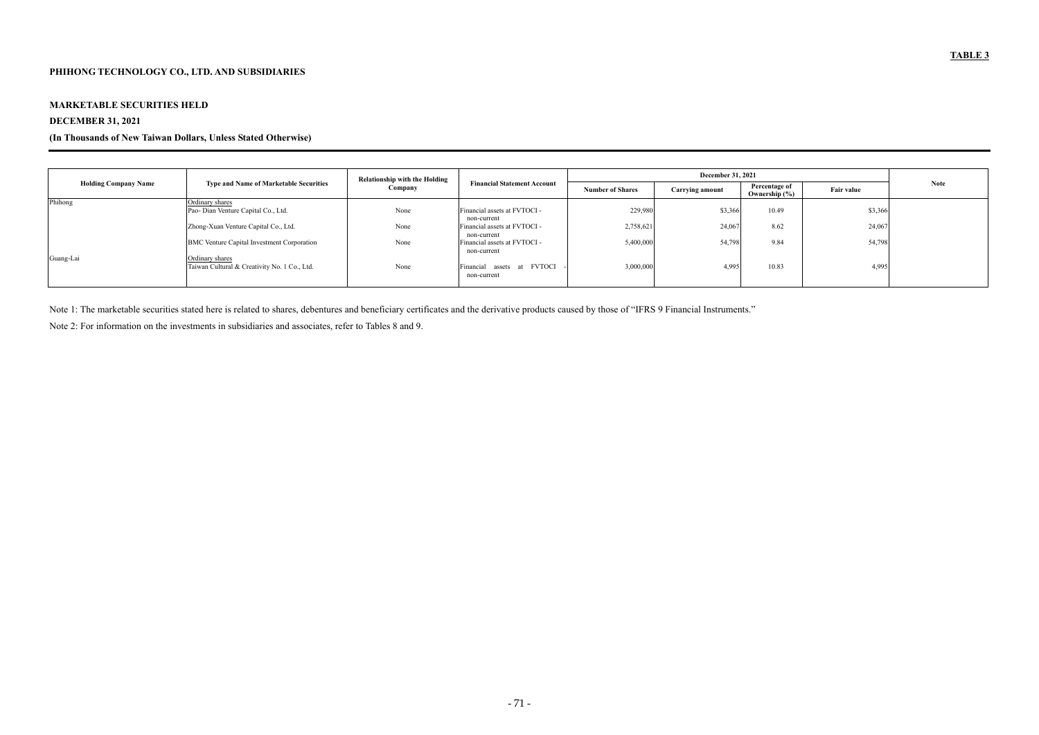**TABLE 3**

**PHIHONG TECHNOLOGY CO., LTD. AND SUBSIDIARIES**

**MARKETABLE SECURITIES HELD**

**DECEMBER 31, 2021**

**(In Thousands of New Taiwan Dollars, Unless Stated Otherwise)**

| Holding Company Name | Type and Name of Marketable Securities | Relationship with the Holding Company | Financial Statement Account | December 31, 2021 | | | | Note |
|---|---|---|---|---|---|---|---|---|
| | | | | Number of Shares | Carrying amount | Percentage of Ownership (%) | Fair value | |
| Phihong | Ordinary shares | | | | | | | |
| | Pao- Dian Venture Capital Co., Ltd. | None | Financial assets at FVTOCI - non-current | 229,980 | $3,366 | 10.49 | $3,366 | |
| | Zhong-Xuan Venture Capital Co., Ltd. | None | Financial assets at FVTOCI - non-current | 2,758,621 | 24,067 | 8.62 | 24,067 | |
| | BMC Venture Capital Investment Corporation | None | Financial assets at FVTOCI - non-current | 5,400,000 | 54,798 | 9.84 | 54,798 | |
| Guang-Lai | Ordinary shares | | | | | | | |
| | Taiwan Cultural & Creativity No. 1 Co., Ltd. | None | Financial assets at FVTOCI - non-current | 3,000,000 | 4,995 | 10.83 | 4,995 | |

Note 1: The marketable securities stated here is related to shares, debentures and beneficiary certificates and the derivative products caused by those of "IFRS 9 Financial Instruments."

Note 2: For information on the investments in subsidiaries and associates, refer to Tables 8 and 9.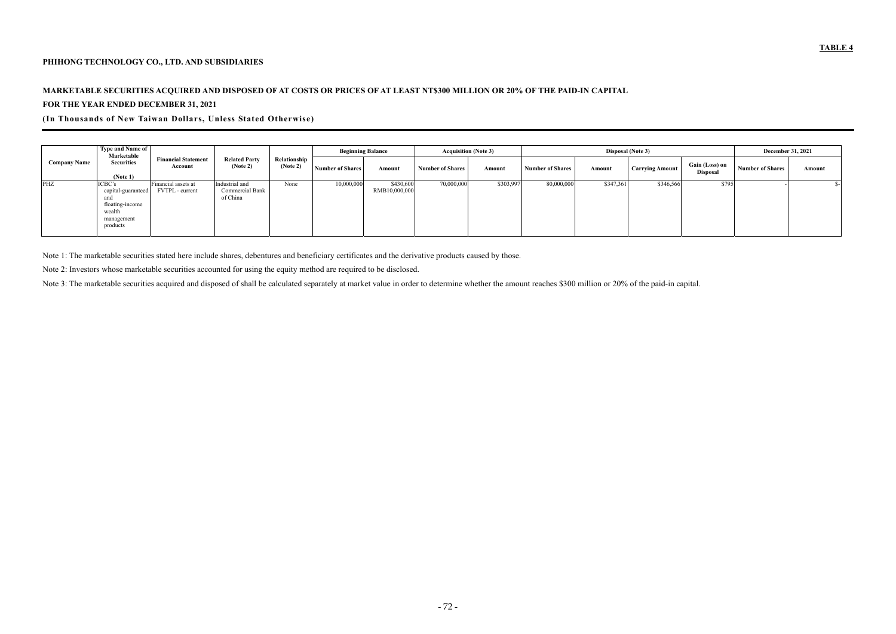**TABLE 4**

**PHIHONG TECHNOLOGY CO., LTD. AND SUBSIDIARIES**

**MARKETABLE SECURITIES ACQUIRED AND DISPOSED OF AT COSTS OR PRICES OF AT LEAST NT$300 MILLION OR 20% OF THE PAID-IN CAPITAL**

**FOR THE YEAR ENDED DECEMBER 31, 2021**

**(In Thousands of New Taiwan Dollars, Unless Stated Otherwise)**

| Company Name | Type and Name of Marketable Securities (Note 1) | Financial Statement Account | Related Party (Note 2) | Relationship (Note 2) | Beginning Balance | | Acquisition (Note 3) | | Disposal (Note 3) | | | | December 31, 2021 | |
|---|---|---|---|---|---|---|---|---|---|---|---|---|---|---|
| | | | | | Number of Shares | Amount | Number of Shares | Amount | Number of Shares | Amount | Carrying Amount | Gain (Loss) on Disposal | Number of Shares | Amount |
| PHZ | ICBC's capital-guaranteed and floating-income wealth management products | Financial assets at FVTPL - current | Industrial and Commercial Bank of China | None | 10,000,000 | $430,600 RMB10,000,000 | 70,000,000 | $303,997 | 80,000,000 | $347,361 | $346,566 | $795 | - | $- |

Note 1: The marketable securities stated here include shares, debentures and beneficiary certificates and the derivative products caused by those.

Note 2: Investors whose marketable securities accounted for using the equity method are required to be disclosed.

Note 3: The marketable securities acquired and disposed of shall be calculated separately at market value in order to determine whether the amount reaches $300 million or 20% of the paid-in capital.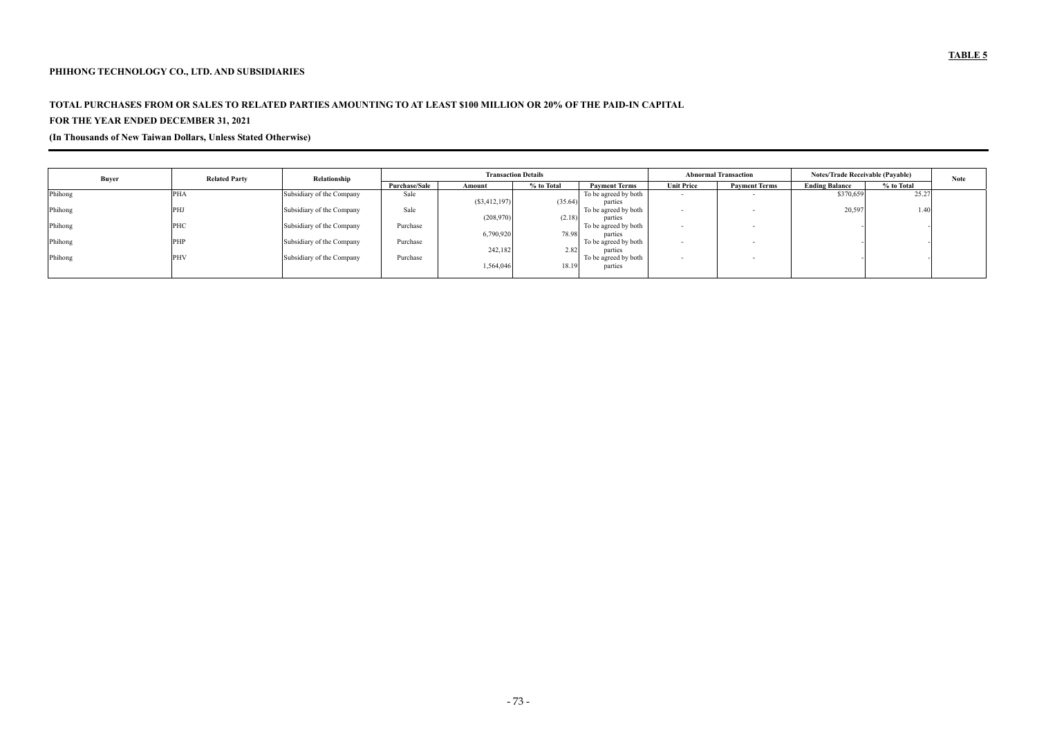**TABLE 5**

**PHIHONG TECHNOLOGY CO., LTD. AND SUBSIDIARIES**

**TOTAL PURCHASES FROM OR SALES TO RELATED PARTIES AMOUNTING TO AT LEAST $100 MILLION OR 20% OF THE PAID-IN CAPITAL**

**FOR THE YEAR ENDED DECEMBER 31, 2021**

**(In Thousands of New Taiwan Dollars, Unless Stated Otherwise)**

| Buyer | Related Party | Relationship | Transaction Details | | | | Abnormal Transaction | | Notes/Trade Receivable (Payable) | | Note |
|---|---|---|---|---|---|---|---|---|---|---|---|
| | | | Purchase/Sale | Amount | % to Total | Payment Terms | Unit Price | Payment Terms | Ending Balance | % to Total | |
| Phihong | PHA | Subsidiary of the Company | Sale | ($3,412,197) | (35.64) | To be agreed by both parties | - | - | $370,659 | 25.27 | |
| Phihong | PHJ | Subsidiary of the Company | Sale | (208,970) | (2.18) | To be agreed by both parties | - | - | 20,597 | 1.40 | |
| Phihong | PHC | Subsidiary of the Company | Purchase | 6,790,920 | 78.98 | To be agreed by both parties | - | - | - | - | |
| Phihong | PHP | Subsidiary of the Company | Purchase | 242,182 | 2.82 | To be agreed by both parties | - | - | - | - | |
| Phihong | PHV | Subsidiary of the Company | Purchase | 1,564,046 | 18.19 | To be agreed by both parties | - | - | - | - | |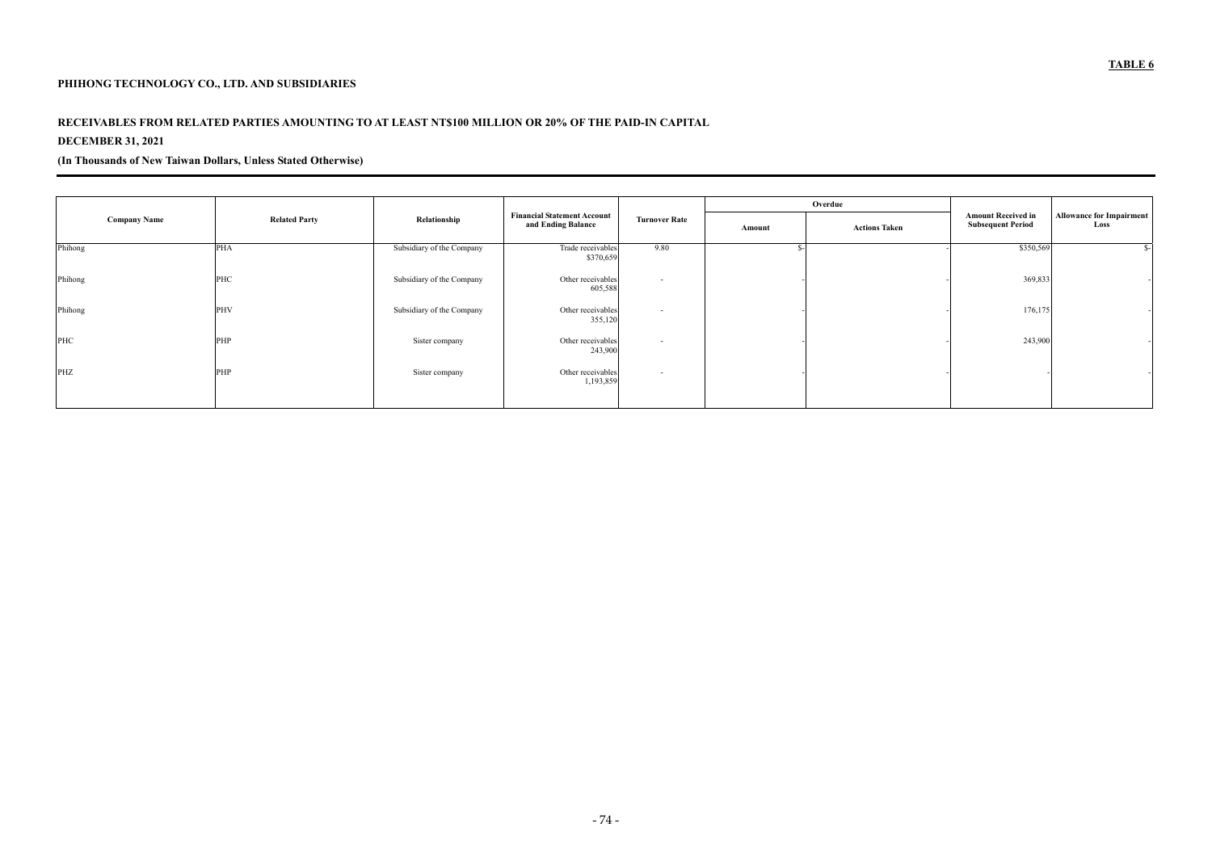**TABLE 6**

**PHIHONG TECHNOLOGY CO., LTD. AND SUBSIDIARIES**

**RECEIVABLES FROM RELATED PARTIES AMOUNTING TO AT LEAST NT$100 MILLION OR 20% OF THE PAID-IN CAPITAL**

**DECEMBER 31, 2021**

**(In Thousands of New Taiwan Dollars, Unless Stated Otherwise)**

| Company Name | Related Party | Relationship | Financial Statement Account and Ending Balance | Turnover Rate | Overdue | | Amount Received in Subsequent Period | Allowance for Impairment Loss |
|---|---|---|---|---|---|---|---|---|
| | | | | | Amount | Actions Taken | | |
| Phihong | PHA | Subsidiary of the Company | Trade receivables $370,659 | 9.80 | $- | - | $350,569 | $- |
| Phihong | PHC | Subsidiary of the Company | Other receivables 605,588 | - | - | - | 369,833 | - |
| Phihong | PHV | Subsidiary of the Company | Other receivables 355,120 | - | - | - | 176,175 | - |
| PHC | PHP | Sister company | Other receivables 243,900 | - | - | - | 243,900 | - |
| PHZ | PHP | Sister company | Other receivables 1,193,859 | - | - | - | - | - |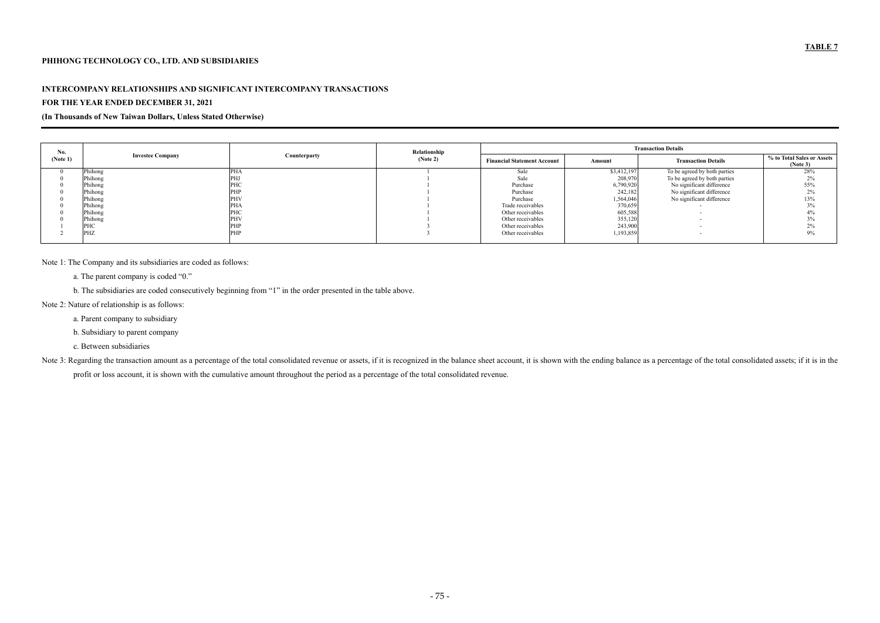**TABLE 7**

**PHIHONG TECHNOLOGY CO., LTD. AND SUBSIDIARIES**

**INTERCOMPANY RELATIONSHIPS AND SIGNIFICANT INTERCOMPANY TRANSACTIONS**

**FOR THE YEAR ENDED DECEMBER 31, 2021**

**(In Thousands of New Taiwan Dollars, Unless Stated Otherwise)**

| No. (Note 1) | Investee Company | Counterparty | Relationship (Note 2) | Transaction Details | | | |
|---|---|---|---|---|---|---|---|
| | | | | Financial Statement Account | Amount | Transaction Details | % to Total Sales or Assets (Note 3) |
| 0 | Phihong | PHA | 1 | Sale | $3,412,197 | To be agreed by both parties | 28% |
| 0 | Phihong | PHJ | 1 | Sale | 208,970 | To be agreed by both parties | 2% |
| 0 | Phihong | PHC | 1 | Purchase | 6,790,920 | No significant difference | 55% |
| 0 | Phihong | PHP | 1 | Purchase | 242,182 | No significant difference | 2% |
| 0 | Phihong | PHV | 1 | Purchase | 1,564,046 | No significant difference | 13% |
| 0 | Phihong | PHA | 1 | Trade receivables | 370,659 | - | 3% |
| 0 | Phihong | PHC | 1 | Other receivables | 605,588 | - | 4% |
| 0 | Phihong | PHV | 1 | Other receivables | 355,120 | - | 3% |
| 1 | PHC | PHP | 3 | Other receivables | 243,900 | - | 2% |
| 2 | PHZ | PHP | 3 | Other receivables | 1,193,859 | - | 9% |

Note 1: The Company and its subsidiaries are coded as follows:

a. The parent company is coded "0."

b. The subsidiaries are coded consecutively beginning from "1" in the order presented in the table above.

Note 2: Nature of relationship is as follows:

a. Parent company to subsidiary

b. Subsidiary to parent company

c. Between subsidiaries

Note 3: Regarding the transaction amount as a percentage of the total consolidated revenue or assets, if it is recognized in the balance sheet account, it is shown with the ending balance as a percentage of the total consolidated assets; if it is in the profit or loss account, it is shown with the cumulative amount throughout the period as a percentage of the total consolidated revenue.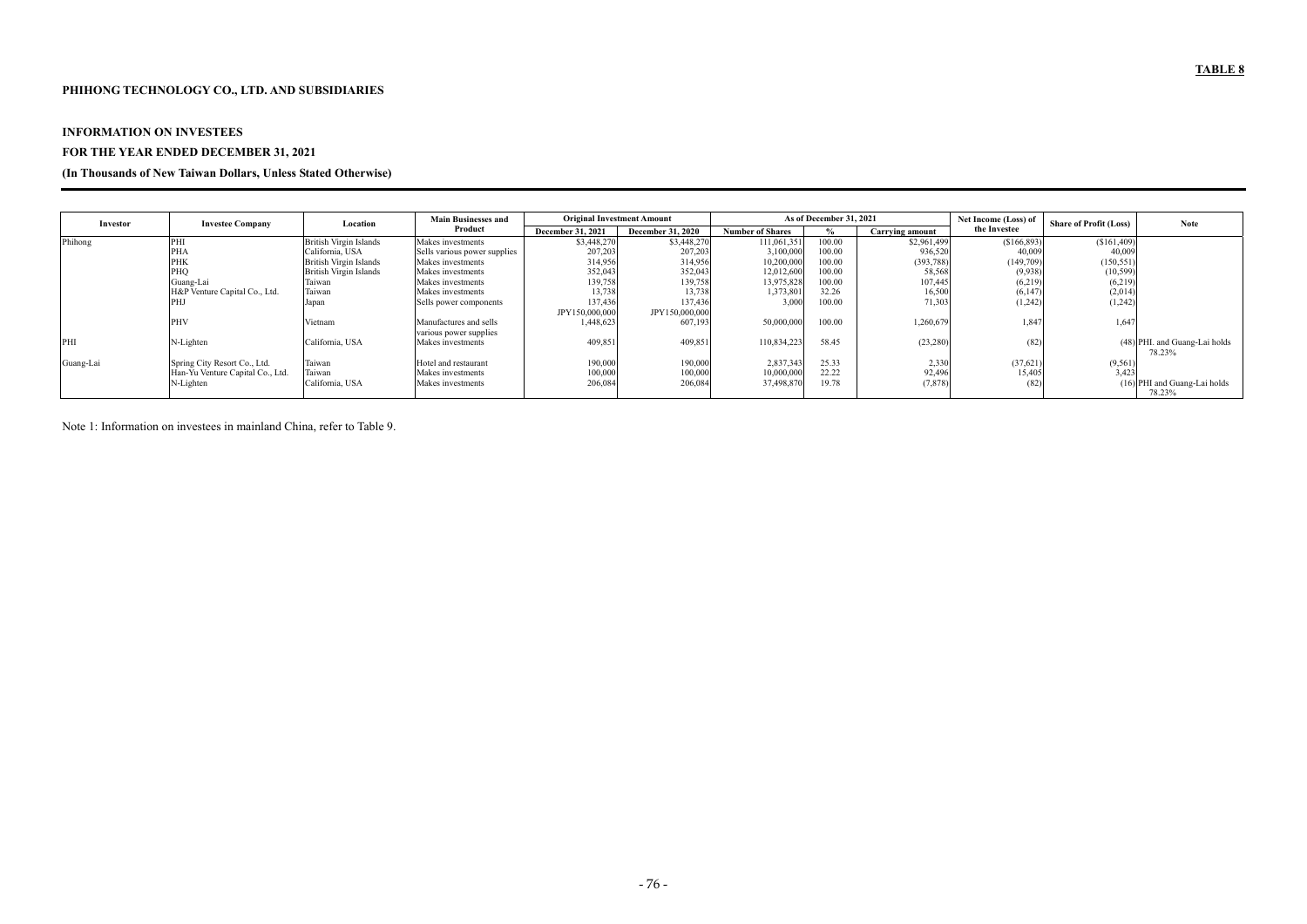**TABLE 8**

**PHIHONG TECHNOLOGY CO., LTD. AND SUBSIDIARIES**

**INFORMATION ON INVESTEES**

**FOR THE YEAR ENDED DECEMBER 31, 2021**

**(In Thousands of New Taiwan Dollars, Unless Stated Otherwise)**

| Investor | Investee Company | Location | Main Businesses and Product | Original Investment Amount | | As of December 31, 2021 | | | Net Income (Loss) of the Investee | Share of Profit (Loss) | Note |
|---|---|---|---|---|---|---|---|---|---|---|---|
| | | | | December 31, 2021 | December 31, 2020 | Number of Shares | % | Carrying amount | | | |
| Phihong | PHI | British Virgin Islands | Makes investments | $3,448,270 | $3,448,270 | 111,061,351 | 100.00 | $2,961,499 | ($166,893) | ($161,409) | |
| | PHA | California, USA | Sells various power supplies | 207,203 | 207,203 | 3,100,000 | 100.00 | 936,520 | 40,009 | 40,009 | |
| | PHK | British Virgin Islands | Makes investments | 314,956 | 314,956 | 10,200,000 | 100.00 | (393,788) | (149,709) | (150,551) | |
| | PHQ | British Virgin Islands | Makes investments | 352,043 | 352,043 | 12,012,600 | 100.00 | 58,568 | (9,938) | (10,599) | |
| | Guang-Lai | Taiwan | Makes investments | 139,758 | 139,758 | 13,975,828 | 100.00 | 107,445 | (6,219) | (6,219) | |
| | H&P Venture Capital Co., Ltd. | Taiwan | Makes investments | 13,738 | 13,738 | 1,373,801 | 32.26 | 16,500 | (6,147) | (2,014) | |
| | PHJ | Japan | Sells power components | 137,436<br>JPY150,000,000 | 137,436<br>JPY150,000,000 | 3,000 | 100.00 | 71,303 | (1,242) | (1,242) | |
| | PHV | Vietnam | Manufactures and sells various power supplies | 1,448,623 | 607,193 | 50,000,000 | 100.00 | 1,260,679 | 1,847 | 1,647 | |
| PHI | N-Lighten | California, USA | Makes investments | 409,851 | 409,851 | 110,834,223 | 58.45 | (23,280) | (82) | (48) | PHI. and Guang-Lai holds 78.23% |
| Guang-Lai | Spring City Resort Co., Ltd. | Taiwan | Hotel and restaurant | 190,000 | 190,000 | 2,837,343 | 25.33 | 2,330 | (37,621) | (9,561) | |
| | Han-Yu Venture Capital Co., Ltd. | Taiwan | Makes investments | 100,000 | 100,000 | 10,000,000 | 22.22 | 92,496 | 15,405 | 3,423 | |
| | N-Lighten | California, USA | Makes investments | 206,084 | 206,084 | 37,498,870 | 19.78 | (7,878) | (82) | (16) | PHI and Guang-Lai holds 78.23% |

Note 1: Information on investees in mainland China, refer to Table 9.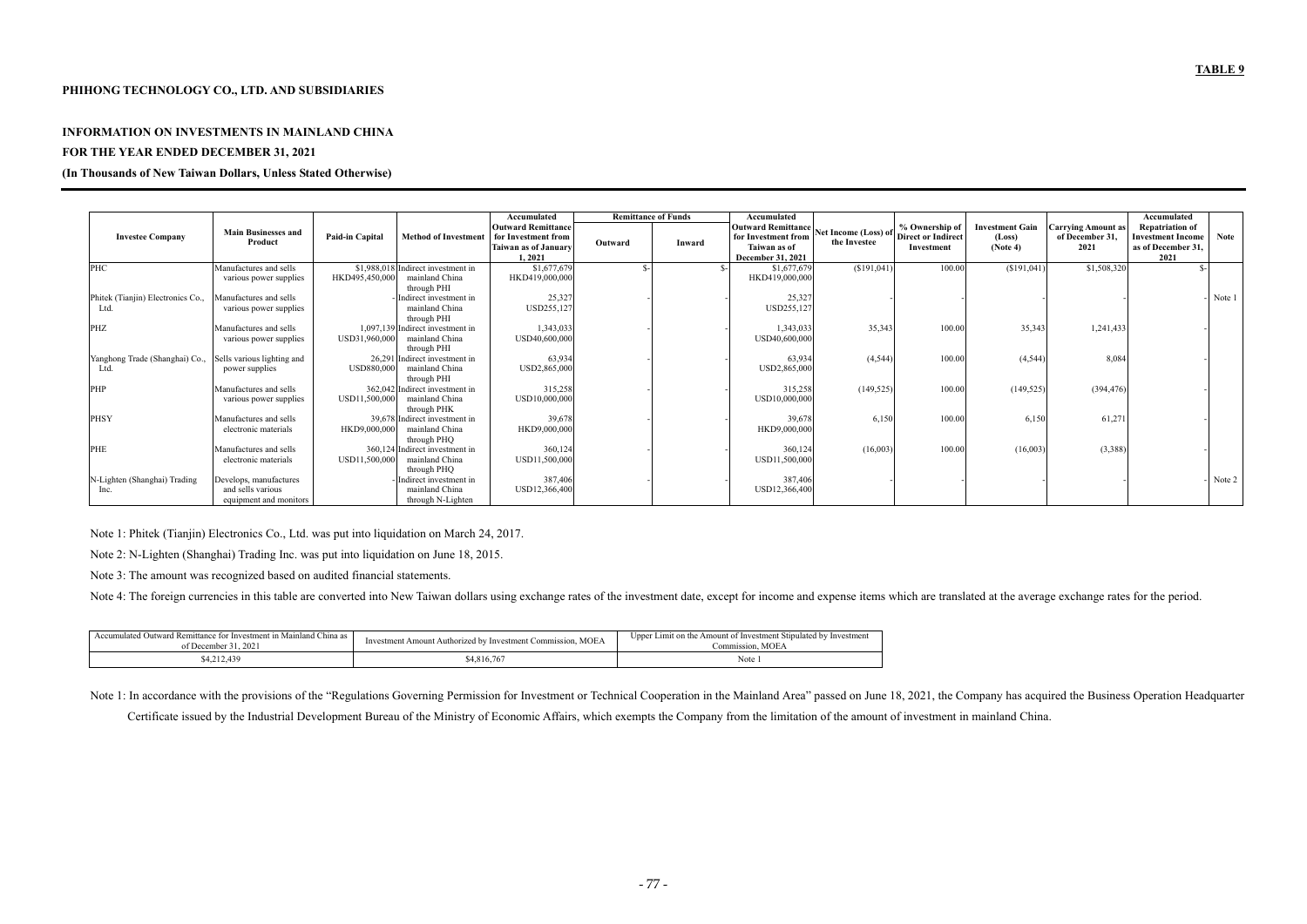**TABLE 9**

**PHIHONG TECHNOLOGY CO., LTD. AND SUBSIDIARIES**

**INFORMATION ON INVESTMENTS IN MAINLAND CHINA**
**FOR THE YEAR ENDED DECEMBER 31, 2021**
**(In Thousands of New Taiwan Dollars, Unless Stated Otherwise)**

| Investee Company | Main Businesses and Product | Paid-in Capital | Method of Investment | Accumulated Outward Remittance for Investment from Taiwan as of January 1, 2021 | Remittance of Funds | | Accumulated Outward Remittance for Investment from Taiwan as of December 31, 2021 | Net Income (Loss) of the Investee | % Ownership of Direct or Indirect Investment | Investment Gain (Loss) (Note 4) | Carrying Amount as of December 31, 2021 | Accumulated Repatriation of Investment Income as of December 31, 2021 | Note |
|---|---|---|---|---|---|---|---|---|---|---|---|---|---|
| | | | | | Outward | Inward | | | | | | | |
| PHC | Manufactures and sells various power supplies | $1,988,018 HKD495,450,000 | Indirect investment in mainland China through PHI | $1,677,679 HKD419,000,000 | $- | $- | $1,677,679 HKD419,000,000 | ($191,041) | 100.00 | ($191,041) | $1,508,320 | $- | |
| Phitek (Tianjin) Electronics Co., Ltd. | Manufactures and sells various power supplies | - | Indirect investment in mainland China through PHI | 25,327 USD255,127 | - | - | 25,327 USD255,127 | - | - | - | - | - | Note 1 |
| PHZ | Manufactures and sells various power supplies | 1,097,139 USD31,960,000 | Indirect investment in mainland China through PHI | 1,343,033 USD40,600,000 | - | - | 1,343,033 USD40,600,000 | 35,343 | 100.00 | 35,343 | 1,241,433 | - | |
| Yanghong Trade (Shanghai) Co., Ltd. | Sells various lighting and power supplies | 26,291 USD880,000 | Indirect investment in mainland China through PHI | 63,934 USD2,865,000 | - | - | 63,934 USD2,865,000 | (4,544) | 100.00 | (4,544) | 8,084 | - | |
| PHP | Manufactures and sells various power supplies | 362,042 USD11,500,000 | Indirect investment in mainland China through PHK | 315,258 USD10,000,000 | - | - | 315,258 USD10,000,000 | (149,525) | 100.00 | (149,525) | (394,476) | - | |
| PHSY | Manufactures and sells electronic materials | 39,678 HKD9,000,000 | Indirect investment in mainland China through PHQ | 39,678 HKD9,000,000 | - | - | 39,678 HKD9,000,000 | 6,150 | 100.00 | 6,150 | 61,271 | - | |
| PHE | Manufactures and sells electronic materials | 360,124 USD11,500,000 | Indirect investment in mainland China through PHQ | 360,124 USD11,500,000 | - | - | 360,124 USD11,500,000 | (16,003) | 100.00 | (16,003) | (3,388) | - | |
| N-Lighten (Shanghai) Trading Inc. | Develops, manufactures and sells various equipment and monitors | - | Indirect investment in mainland China through N-Lighten | 387,406 USD12,366,400 | - | - | 387,406 USD12,366,400 | - | - | - | - | - | Note 2 |

Note 1: Phitek (Tianjin) Electronics Co., Ltd. was put into liquidation on March 24, 2017.

Note 2: N-Lighten (Shanghai) Trading Inc. was put into liquidation on June 18, 2015.

Note 3: The amount was recognized based on audited financial statements.

Note 4: The foreign currencies in this table are converted into New Taiwan dollars using exchange rates of the investment date, except for income and expense items which are translated at the average exchange rates for the period.

| Accumulated Outward Remittance for Investment in Mainland China as of December 31, 2021 | Investment Amount Authorized by Investment Commission, MOEA | Upper Limit on the Amount of Investment Stipulated by Investment Commission, MOEA |
|---|---|---|
| $4,212,439 | $4,816,767 | Note 1 |

Note 1: In accordance with the provisions of the "Regulations Governing Permission for Investment or Technical Cooperation in the Mainland Area" passed on June 18, 2021, the Company has acquired the Business Operation Headquarter Certificate issued by the Industrial Development Bureau of the Ministry of Economic Affairs, which exempts the Company from the limitation of the amount of investment in mainland China.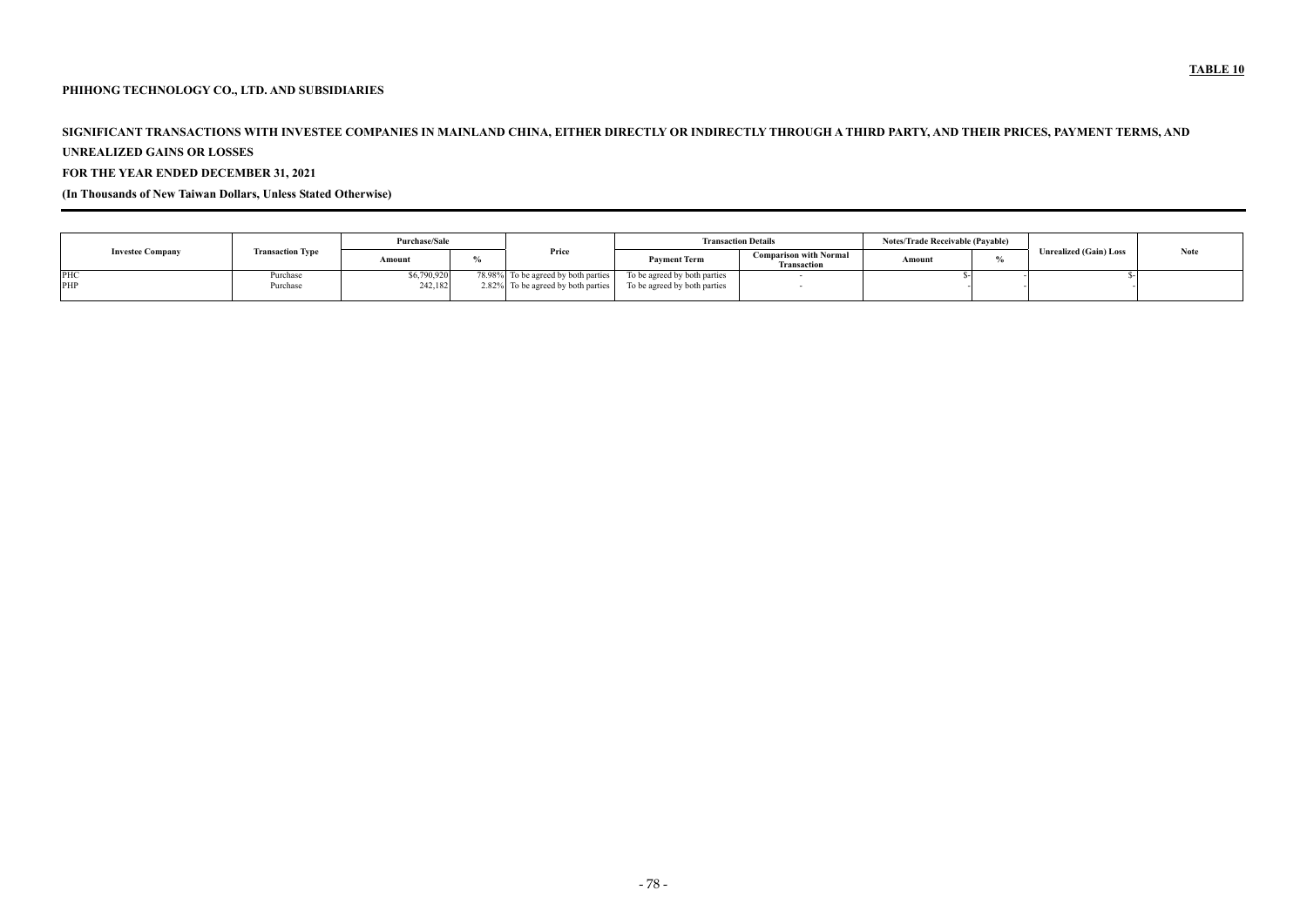**TABLE 10**

**PHIHONG TECHNOLOGY CO., LTD. AND SUBSIDIARIES**

**SIGNIFICANT TRANSACTIONS WITH INVESTEE COMPANIES IN MAINLAND CHINA, EITHER DIRECTLY OR INDIRECTLY THROUGH A THIRD PARTY, AND THEIR PRICES, PAYMENT TERMS, AND UNREALIZED GAINS OR LOSSES**

**FOR THE YEAR ENDED DECEMBER 31, 2021**

**(In Thousands of New Taiwan Dollars, Unless Stated Otherwise)**

| Investee Company | Transaction Type | Purchase/Sale | | Price | Transaction Details | | Notes/Trade Receivable (Payable) | | Unrealized (Gain) Loss | Note |
|---|---|---|---|---|---|---|---|---|---|---|
| | | Amount | % | | Payment Term | Comparison with Normal Transaction | Amount | % | | |
| PHC | Purchase | $6,790,920 | 78.98% | To be agreed by both parties | To be agreed by both parties | - | $- | - | $- | |
| PHP | Purchase | 242,182 | 2.82% | To be agreed by both parties | To be agreed by both parties | - | - | - | - | |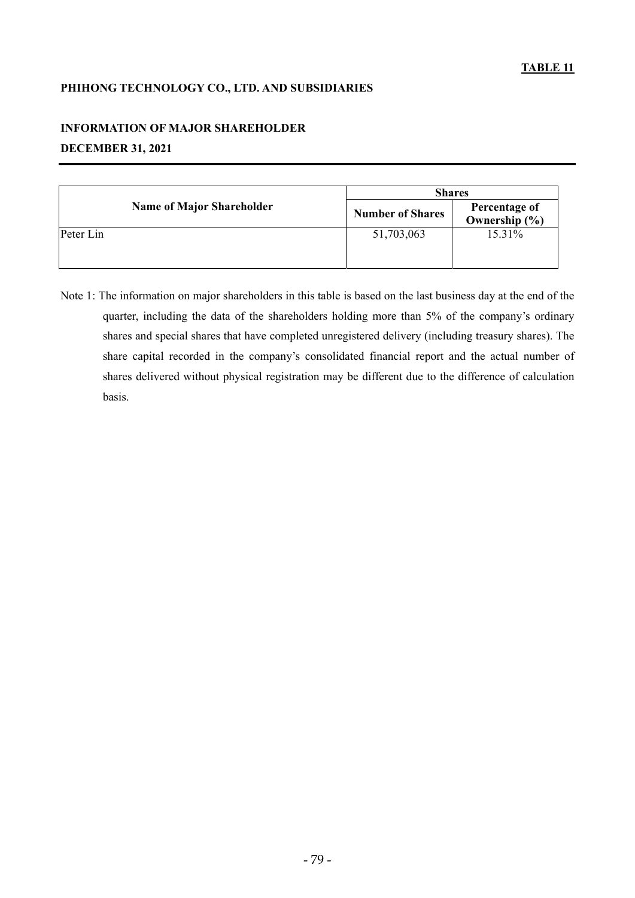**TABLE 11**

**PHIHONG TECHNOLOGY CO., LTD. AND SUBSIDIARIES**

**INFORMATION OF MAJOR SHAREHOLDER**

**DECEMBER 31, 2021**

| Name of Major Shareholder | Shares | |
|---|---|---|
| | Number of Shares | Percentage of Ownership (%) |
| Peter Lin | 51,703,063 | 15.31% |

Note 1: The information on major shareholders in this table is based on the last business day at the end of the quarter, including the data of the shareholders holding more than 5% of the company's ordinary shares and special shares that have completed unregistered delivery (including treasury shares). The share capital recorded in the company's consolidated financial report and the actual number of shares delivered without physical registration may be different due to the difference of calculation basis.